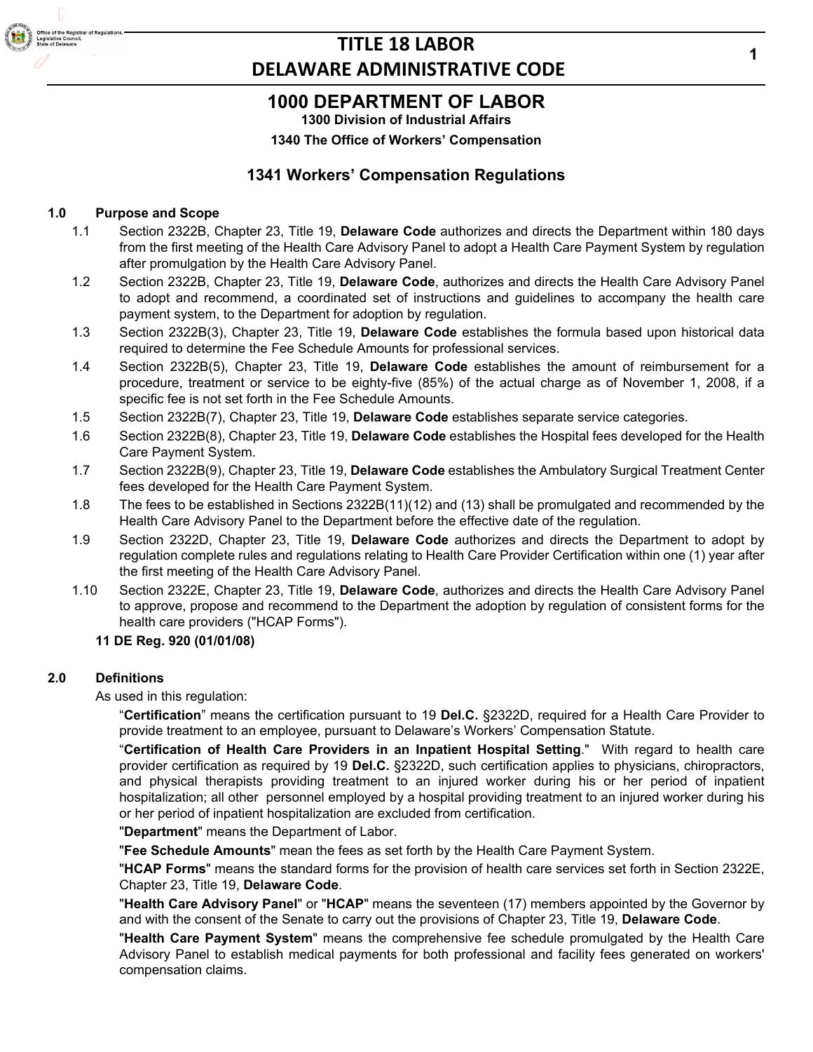# TITLE 18 LABOR
# DELAWARE ADMINISTRATIVE CODE

## 1000 DEPARTMENT OF LABOR

**1300 Division of Industrial Affairs**

**1340 The Office of Workers' Compensation**

## 1341 Workers' Compensation Regulations

### 1.0 Purpose and Scope

1.1 Section 2322B, Chapter 23, Title 19, **Delaware Code** authorizes and directs the Department within 180 days from the first meeting of the Health Care Advisory Panel to adopt a Health Care Payment System by regulation after promulgation by the Health Care Advisory Panel.

1.2 Section 2322B, Chapter 23, Title 19, **Delaware Code**, authorizes and directs the Health Care Advisory Panel to adopt and recommend, a coordinated set of instructions and guidelines to accompany the health care payment system, to the Department for adoption by regulation.

1.3 Section 2322B(3), Chapter 23, Title 19, **Delaware Code** establishes the formula based upon historical data required to determine the Fee Schedule Amounts for professional services.

1.4 Section 2322B(5), Chapter 23, Title 19, **Delaware Code** establishes the amount of reimbursement for a procedure, treatment or service to be eighty-five (85%) of the actual charge as of November 1, 2008, if a specific fee is not set forth in the Fee Schedule Amounts.

1.5 Section 2322B(7), Chapter 23, Title 19, **Delaware Code** establishes separate service categories.

1.6 Section 2322B(8), Chapter 23, Title 19, **Delaware Code** establishes the Hospital fees developed for the Health Care Payment System.

1.7 Section 2322B(9), Chapter 23, Title 19, **Delaware Code** establishes the Ambulatory Surgical Treatment Center fees developed for the Health Care Payment System.

1.8 The fees to be established in Sections 2322B(11)(12) and (13) shall be promulgated and recommended by the Health Care Advisory Panel to the Department before the effective date of the regulation.

1.9 Section 2322D, Chapter 23, Title 19, **Delaware Code** authorizes and directs the Department to adopt by regulation complete rules and regulations relating to Health Care Provider Certification within one (1) year after the first meeting of the Health Care Advisory Panel.

1.10 Section 2322E, Chapter 23, Title 19, **Delaware Code**, authorizes and directs the Health Care Advisory Panel to approve, propose and recommend to the Department the adoption by regulation of consistent forms for the health care providers ("HCAP Forms").

**11 DE Reg. 920 (01/01/08)**

### 2.0 Definitions

As used in this regulation:

"**Certification**" means the certification pursuant to 19 **Del.C.** §2322D, required for a Health Care Provider to provide treatment to an employee, pursuant to Delaware's Workers' Compensation Statute.

"**Certification of Health Care Providers in an Inpatient Hospital Setting**." With regard to health care provider certification as required by 19 **Del.C.** §2322D, such certification applies to physicians, chiropractors, and physical therapists providing treatment to an injured worker during his or her period of inpatient hospitalization; all other personnel employed by a hospital providing treatment to an injured worker during his or her period of inpatient hospitalization are excluded from certification.

"**Department**" means the Department of Labor.

"**Fee Schedule Amounts**" mean the fees as set forth by the Health Care Payment System.

"**HCAP Forms**" means the standard forms for the provision of health care services set forth in Section 2322E, Chapter 23, Title 19, **Delaware Code**.

"**Health Care Advisory Panel**" or "**HCAP**" means the seventeen (17) members appointed by the Governor by and with the consent of the Senate to carry out the provisions of Chapter 23, Title 19, **Delaware Code**.

"**Health Care Payment System**" means the comprehensive fee schedule promulgated by the Health Care Advisory Panel to establish medical payments for both professional and facility fees generated on workers' compensation claims.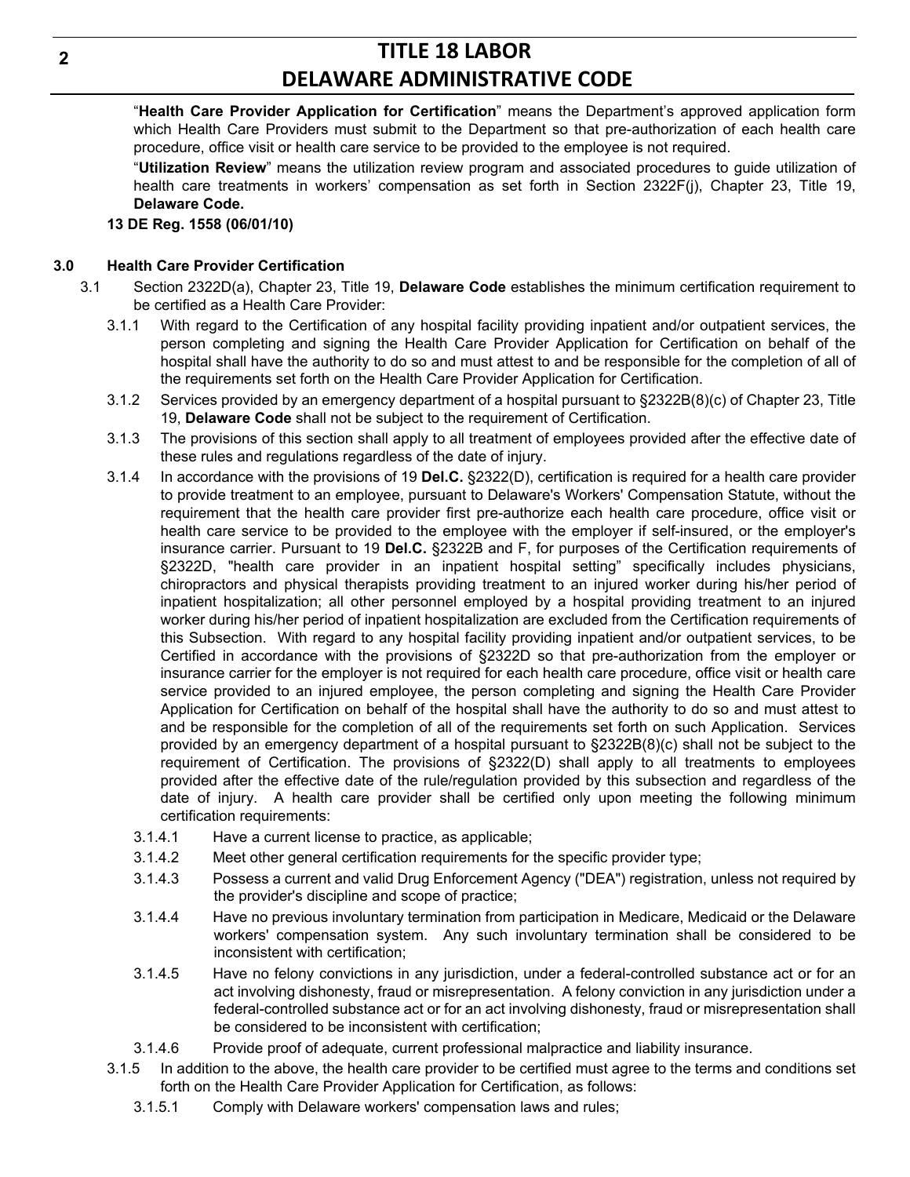"**Health Care Provider Application for Certification**" means the Department's approved application form which Health Care Providers must submit to the Department so that pre-authorization of each health care procedure, office visit or health care service to be provided to the employee is not required.

"**Utilization Review**" means the utilization review program and associated procedures to guide utilization of health care treatments in workers' compensation as set forth in Section 2322F(j), Chapter 23, Title 19, **Delaware Code.**

**13 DE Reg. 1558 (06/01/10)**

## 3.0 Health Care Provider Certification

3.1 Section 2322D(a), Chapter 23, Title 19, **Delaware Code** establishes the minimum certification requirement to be certified as a Health Care Provider:

3.1.1 With regard to the Certification of any hospital facility providing inpatient and/or outpatient services, the person completing and signing the Health Care Provider Application for Certification on behalf of the hospital shall have the authority to do so and must attest to and be responsible for the completion of all of the requirements set forth on the Health Care Provider Application for Certification.

3.1.2 Services provided by an emergency department of a hospital pursuant to §2322B(8)(c) of Chapter 23, Title 19, **Delaware Code** shall not be subject to the requirement of Certification.

3.1.3 The provisions of this section shall apply to all treatment of employees provided after the effective date of these rules and regulations regardless of the date of injury.

3.1.4 In accordance with the provisions of 19 **Del.C.** §2322(D), certification is required for a health care provider to provide treatment to an employee, pursuant to Delaware's Workers' Compensation Statute, without the requirement that the health care provider first pre-authorize each health care procedure, office visit or health care service to be provided to the employee with the employer if self-insured, or the employer's insurance carrier. Pursuant to 19 **Del.C.** §2322B and F, for purposes of the Certification requirements of §2322D, "health care provider in an inpatient hospital setting" specifically includes physicians, chiropractors and physical therapists providing treatment to an injured worker during his/her period of inpatient hospitalization; all other personnel employed by a hospital providing treatment to an injured worker during his/her period of inpatient hospitalization are excluded from the Certification requirements of this Subsection. With regard to any hospital facility providing inpatient and/or outpatient services, to be Certified in accordance with the provisions of §2322D so that pre-authorization from the employer or insurance carrier for the employer is not required for each health care procedure, office visit or health care service provided to an injured employee, the person completing and signing the Health Care Provider Application for Certification on behalf of the hospital shall have the authority to do so and must attest to and be responsible for the completion of all of the requirements set forth on such Application. Services provided by an emergency department of a hospital pursuant to §2322B(8)(c) shall not be subject to the requirement of Certification. The provisions of §2322(D) shall apply to all treatments to employees provided after the effective date of the rule/regulation provided by this subsection and regardless of the date of injury. A health care provider shall be certified only upon meeting the following minimum certification requirements:

3.1.4.1 Have a current license to practice, as applicable;

3.1.4.2 Meet other general certification requirements for the specific provider type;

3.1.4.3 Possess a current and valid Drug Enforcement Agency ("DEA") registration, unless not required by the provider's discipline and scope of practice;

3.1.4.4 Have no previous involuntary termination from participation in Medicare, Medicaid or the Delaware workers' compensation system. Any such involuntary termination shall be considered to be inconsistent with certification;

3.1.4.5 Have no felony convictions in any jurisdiction, under a federal-controlled substance act or for an act involving dishonesty, fraud or misrepresentation. A felony conviction in any jurisdiction under a federal-controlled substance act or for an act involving dishonesty, fraud or misrepresentation shall be considered to be inconsistent with certification;

3.1.4.6 Provide proof of adequate, current professional malpractice and liability insurance.

3.1.5 In addition to the above, the health care provider to be certified must agree to the terms and conditions set forth on the Health Care Provider Application for Certification, as follows:

3.1.5.1 Comply with Delaware workers' compensation laws and rules;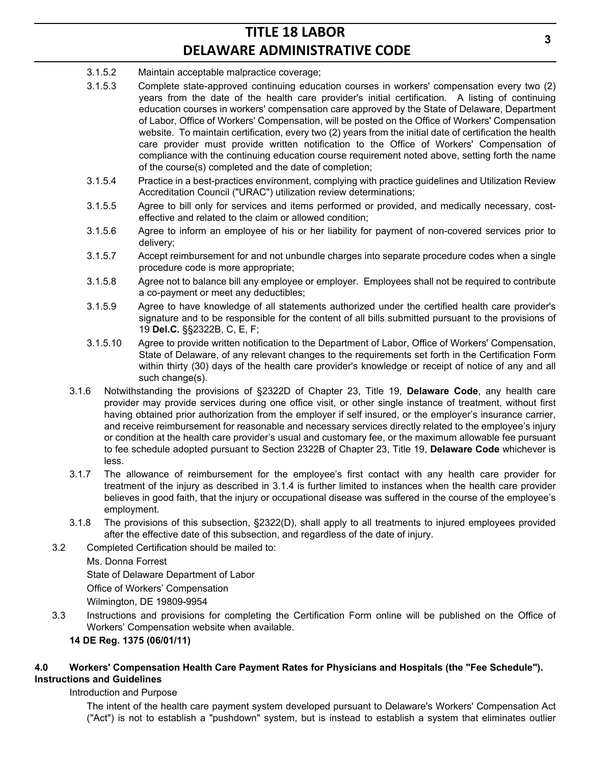3.1.5.2 Maintain acceptable malpractice coverage;

3.1.5.3 Complete state-approved continuing education courses in workers' compensation every two (2) years from the date of the health care provider's initial certification. A listing of continuing education courses in workers' compensation care approved by the State of Delaware, Department of Labor, Office of Workers' Compensation, will be posted on the Office of Workers' Compensation website. To maintain certification, every two (2) years from the initial date of certification the health care provider must provide written notification to the Office of Workers' Compensation of compliance with the continuing education course requirement noted above, setting forth the name of the course(s) completed and the date of completion;

3.1.5.4 Practice in a best-practices environment, complying with practice guidelines and Utilization Review Accreditation Council ("URAC") utilization review determinations;

3.1.5.5 Agree to bill only for services and items performed or provided, and medically necessary, cost-effective and related to the claim or allowed condition;

3.1.5.6 Agree to inform an employee of his or her liability for payment of non-covered services prior to delivery;

3.1.5.7 Accept reimbursement for and not unbundle charges into separate procedure codes when a single procedure code is more appropriate;

3.1.5.8 Agree not to balance bill any employee or employer. Employees shall not be required to contribute a co-payment or meet any deductibles;

3.1.5.9 Agree to have knowledge of all statements authorized under the certified health care provider's signature and to be responsible for the content of all bills submitted pursuant to the provisions of 19 **Del.C.** §§2322B, C, E, F;

3.1.5.10 Agree to provide written notification to the Department of Labor, Office of Workers' Compensation, State of Delaware, of any relevant changes to the requirements set forth in the Certification Form within thirty (30) days of the health care provider's knowledge or receipt of notice of any and all such change(s).

3.1.6 Notwithstanding the provisions of §2322D of Chapter 23, Title 19, **Delaware Code**, any health care provider may provide services during one office visit, or other single instance of treatment, without first having obtained prior authorization from the employer if self insured, or the employer's insurance carrier, and receive reimbursement for reasonable and necessary services directly related to the employee's injury or condition at the health care provider's usual and customary fee, or the maximum allowable fee pursuant to fee schedule adopted pursuant to Section 2322B of Chapter 23, Title 19, **Delaware Code** whichever is less.

3.1.7 The allowance of reimbursement for the employee's first contact with any health care provider for treatment of the injury as described in 3.1.4 is further limited to instances when the health care provider believes in good faith, that the injury or occupational disease was suffered in the course of the employee's employment.

3.1.8 The provisions of this subsection, §2322(D), shall apply to all treatments to injured employees provided after the effective date of this subsection, and regardless of the date of injury.

3.2 Completed Certification should be mailed to:

Ms. Donna Forrest

State of Delaware Department of Labor

Office of Workers' Compensation

Wilmington, DE 19809-9954

3.3 Instructions and provisions for completing the Certification Form online will be published on the Office of Workers' Compensation website when available.

**14 DE Reg. 1375 (06/01/11)**

**4.0 Workers' Compensation Health Care Payment Rates for Physicians and Hospitals (the "Fee Schedule"). Instructions and Guidelines**

Introduction and Purpose

The intent of the health care payment system developed pursuant to Delaware's Workers' Compensation Act ("Act") is not to establish a "pushdown" system, but is instead to establish a system that eliminates outlier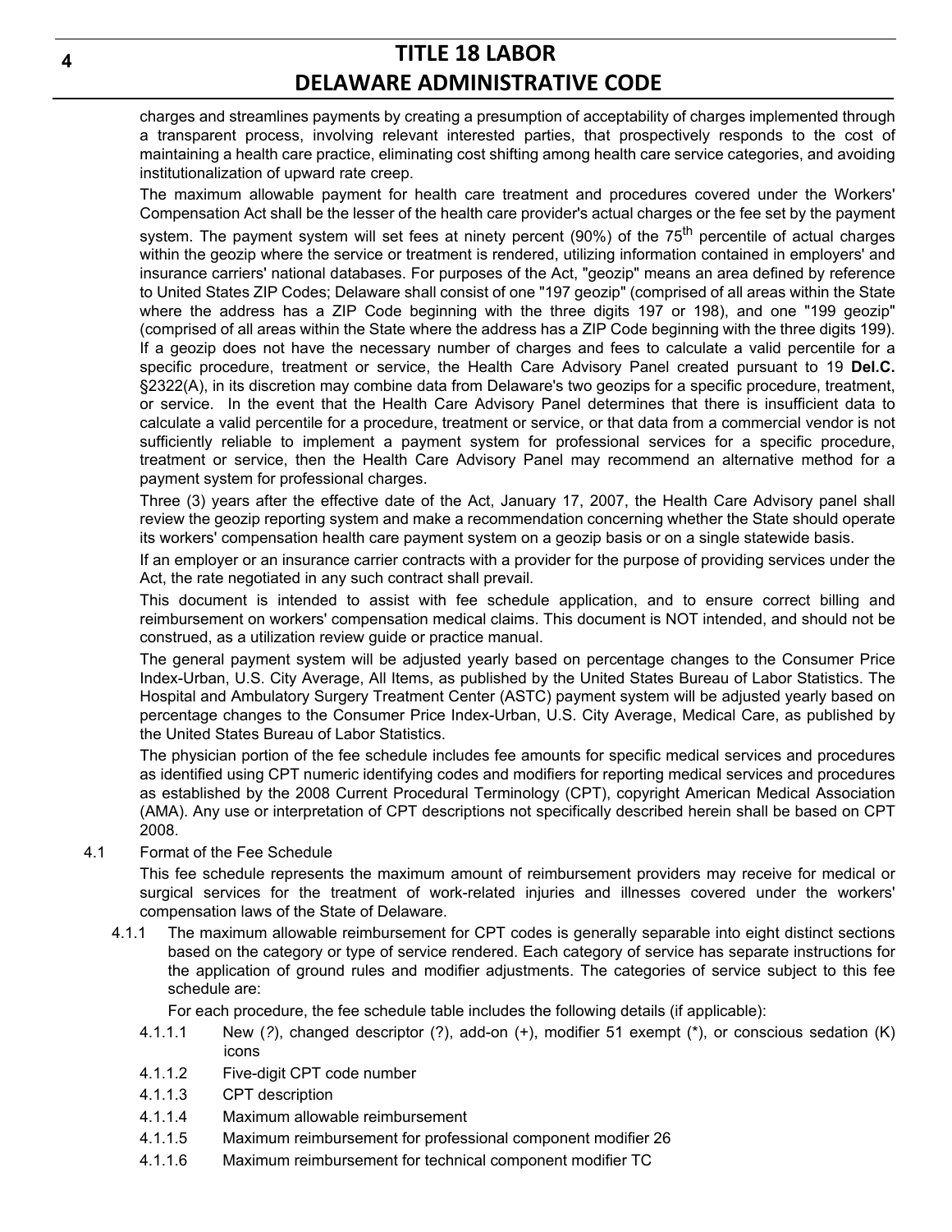charges and streamlines payments by creating a presumption of acceptability of charges implemented through a transparent process, involving relevant interested parties, that prospectively responds to the cost of maintaining a health care practice, eliminating cost shifting among health care service categories, and avoiding institutionalization of upward rate creep.

The maximum allowable payment for health care treatment and procedures covered under the Workers' Compensation Act shall be the lesser of the health care provider's actual charges or the fee set by the payment system. The payment system will set fees at ninety percent (90%) of the 75th percentile of actual charges within the geozip where the service or treatment is rendered, utilizing information contained in employers' and insurance carriers' national databases. For purposes of the Act, "geozip" means an area defined by reference to United States ZIP Codes; Delaware shall consist of one "197 geozip" (comprised of all areas within the State where the address has a ZIP Code beginning with the three digits 197 or 198), and one "199 geozip" (comprised of all areas within the State where the address has a ZIP Code beginning with the three digits 199). If a geozip does not have the necessary number of charges and fees to calculate a valid percentile for a specific procedure, treatment or service, the Health Care Advisory Panel created pursuant to 19 **Del.C.** §2322(A), in its discretion may combine data from Delaware's two geozips for a specific procedure, treatment, or service. In the event that the Health Care Advisory Panel determines that there is insufficient data to calculate a valid percentile for a procedure, treatment or service, or that data from a commercial vendor is not sufficiently reliable to implement a payment system for professional services for a specific procedure, treatment or service, then the Health Care Advisory Panel may recommend an alternative method for a payment system for professional charges.

Three (3) years after the effective date of the Act, January 17, 2007, the Health Care Advisory panel shall review the geozip reporting system and make a recommendation concerning whether the State should operate its workers' compensation health care payment system on a geozip basis or on a single statewide basis.

If an employer or an insurance carrier contracts with a provider for the purpose of providing services under the Act, the rate negotiated in any such contract shall prevail.

This document is intended to assist with fee schedule application, and to ensure correct billing and reimbursement on workers' compensation medical claims. This document is NOT intended, and should not be construed, as a utilization review guide or practice manual.

The general payment system will be adjusted yearly based on percentage changes to the Consumer Price Index-Urban, U.S. City Average, All Items, as published by the United States Bureau of Labor Statistics. The Hospital and Ambulatory Surgery Treatment Center (ASTC) payment system will be adjusted yearly based on percentage changes to the Consumer Price Index-Urban, U.S. City Average, Medical Care, as published by the United States Bureau of Labor Statistics.

The physician portion of the fee schedule includes fee amounts for specific medical services and procedures as identified using CPT numeric identifying codes and modifiers for reporting medical services and procedures as established by the 2008 Current Procedural Terminology (CPT), copyright American Medical Association (AMA). Any use or interpretation of CPT descriptions not specifically described herein shall be based on CPT 2008.

4.1 Format of the Fee Schedule

This fee schedule represents the maximum amount of reimbursement providers may receive for medical or surgical services for the treatment of work-related injuries and illnesses covered under the workers' compensation laws of the State of Delaware.

4.1.1 The maximum allowable reimbursement for CPT codes is generally separable into eight distinct sections based on the category or type of service rendered. Each category of service has separate instructions for the application of ground rules and modifier adjustments. The categories of service subject to this fee schedule are:

For each procedure, the fee schedule table includes the following details (if applicable):

4.1.1.1 New (*?*), changed descriptor (?), add-on (+), modifier 51 exempt (*), or conscious sedation (K) icons

4.1.1.2 Five-digit CPT code number

4.1.1.3 CPT description

4.1.1.4 Maximum allowable reimbursement

4.1.1.5 Maximum reimbursement for professional component modifier 26

4.1.1.6 Maximum reimbursement for technical component modifier TC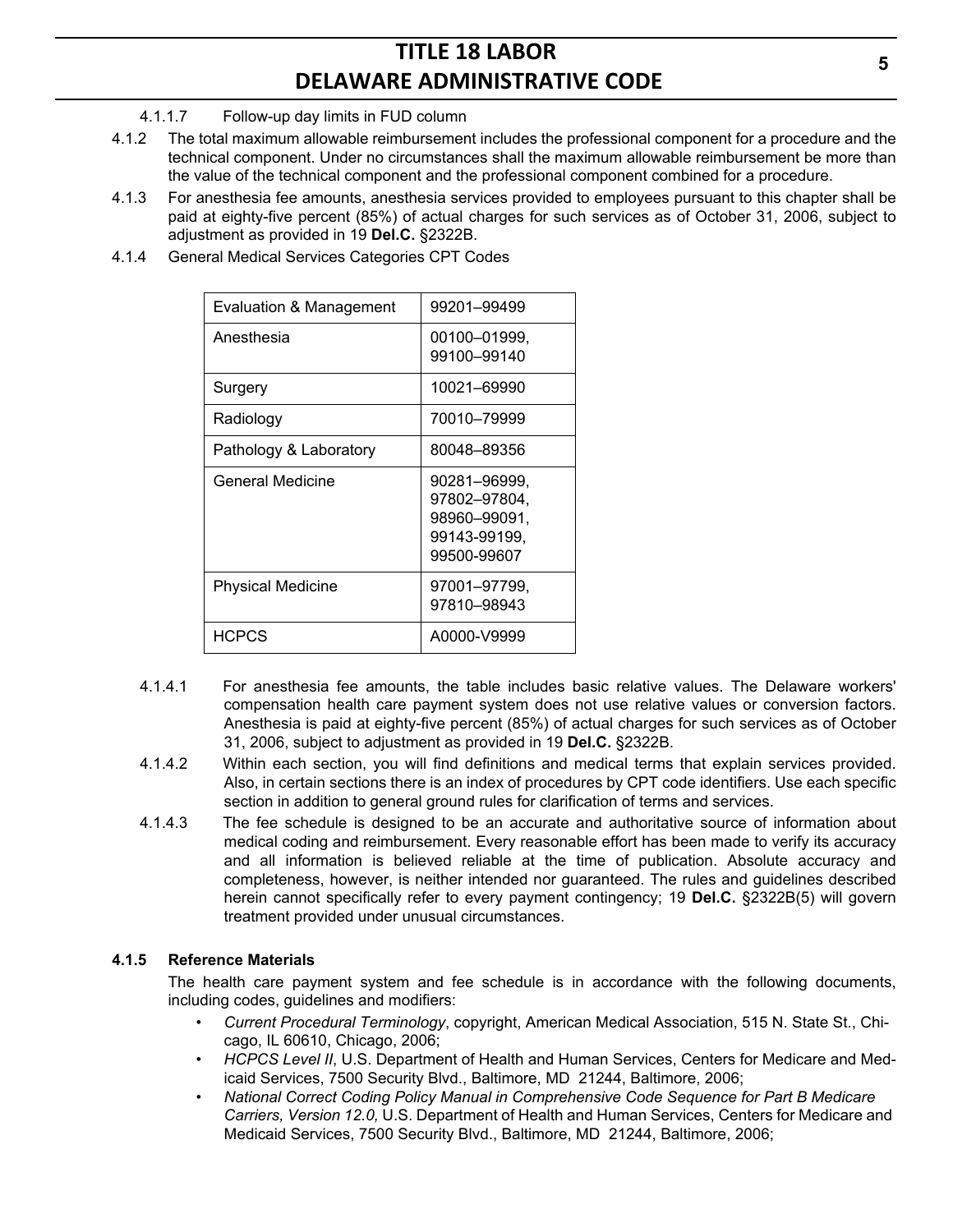4.1.1.7 Follow-up day limits in FUD column

4.1.2 The total maximum allowable reimbursement includes the professional component for a procedure and the technical component. Under no circumstances shall the maximum allowable reimbursement be more than the value of the technical component and the professional component combined for a procedure.

4.1.3 For anesthesia fee amounts, anesthesia services provided to employees pursuant to this chapter shall be paid at eighty-five percent (85%) of actual charges for such services as of October 31, 2006, subject to adjustment as provided in 19 **Del.C.** §2322B.

4.1.4 General Medical Services Categories CPT Codes

| Evaluation & Management | 99201–99499 |
|---|---|
| Anesthesia | 00100–01999, 99100–99140 |
| Surgery | 10021–69990 |
| Radiology | 70010–79999 |
| Pathology & Laboratory | 80048–89356 |
| General Medicine | 90281–96999, 97802–97804, 98960–99091, 99143-99199, 99500-99607 |
| Physical Medicine | 97001–97799, 97810–98943 |
| HCPCS | A0000-V9999 |

4.1.4.1 For anesthesia fee amounts, the table includes basic relative values. The Delaware workers' compensation health care payment system does not use relative values or conversion factors. Anesthesia is paid at eighty-five percent (85%) of actual charges for such services as of October 31, 2006, subject to adjustment as provided in 19 **Del.C.** §2322B.

4.1.4.2 Within each section, you will find definitions and medical terms that explain services provided. Also, in certain sections there is an index of procedures by CPT code identifiers. Use each specific section in addition to general ground rules for clarification of terms and services.

4.1.4.3 The fee schedule is designed to be an accurate and authoritative source of information about medical coding and reimbursement. Every reasonable effort has been made to verify its accuracy and all information is believed reliable at the time of publication. Absolute accuracy and completeness, however, is neither intended nor guaranteed. The rules and guidelines described herein cannot specifically refer to every payment contingency; 19 **Del.C.** §2322B(5) will govern treatment provided under unusual circumstances.

**4.1.5 Reference Materials**

The health care payment system and fee schedule is in accordance with the following documents, including codes, guidelines and modifiers:

- *Current Procedural Terminology*, copyright, American Medical Association, 515 N. State St., Chicago, IL 60610, Chicago, 2006;
- *HCPCS Level II*, U.S. Department of Health and Human Services, Centers for Medicare and Medicaid Services, 7500 Security Blvd., Baltimore, MD 21244, Baltimore, 2006;
- *National Correct Coding Policy Manual in Comprehensive Code Sequence for Part B Medicare Carriers, Version 12.0,* U.S. Department of Health and Human Services, Centers for Medicare and Medicaid Services, 7500 Security Blvd., Baltimore, MD 21244, Baltimore, 2006;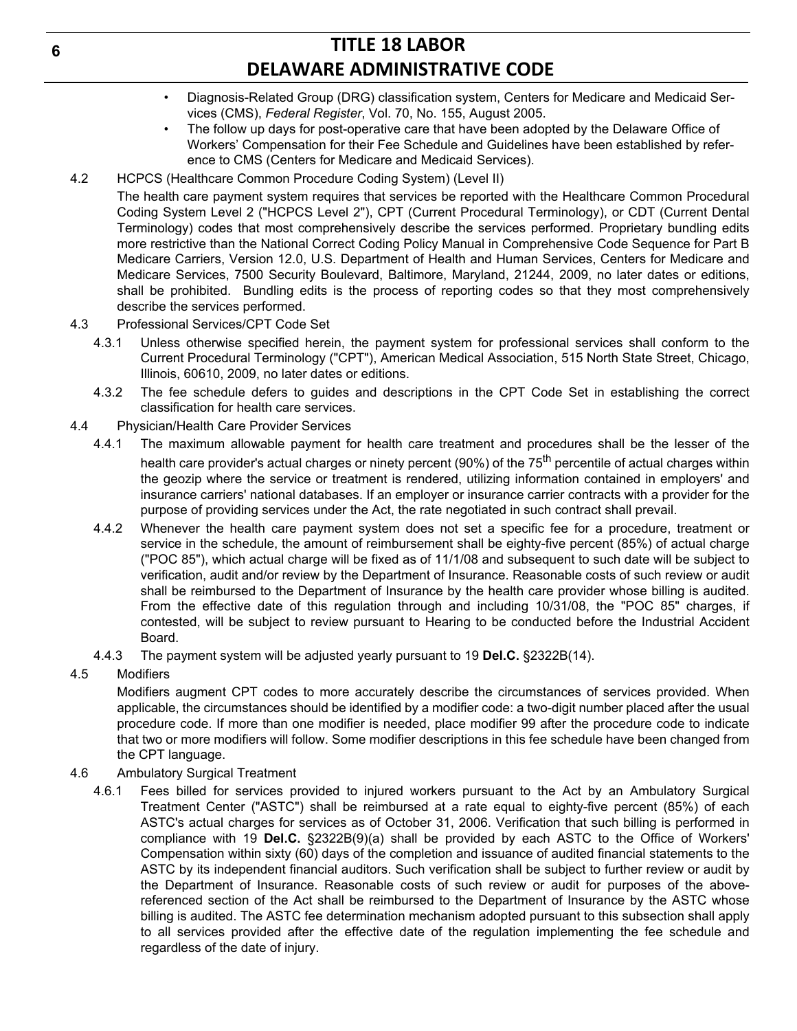- Diagnosis-Related Group (DRG) classification system, Centers for Medicare and Medicaid Services (CMS), *Federal Register*, Vol. 70, No. 155, August 2005.
- The follow up days for post-operative care that have been adopted by the Delaware Office of Workers' Compensation for their Fee Schedule and Guidelines have been established by reference to CMS (Centers for Medicare and Medicaid Services).

4.2 HCPCS (Healthcare Common Procedure Coding System) (Level II)

The health care payment system requires that services be reported with the Healthcare Common Procedural Coding System Level 2 ("HCPCS Level 2"), CPT (Current Procedural Terminology), or CDT (Current Dental Terminology) codes that most comprehensively describe the services performed. Proprietary bundling edits more restrictive than the National Correct Coding Policy Manual in Comprehensive Code Sequence for Part B Medicare Carriers, Version 12.0, U.S. Department of Health and Human Services, Centers for Medicare and Medicare Services, 7500 Security Boulevard, Baltimore, Maryland, 21244, 2009, no later dates or editions, shall be prohibited. Bundling edits is the process of reporting codes so that they most comprehensively describe the services performed.

4.3 Professional Services/CPT Code Set

4.3.1 Unless otherwise specified herein, the payment system for professional services shall conform to the Current Procedural Terminology ("CPT"), American Medical Association, 515 North State Street, Chicago, Illinois, 60610, 2009, no later dates or editions.

4.3.2 The fee schedule defers to guides and descriptions in the CPT Code Set in establishing the correct classification for health care services.

4.4 Physician/Health Care Provider Services

4.4.1 The maximum allowable payment for health care treatment and procedures shall be the lesser of the health care provider's actual charges or ninety percent (90%) of the 75th percentile of actual charges within the geozip where the service or treatment is rendered, utilizing information contained in employers' and insurance carriers' national databases. If an employer or insurance carrier contracts with a provider for the purpose of providing services under the Act, the rate negotiated in such contract shall prevail.

4.4.2 Whenever the health care payment system does not set a specific fee for a procedure, treatment or service in the schedule, the amount of reimbursement shall be eighty-five percent (85%) of actual charge ("POC 85"), which actual charge will be fixed as of 11/1/08 and subsequent to such date will be subject to verification, audit and/or review by the Department of Insurance. Reasonable costs of such review or audit shall be reimbursed to the Department of Insurance by the health care provider whose billing is audited. From the effective date of this regulation through and including 10/31/08, the "POC 85" charges, if contested, will be subject to review pursuant to Hearing to be conducted before the Industrial Accident Board.

4.4.3 The payment system will be adjusted yearly pursuant to 19 **Del.C.** §2322B(14).

4.5 Modifiers

Modifiers augment CPT codes to more accurately describe the circumstances of services provided. When applicable, the circumstances should be identified by a modifier code: a two-digit number placed after the usual procedure code. If more than one modifier is needed, place modifier 99 after the procedure code to indicate that two or more modifiers will follow. Some modifier descriptions in this fee schedule have been changed from the CPT language.

4.6 Ambulatory Surgical Treatment

4.6.1 Fees billed for services provided to injured workers pursuant to the Act by an Ambulatory Surgical Treatment Center ("ASTC") shall be reimbursed at a rate equal to eighty-five percent (85%) of each ASTC's actual charges for services as of October 31, 2006. Verification that such billing is performed in compliance with 19 **Del.C.** §2322B(9)(a) shall be provided by each ASTC to the Office of Workers' Compensation within sixty (60) days of the completion and issuance of audited financial statements to the ASTC by its independent financial auditors. Such verification shall be subject to further review or audit by the Department of Insurance. Reasonable costs of such review or audit for purposes of the above-referenced section of the Act shall be reimbursed to the Department of Insurance by the ASTC whose billing is audited. The ASTC fee determination mechanism adopted pursuant to this subsection shall apply to all services provided after the effective date of the regulation implementing the fee schedule and regardless of the date of injury.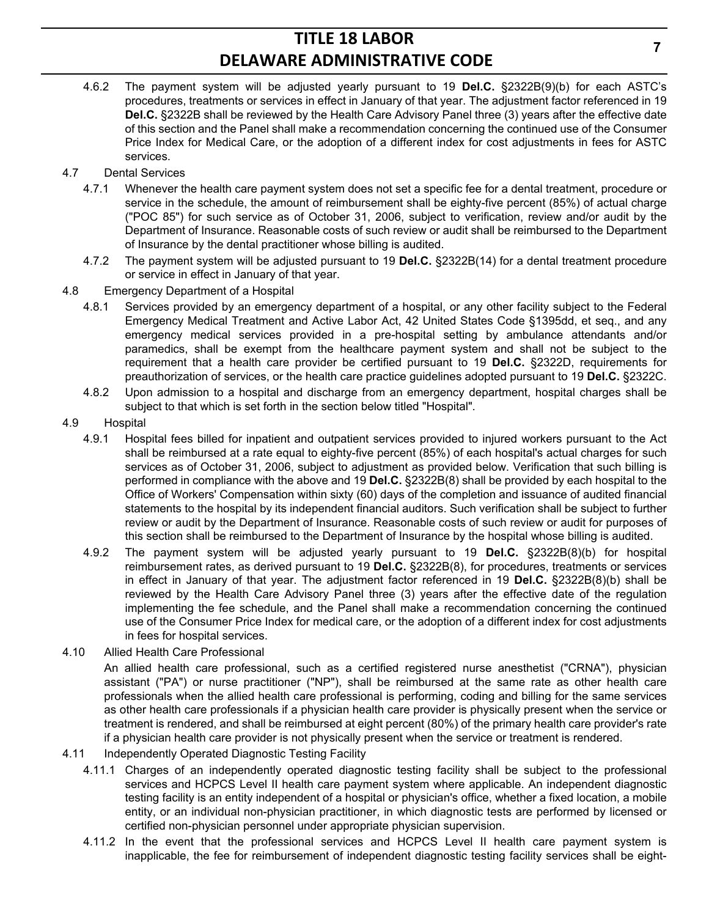4.6.2 The payment system will be adjusted yearly pursuant to 19 **Del.C.** §2322B(9)(b) for each ASTC's procedures, treatments or services in effect in January of that year. The adjustment factor referenced in 19 **Del.C.** §2322B shall be reviewed by the Health Care Advisory Panel three (3) years after the effective date of this section and the Panel shall make a recommendation concerning the continued use of the Consumer Price Index for Medical Care, or the adoption of a different index for cost adjustments in fees for ASTC services.

4.7 Dental Services

4.7.1 Whenever the health care payment system does not set a specific fee for a dental treatment, procedure or service in the schedule, the amount of reimbursement shall be eighty-five percent (85%) of actual charge ("POC 85") for such service as of October 31, 2006, subject to verification, review and/or audit by the Department of Insurance. Reasonable costs of such review or audit shall be reimbursed to the Department of Insurance by the dental practitioner whose billing is audited.

4.7.2 The payment system will be adjusted pursuant to 19 **Del.C.** §2322B(14) for a dental treatment procedure or service in effect in January of that year.

4.8 Emergency Department of a Hospital

4.8.1 Services provided by an emergency department of a hospital, or any other facility subject to the Federal Emergency Medical Treatment and Active Labor Act, 42 United States Code §1395dd, et seq., and any emergency medical services provided in a pre-hospital setting by ambulance attendants and/or paramedics, shall be exempt from the healthcare payment system and shall not be subject to the requirement that a health care provider be certified pursuant to 19 **Del.C.** §2322D, requirements for preauthorization of services, or the health care practice guidelines adopted pursuant to 19 **Del.C.** §2322C.

4.8.2 Upon admission to a hospital and discharge from an emergency department, hospital charges shall be subject to that which is set forth in the section below titled "Hospital".

4.9 Hospital

4.9.1 Hospital fees billed for inpatient and outpatient services provided to injured workers pursuant to the Act shall be reimbursed at a rate equal to eighty-five percent (85%) of each hospital's actual charges for such services as of October 31, 2006, subject to adjustment as provided below. Verification that such billing is performed in compliance with the above and 19 **Del.C.** §2322B(8) shall be provided by each hospital to the Office of Workers' Compensation within sixty (60) days of the completion and issuance of audited financial statements to the hospital by its independent financial auditors. Such verification shall be subject to further review or audit by the Department of Insurance. Reasonable costs of such review or audit for purposes of this section shall be reimbursed to the Department of Insurance by the hospital whose billing is audited.

4.9.2 The payment system will be adjusted yearly pursuant to 19 **Del.C.** §2322B(8)(b) for hospital reimbursement rates, as derived pursuant to 19 **Del.C.** §2322B(8), for procedures, treatments or services in effect in January of that year. The adjustment factor referenced in 19 **Del.C.** §2322B(8)(b) shall be reviewed by the Health Care Advisory Panel three (3) years after the effective date of the regulation implementing the fee schedule, and the Panel shall make a recommendation concerning the continued use of the Consumer Price Index for medical care, or the adoption of a different index for cost adjustments in fees for hospital services.

4.10 Allied Health Care Professional

An allied health care professional, such as a certified registered nurse anesthetist ("CRNA"), physician assistant ("PA") or nurse practitioner ("NP"), shall be reimbursed at the same rate as other health care professionals when the allied health care professional is performing, coding and billing for the same services as other health care professionals if a physician health care provider is physically present when the service or treatment is rendered, and shall be reimbursed at eight percent (80%) of the primary health care provider's rate if a physician health care provider is not physically present when the service or treatment is rendered.

4.11 Independently Operated Diagnostic Testing Facility

4.11.1 Charges of an independently operated diagnostic testing facility shall be subject to the professional services and HCPCS Level II health care payment system where applicable. An independent diagnostic testing facility is an entity independent of a hospital or physician's office, whether a fixed location, a mobile entity, or an individual non-physician practitioner, in which diagnostic tests are performed by licensed or certified non-physician personnel under appropriate physician supervision.

4.11.2 In the event that the professional services and HCPCS Level II health care payment system is inapplicable, the fee for reimbursement of independent diagnostic testing facility services shall be eight-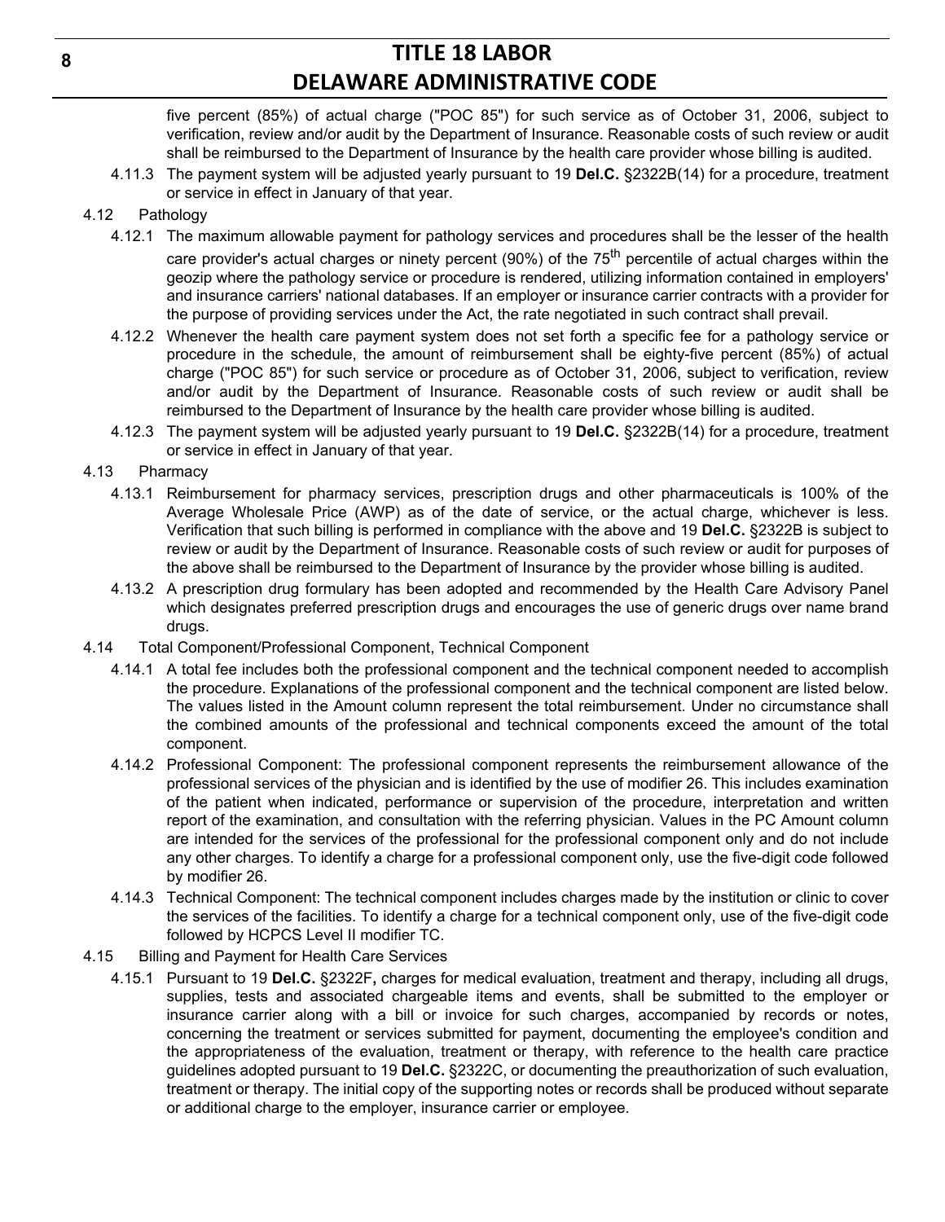five percent (85%) of actual charge ("POC 85") for such service as of October 31, 2006, subject to verification, review and/or audit by the Department of Insurance. Reasonable costs of such review or audit shall be reimbursed to the Department of Insurance by the health care provider whose billing is audited.

4.11.3 The payment system will be adjusted yearly pursuant to 19 **Del.C.** §2322B(14) for a procedure, treatment or service in effect in January of that year.

4.12 Pathology

4.12.1 The maximum allowable payment for pathology services and procedures shall be the lesser of the health care provider's actual charges or ninety percent (90%) of the 75th percentile of actual charges within the geozip where the pathology service or procedure is rendered, utilizing information contained in employers' and insurance carriers' national databases. If an employer or insurance carrier contracts with a provider for the purpose of providing services under the Act, the rate negotiated in such contract shall prevail.

4.12.2 Whenever the health care payment system does not set forth a specific fee for a pathology service or procedure in the schedule, the amount of reimbursement shall be eighty-five percent (85%) of actual charge ("POC 85") for such service or procedure as of October 31, 2006, subject to verification, review and/or audit by the Department of Insurance. Reasonable costs of such review or audit shall be reimbursed to the Department of Insurance by the health care provider whose billing is audited.

4.12.3 The payment system will be adjusted yearly pursuant to 19 **Del.C.** §2322B(14) for a procedure, treatment or service in effect in January of that year.

4.13 Pharmacy

4.13.1 Reimbursement for pharmacy services, prescription drugs and other pharmaceuticals is 100% of the Average Wholesale Price (AWP) as of the date of service, or the actual charge, whichever is less. Verification that such billing is performed in compliance with the above and 19 **Del.C.** §2322B is subject to review or audit by the Department of Insurance. Reasonable costs of such review or audit for purposes of the above shall be reimbursed to the Department of Insurance by the provider whose billing is audited.

4.13.2 A prescription drug formulary has been adopted and recommended by the Health Care Advisory Panel which designates preferred prescription drugs and encourages the use of generic drugs over name brand drugs.

4.14 Total Component/Professional Component, Technical Component

4.14.1 A total fee includes both the professional component and the technical component needed to accomplish the procedure. Explanations of the professional component and the technical component are listed below. The values listed in the Amount column represent the total reimbursement. Under no circumstance shall the combined amounts of the professional and technical components exceed the amount of the total component.

4.14.2 Professional Component: The professional component represents the reimbursement allowance of the professional services of the physician and is identified by the use of modifier 26. This includes examination of the patient when indicated, performance or supervision of the procedure, interpretation and written report of the examination, and consultation with the referring physician. Values in the PC Amount column are intended for the services of the professional for the professional component only and do not include any other charges. To identify a charge for a professional component only, use the five-digit code followed by modifier 26.

4.14.3 Technical Component: The technical component includes charges made by the institution or clinic to cover the services of the facilities. To identify a charge for a technical component only, use of the five-digit code followed by HCPCS Level II modifier TC.

4.15 Billing and Payment for Health Care Services

4.15.1 Pursuant to 19 **Del.C.** §2322F**,** charges for medical evaluation, treatment and therapy, including all drugs, supplies, tests and associated chargeable items and events, shall be submitted to the employer or insurance carrier along with a bill or invoice for such charges, accompanied by records or notes, concerning the treatment or services submitted for payment, documenting the employee's condition and the appropriateness of the evaluation, treatment or therapy, with reference to the health care practice guidelines adopted pursuant to 19 **Del.C.** §2322C, or documenting the preauthorization of such evaluation, treatment or therapy. The initial copy of the supporting notes or records shall be produced without separate or additional charge to the employer, insurance carrier or employee.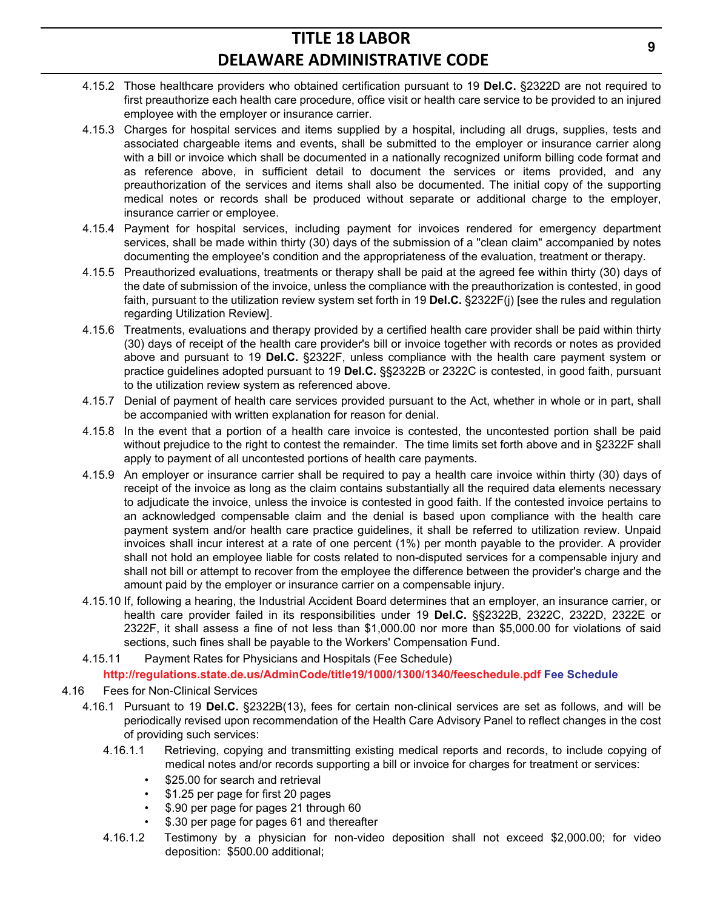4.15.2 Those healthcare providers who obtained certification pursuant to 19 **Del.C.** §2322D are not required to first preauthorize each health care procedure, office visit or health care service to be provided to an injured employee with the employer or insurance carrier.

4.15.3 Charges for hospital services and items supplied by a hospital, including all drugs, supplies, tests and associated chargeable items and events, shall be submitted to the employer or insurance carrier along with a bill or invoice which shall be documented in a nationally recognized uniform billing code format and as reference above, in sufficient detail to document the services or items provided, and any preauthorization of the services and items shall also be documented. The initial copy of the supporting medical notes or records shall be produced without separate or additional charge to the employer, insurance carrier or employee.

4.15.4 Payment for hospital services, including payment for invoices rendered for emergency department services, shall be made within thirty (30) days of the submission of a "clean claim" accompanied by notes documenting the employee's condition and the appropriateness of the evaluation, treatment or therapy.

4.15.5 Preauthorized evaluations, treatments or therapy shall be paid at the agreed fee within thirty (30) days of the date of submission of the invoice, unless the compliance with the preauthorization is contested, in good faith, pursuant to the utilization review system set forth in 19 **Del.C.** §2322F(j) [see the rules and regulation regarding Utilization Review].

4.15.6 Treatments, evaluations and therapy provided by a certified health care provider shall be paid within thirty (30) days of receipt of the health care provider's bill or invoice together with records or notes as provided above and pursuant to 19 **Del.C.** §2322F, unless compliance with the health care payment system or practice guidelines adopted pursuant to 19 **Del.C.** §§2322B or 2322C is contested, in good faith, pursuant to the utilization review system as referenced above.

4.15.7 Denial of payment of health care services provided pursuant to the Act, whether in whole or in part, shall be accompanied with written explanation for reason for denial.

4.15.8 In the event that a portion of a health care invoice is contested, the uncontested portion shall be paid without prejudice to the right to contest the remainder. The time limits set forth above and in §2322F shall apply to payment of all uncontested portions of health care payments.

4.15.9 An employer or insurance carrier shall be required to pay a health care invoice within thirty (30) days of receipt of the invoice as long as the claim contains substantially all the required data elements necessary to adjudicate the invoice, unless the invoice is contested in good faith. If the contested invoice pertains to an acknowledged compensable claim and the denial is based upon compliance with the health care payment system and/or health care practice guidelines, it shall be referred to utilization review. Unpaid invoices shall incur interest at a rate of one percent (1%) per month payable to the provider. A provider shall not hold an employee liable for costs related to non-disputed services for a compensable injury and shall not bill or attempt to recover from the employee the difference between the provider's charge and the amount paid by the employer or insurance carrier on a compensable injury.

4.15.10 If, following a hearing, the Industrial Accident Board determines that an employer, an insurance carrier, or health care provider failed in its responsibilities under 19 **Del.C.** §§2322B, 2322C, 2322D, 2322E or 2322F, it shall assess a fine of not less than $1,000.00 nor more than $5,000.00 for violations of said sections, such fines shall be payable to the Workers' Compensation Fund.

4.15.11 Payment Rates for Physicians and Hospitals (Fee Schedule)

**http://regulations.state.de.us/AdminCode/title19/1000/1300/1340/feeschedule.pdf Fee Schedule**

4.16 Fees for Non-Clinical Services

4.16.1 Pursuant to 19 **Del.C.** §2322B(13), fees for certain non-clinical services are set as follows, and will be periodically revised upon recommendation of the Health Care Advisory Panel to reflect changes in the cost of providing such services:

4.16.1.1 Retrieving, copying and transmitting existing medical reports and records, to include copying of medical notes and/or records supporting a bill or invoice for charges for treatment or services:

- $25.00 for search and retrieval
- $1.25 per page for first 20 pages
- $.90 per page for pages 21 through 60
- $.30 per page for pages 61 and thereafter

4.16.1.2 Testimony by a physician for non-video deposition shall not exceed $2,000.00; for video deposition: $500.00 additional;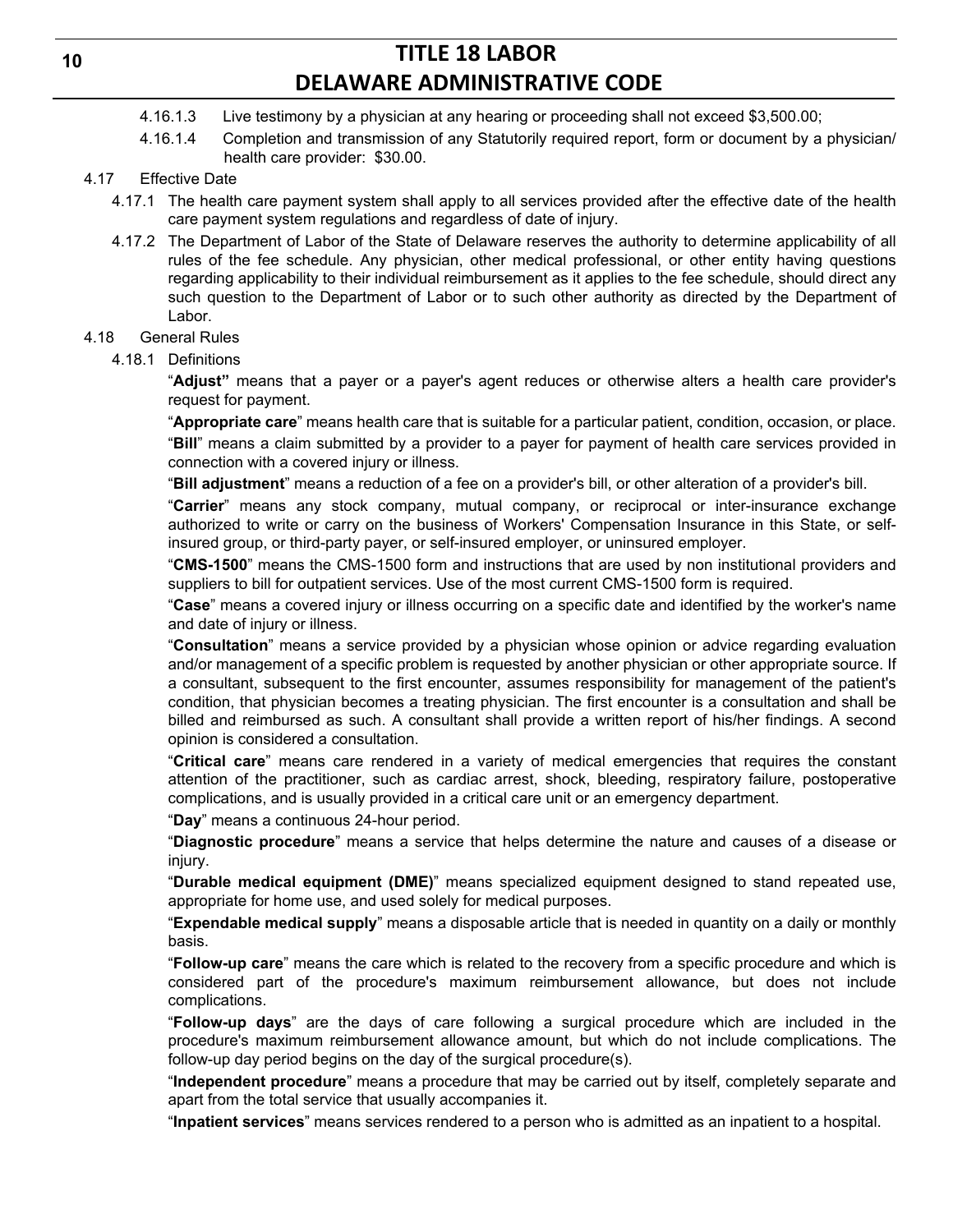4.16.1.3 Live testimony by a physician at any hearing or proceeding shall not exceed $3,500.00;

4.16.1.4 Completion and transmission of any Statutorily required report, form or document by a physician/ health care provider: $30.00.

4.17 Effective Date

4.17.1 The health care payment system shall apply to all services provided after the effective date of the health care payment system regulations and regardless of date of injury.

4.17.2 The Department of Labor of the State of Delaware reserves the authority to determine applicability of all rules of the fee schedule. Any physician, other medical professional, or other entity having questions regarding applicability to their individual reimbursement as it applies to the fee schedule, should direct any such question to the Department of Labor or to such other authority as directed by the Department of Labor.

4.18 General Rules

4.18.1 Definitions

"**Adjust"** means that a payer or a payer's agent reduces or otherwise alters a health care provider's request for payment.

"**Appropriate care**" means health care that is suitable for a particular patient, condition, occasion, or place.

"**Bill**" means a claim submitted by a provider to a payer for payment of health care services provided in connection with a covered injury or illness.

"**Bill adjustment**" means a reduction of a fee on a provider's bill, or other alteration of a provider's bill.

"**Carrier**" means any stock company, mutual company, or reciprocal or inter-insurance exchange authorized to write or carry on the business of Workers' Compensation Insurance in this State, or self-insured group, or third-party payer, or self-insured employer, or uninsured employer.

"**CMS-1500**" means the CMS-1500 form and instructions that are used by non institutional providers and suppliers to bill for outpatient services. Use of the most current CMS-1500 form is required.

"**Case**" means a covered injury or illness occurring on a specific date and identified by the worker's name and date of injury or illness.

"**Consultation**" means a service provided by a physician whose opinion or advice regarding evaluation and/or management of a specific problem is requested by another physician or other appropriate source. If a consultant, subsequent to the first encounter, assumes responsibility for management of the patient's condition, that physician becomes a treating physician. The first encounter is a consultation and shall be billed and reimbursed as such. A consultant shall provide a written report of his/her findings. A second opinion is considered a consultation.

"**Critical care**" means care rendered in a variety of medical emergencies that requires the constant attention of the practitioner, such as cardiac arrest, shock, bleeding, respiratory failure, postoperative complications, and is usually provided in a critical care unit or an emergency department.

"**Day**" means a continuous 24-hour period.

"**Diagnostic procedure**" means a service that helps determine the nature and causes of a disease or injury.

"**Durable medical equipment (DME)**" means specialized equipment designed to stand repeated use, appropriate for home use, and used solely for medical purposes.

"**Expendable medical supply**" means a disposable article that is needed in quantity on a daily or monthly basis.

"**Follow-up care**" means the care which is related to the recovery from a specific procedure and which is considered part of the procedure's maximum reimbursement allowance, but does not include complications.

"**Follow-up days**" are the days of care following a surgical procedure which are included in the procedure's maximum reimbursement allowance amount, but which do not include complications. The follow-up day period begins on the day of the surgical procedure(s).

"**Independent procedure**" means a procedure that may be carried out by itself, completely separate and apart from the total service that usually accompanies it.

"**Inpatient services**" means services rendered to a person who is admitted as an inpatient to a hospital.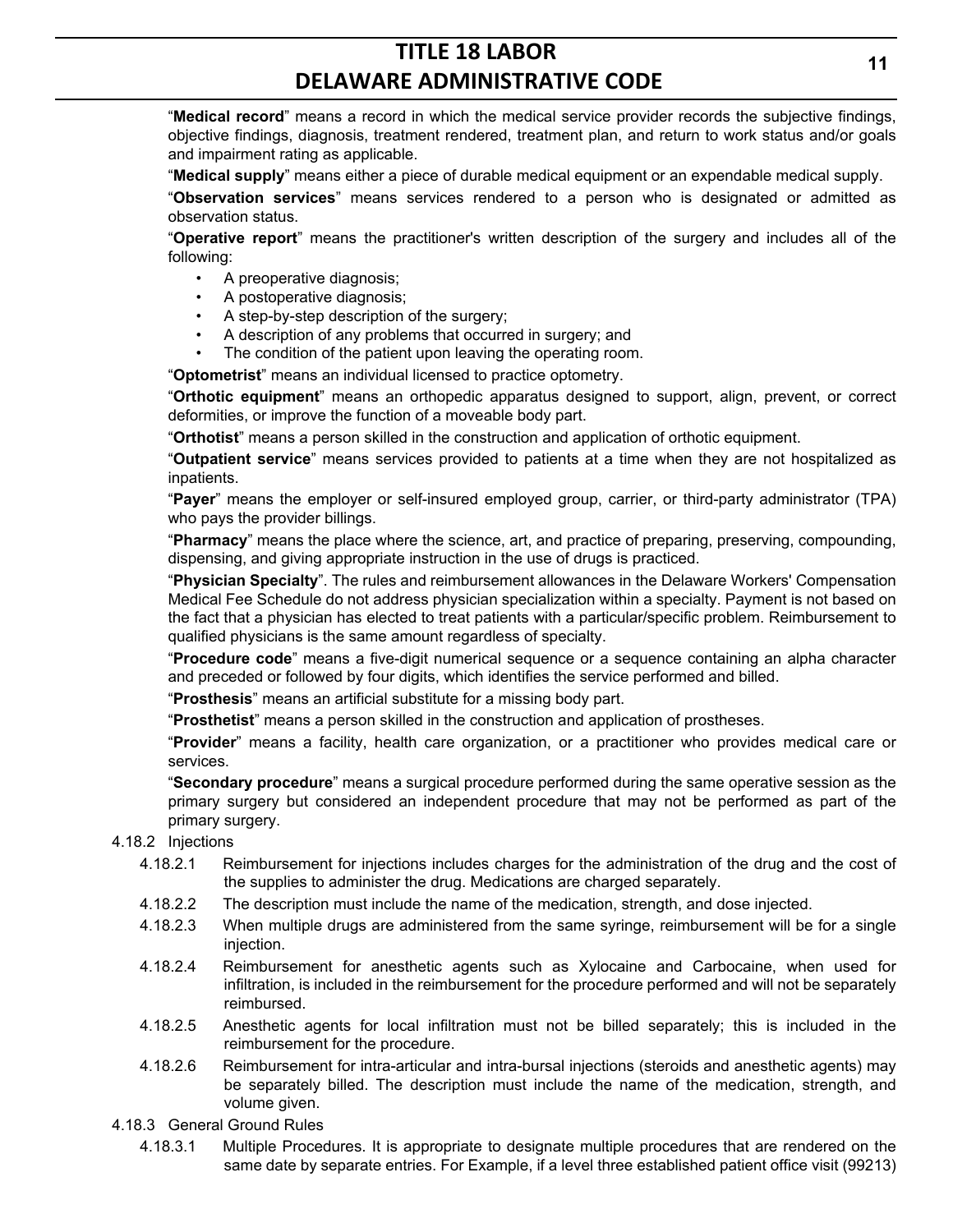"**Medical record**" means a record in which the medical service provider records the subjective findings, objective findings, diagnosis, treatment rendered, treatment plan, and return to work status and/or goals and impairment rating as applicable.

"**Medical supply**" means either a piece of durable medical equipment or an expendable medical supply.

"**Observation services**" means services rendered to a person who is designated or admitted as observation status.

"**Operative report**" means the practitioner's written description of the surgery and includes all of the following:

- A preoperative diagnosis;
- A postoperative diagnosis;
- A step-by-step description of the surgery;
- A description of any problems that occurred in surgery; and
- The condition of the patient upon leaving the operating room.

"**Optometrist**" means an individual licensed to practice optometry.

"**Orthotic equipment**" means an orthopedic apparatus designed to support, align, prevent, or correct deformities, or improve the function of a moveable body part.

"**Orthotist**" means a person skilled in the construction and application of orthotic equipment.

"**Outpatient service**" means services provided to patients at a time when they are not hospitalized as inpatients.

"**Payer**" means the employer or self-insured employed group, carrier, or third-party administrator (TPA) who pays the provider billings.

"**Pharmacy**" means the place where the science, art, and practice of preparing, preserving, compounding, dispensing, and giving appropriate instruction in the use of drugs is practiced.

"**Physician Specialty**". The rules and reimbursement allowances in the Delaware Workers' Compensation Medical Fee Schedule do not address physician specialization within a specialty. Payment is not based on the fact that a physician has elected to treat patients with a particular/specific problem. Reimbursement to qualified physicians is the same amount regardless of specialty.

"**Procedure code**" means a five-digit numerical sequence or a sequence containing an alpha character and preceded or followed by four digits, which identifies the service performed and billed.

"**Prosthesis**" means an artificial substitute for a missing body part.

"**Prosthetist**" means a person skilled in the construction and application of prostheses.

"**Provider**" means a facility, health care organization, or a practitioner who provides medical care or services.

"**Secondary procedure**" means a surgical procedure performed during the same operative session as the primary surgery but considered an independent procedure that may not be performed as part of the primary surgery.

4.18.2 Injections

4.18.2.1 Reimbursement for injections includes charges for the administration of the drug and the cost of the supplies to administer the drug. Medications are charged separately.

4.18.2.2 The description must include the name of the medication, strength, and dose injected.

4.18.2.3 When multiple drugs are administered from the same syringe, reimbursement will be for a single injection.

4.18.2.4 Reimbursement for anesthetic agents such as Xylocaine and Carbocaine, when used for infiltration, is included in the reimbursement for the procedure performed and will not be separately reimbursed.

4.18.2.5 Anesthetic agents for local infiltration must not be billed separately; this is included in the reimbursement for the procedure.

4.18.2.6 Reimbursement for intra-articular and intra-bursal injections (steroids and anesthetic agents) may be separately billed. The description must include the name of the medication, strength, and volume given.

4.18.3 General Ground Rules

4.18.3.1 Multiple Procedures. It is appropriate to designate multiple procedures that are rendered on the same date by separate entries. For Example, if a level three established patient office visit (99213)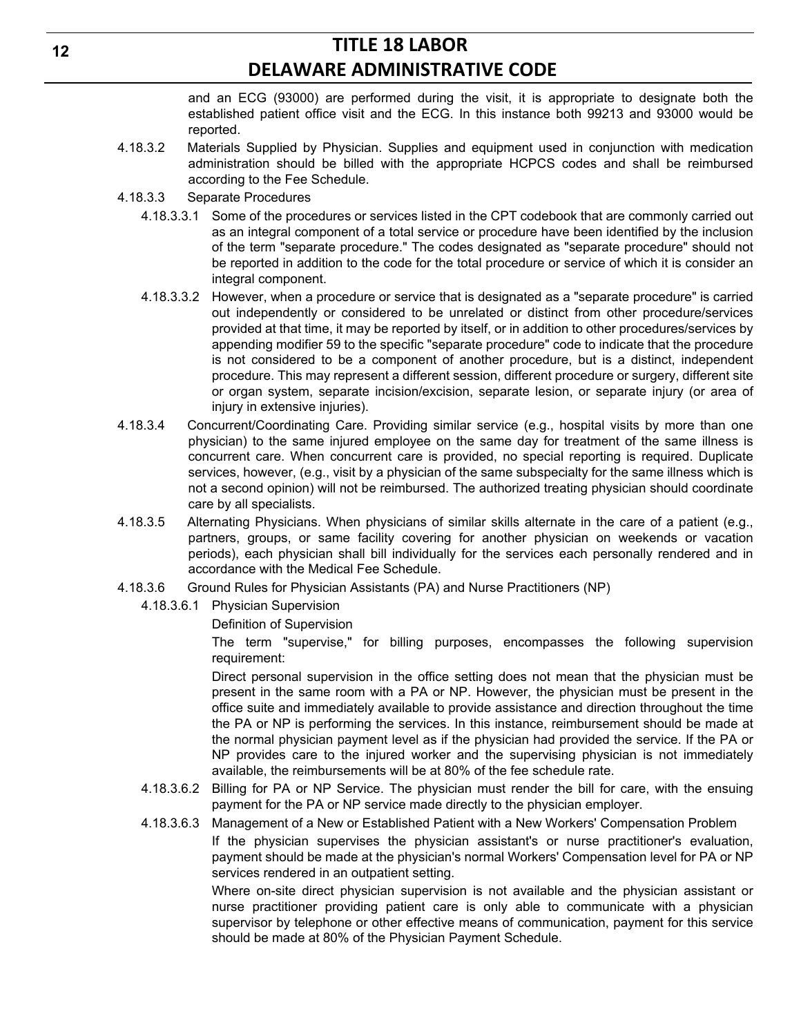and an ECG (93000) are performed during the visit, it is appropriate to designate both the established patient office visit and the ECG. In this instance both 99213 and 93000 would be reported.

4.18.3.2 Materials Supplied by Physician. Supplies and equipment used in conjunction with medication administration should be billed with the appropriate HCPCS codes and shall be reimbursed according to the Fee Schedule.

4.18.3.3 Separate Procedures

4.18.3.3.1 Some of the procedures or services listed in the CPT codebook that are commonly carried out as an integral component of a total service or procedure have been identified by the inclusion of the term "separate procedure." The codes designated as "separate procedure" should not be reported in addition to the code for the total procedure or service of which it is consider an integral component.

4.18.3.3.2 However, when a procedure or service that is designated as a "separate procedure" is carried out independently or considered to be unrelated or distinct from other procedure/services provided at that time, it may be reported by itself, or in addition to other procedures/services by appending modifier 59 to the specific "separate procedure" code to indicate that the procedure is not considered to be a component of another procedure, but is a distinct, independent procedure. This may represent a different session, different procedure or surgery, different site or organ system, separate incision/excision, separate lesion, or separate injury (or area of injury in extensive injuries).

4.18.3.4 Concurrent/Coordinating Care. Providing similar service (e.g., hospital visits by more than one physician) to the same injured employee on the same day for treatment of the same illness is concurrent care. When concurrent care is provided, no special reporting is required. Duplicate services, however, (e.g., visit by a physician of the same subspecialty for the same illness which is not a second opinion) will not be reimbursed. The authorized treating physician should coordinate care by all specialists.

4.18.3.5 Alternating Physicians. When physicians of similar skills alternate in the care of a patient (e.g., partners, groups, or same facility covering for another physician on weekends or vacation periods), each physician shall bill individually for the services each personally rendered and in accordance with the Medical Fee Schedule.

4.18.3.6 Ground Rules for Physician Assistants (PA) and Nurse Practitioners (NP)

4.18.3.6.1 Physician Supervision

Definition of Supervision

The term "supervise," for billing purposes, encompasses the following supervision requirement:

Direct personal supervision in the office setting does not mean that the physician must be present in the same room with a PA or NP. However, the physician must be present in the office suite and immediately available to provide assistance and direction throughout the time the PA or NP is performing the services. In this instance, reimbursement should be made at the normal physician payment level as if the physician had provided the service. If the PA or NP provides care to the injured worker and the supervising physician is not immediately available, the reimbursements will be at 80% of the fee schedule rate.

4.18.3.6.2 Billing for PA or NP Service. The physician must render the bill for care, with the ensuing payment for the PA or NP service made directly to the physician employer.

4.18.3.6.3 Management of a New or Established Patient with a New Workers' Compensation Problem

If the physician supervises the physician assistant's or nurse practitioner's evaluation, payment should be made at the physician's normal Workers' Compensation level for PA or NP services rendered in an outpatient setting.

Where on-site direct physician supervision is not available and the physician assistant or nurse practitioner providing patient care is only able to communicate with a physician supervisor by telephone or other effective means of communication, payment for this service should be made at 80% of the Physician Payment Schedule.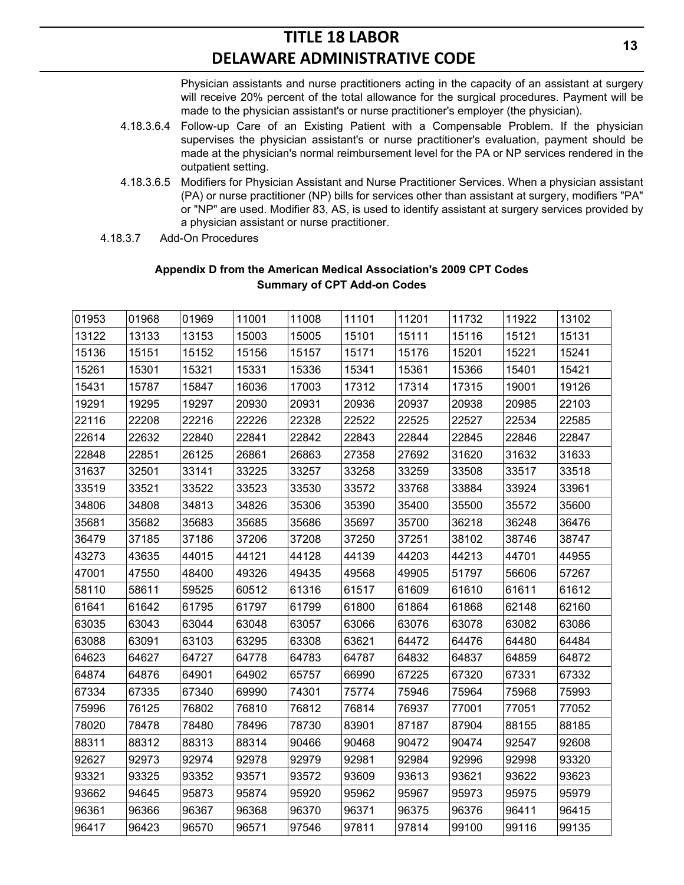Physician assistants and nurse practitioners acting in the capacity of an assistant at surgery will receive 20% percent of the total allowance for the surgical procedures. Payment will be made to the physician assistant's or nurse practitioner's employer (the physician).

4.18.3.6.4 Follow-up Care of an Existing Patient with a Compensable Problem. If the physician supervises the physician assistant's or nurse practitioner's evaluation, payment should be made at the physician's normal reimbursement level for the PA or NP services rendered in the outpatient setting.

4.18.3.6.5 Modifiers for Physician Assistant and Nurse Practitioner Services. When a physician assistant (PA) or nurse practitioner (NP) bills for services other than assistant at surgery, modifiers "PA" or "NP" are used. Modifier 83, AS, is used to identify assistant at surgery services provided by a physician assistant or nurse practitioner.

4.18.3.7 Add-On Procedures

**Appendix D from the American Medical Association's 2009 CPT Codes**
**Summary of CPT Add-on Codes**

| | | | | | | | | | |
|---|---|---|---|---|---|---|---|---|---|
| 01953 | 01968 | 01969 | 11001 | 11008 | 11101 | 11201 | 11732 | 11922 | 13102 |
| 13122 | 13133 | 13153 | 15003 | 15005 | 15101 | 15111 | 15116 | 15121 | 15131 |
| 15136 | 15151 | 15152 | 15156 | 15157 | 15171 | 15176 | 15201 | 15221 | 15241 |
| 15261 | 15301 | 15321 | 15331 | 15336 | 15341 | 15361 | 15366 | 15401 | 15421 |
| 15431 | 15787 | 15847 | 16036 | 17003 | 17312 | 17314 | 17315 | 19001 | 19126 |
| 19291 | 19295 | 19297 | 20930 | 20931 | 20936 | 20937 | 20938 | 20985 | 22103 |
| 22116 | 22208 | 22216 | 22226 | 22328 | 22522 | 22525 | 22527 | 22534 | 22585 |
| 22614 | 22632 | 22840 | 22841 | 22842 | 22843 | 22844 | 22845 | 22846 | 22847 |
| 22848 | 22851 | 26125 | 26861 | 26863 | 27358 | 27692 | 31620 | 31632 | 31633 |
| 31637 | 32501 | 33141 | 33225 | 33257 | 33258 | 33259 | 33508 | 33517 | 33518 |
| 33519 | 33521 | 33522 | 33523 | 33530 | 33572 | 33768 | 33884 | 33924 | 33961 |
| 34806 | 34808 | 34813 | 34826 | 35306 | 35390 | 35400 | 35500 | 35572 | 35600 |
| 35681 | 35682 | 35683 | 35685 | 35686 | 35697 | 35700 | 36218 | 36248 | 36476 |
| 36479 | 37185 | 37186 | 37206 | 37208 | 37250 | 37251 | 38102 | 38746 | 38747 |
| 43273 | 43635 | 44015 | 44121 | 44128 | 44139 | 44203 | 44213 | 44701 | 44955 |
| 47001 | 47550 | 48400 | 49326 | 49435 | 49568 | 49905 | 51797 | 56606 | 57267 |
| 58110 | 58611 | 59525 | 60512 | 61316 | 61517 | 61609 | 61610 | 61611 | 61612 |
| 61641 | 61642 | 61795 | 61797 | 61799 | 61800 | 61864 | 61868 | 62148 | 62160 |
| 63035 | 63043 | 63044 | 63048 | 63057 | 63066 | 63076 | 63078 | 63082 | 63086 |
| 63088 | 63091 | 63103 | 63295 | 63308 | 63621 | 64472 | 64476 | 64480 | 64484 |
| 64623 | 64627 | 64727 | 64778 | 64783 | 64787 | 64832 | 64837 | 64859 | 64872 |
| 64874 | 64876 | 64901 | 64902 | 65757 | 66990 | 67225 | 67320 | 67331 | 67332 |
| 67334 | 67335 | 67340 | 69990 | 74301 | 75774 | 75946 | 75964 | 75968 | 75993 |
| 75996 | 76125 | 76802 | 76810 | 76812 | 76814 | 76937 | 77001 | 77051 | 77052 |
| 78020 | 78478 | 78480 | 78496 | 78730 | 83901 | 87187 | 87904 | 88155 | 88185 |
| 88311 | 88312 | 88313 | 88314 | 90466 | 90468 | 90472 | 90474 | 92547 | 92608 |
| 92627 | 92973 | 92974 | 92978 | 92979 | 92981 | 92984 | 92996 | 92998 | 93320 |
| 93321 | 93325 | 93352 | 93571 | 93572 | 93609 | 93613 | 93621 | 93622 | 93623 |
| 93662 | 94645 | 95873 | 95874 | 95920 | 95962 | 95967 | 95973 | 95975 | 95979 |
| 96361 | 96366 | 96367 | 96368 | 96370 | 96371 | 96375 | 96376 | 96411 | 96415 |
| 96417 | 96423 | 96570 | 96571 | 97546 | 97811 | 97814 | 99100 | 99116 | 99135 |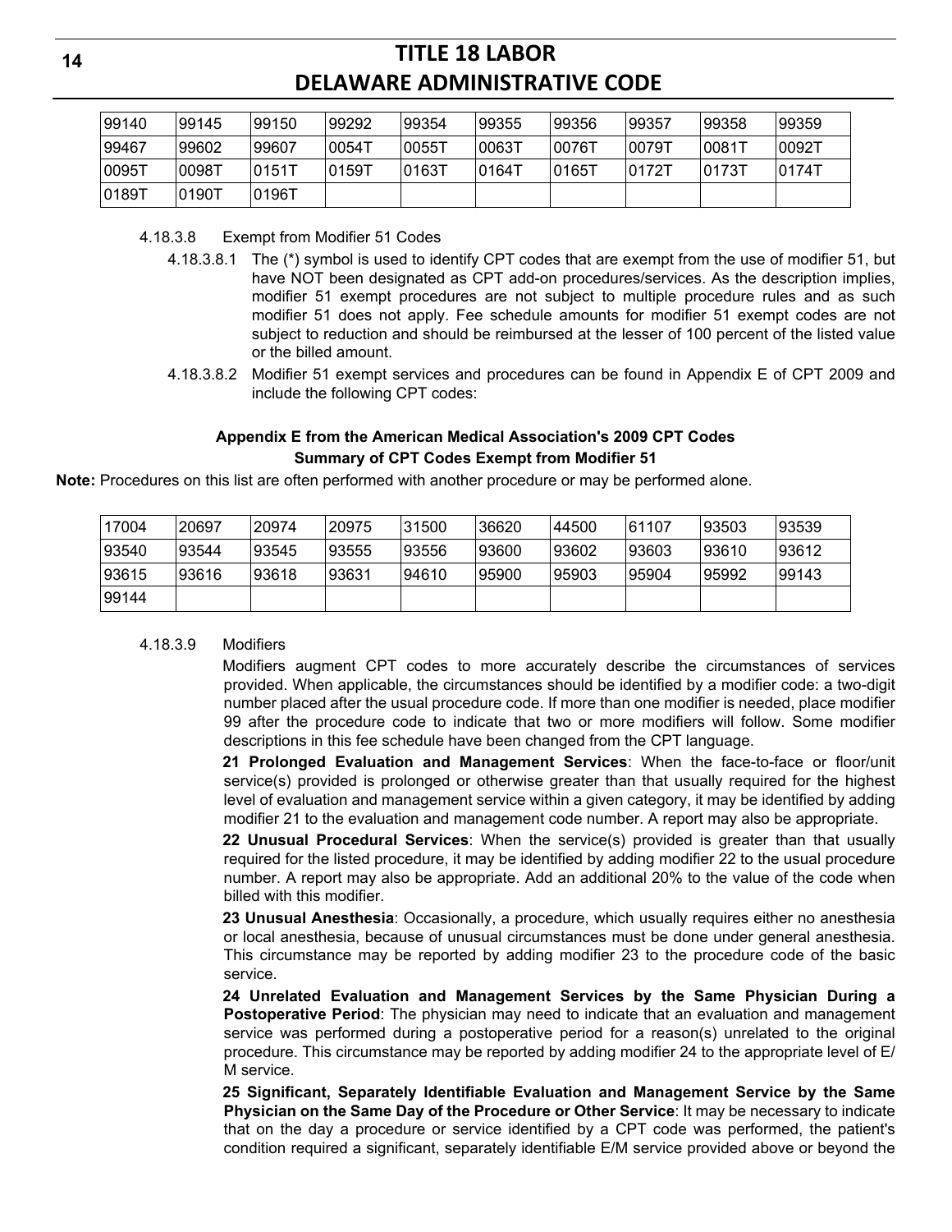| 99140 | 99145 | 99150 | 99292 | 99354 | 99355 | 99356 | 99357 | 99358 | 99359 |
|---|---|---|---|---|---|---|---|---|---|
| 99467 | 99602 | 99607 | 0054T | 0055T | 0063T | 0076T | 0079T | 0081T | 0092T |
| 0095T | 0098T | 0151T | 0159T | 0163T | 0164T | 0165T | 0172T | 0173T | 0174T |
| 0189T | 0190T | 0196T | | | | | | | |

4.18.3.8 Exempt from Modifier 51 Codes

4.18.3.8.1 The (*) symbol is used to identify CPT codes that are exempt from the use of modifier 51, but have NOT been designated as CPT add-on procedures/services. As the description implies, modifier 51 exempt procedures are not subject to multiple procedure rules and as such modifier 51 does not apply. Fee schedule amounts for modifier 51 exempt codes are not subject to reduction and should be reimbursed at the lesser of 100 percent of the listed value or the billed amount.

4.18.3.8.2 Modifier 51 exempt services and procedures can be found in Appendix E of CPT 2009 and include the following CPT codes:

**Appendix E from the American Medical Association's 2009 CPT Codes**
**Summary of CPT Codes Exempt from Modifier 51**

**Note:** Procedures on this list are often performed with another procedure or may be performed alone.

| 17004 | 20697 | 20974 | 20975 | 31500 | 36620 | 44500 | 61107 | 93503 | 93539 |
|---|---|---|---|---|---|---|---|---|---|
| 93540 | 93544 | 93545 | 93555 | 93556 | 93600 | 93602 | 93603 | 93610 | 93612 |
| 93615 | 93616 | 93618 | 93631 | 94610 | 95900 | 95903 | 95904 | 95992 | 99143 |
| 99144 | | | | | | | | | |

4.18.3.9 Modifiers

Modifiers augment CPT codes to more accurately describe the circumstances of services provided. When applicable, the circumstances should be identified by a modifier code: a two-digit number placed after the usual procedure code. If more than one modifier is needed, place modifier 99 after the procedure code to indicate that two or more modifiers will follow. Some modifier descriptions in this fee schedule have been changed from the CPT language.

**21 Prolonged Evaluation and Management Services**: When the face-to-face or floor/unit service(s) provided is prolonged or otherwise greater than that usually required for the highest level of evaluation and management service within a given category, it may be identified by adding modifier 21 to the evaluation and management code number. A report may also be appropriate.

**22 Unusual Procedural Services**: When the service(s) provided is greater than that usually required for the listed procedure, it may be identified by adding modifier 22 to the usual procedure number. A report may also be appropriate. Add an additional 20% to the value of the code when billed with this modifier.

**23 Unusual Anesthesia**: Occasionally, a procedure, which usually requires either no anesthesia or local anesthesia, because of unusual circumstances must be done under general anesthesia. This circumstance may be reported by adding modifier 23 to the procedure code of the basic service.

**24 Unrelated Evaluation and Management Services by the Same Physician During a Postoperative Period**: The physician may need to indicate that an evaluation and management service was performed during a postoperative period for a reason(s) unrelated to the original procedure. This circumstance may be reported by adding modifier 24 to the appropriate level of E/M service.

**25 Significant, Separately Identifiable Evaluation and Management Service by the Same Physician on the Same Day of the Procedure or Other Service**: It may be necessary to indicate that on the day a procedure or service identified by a CPT code was performed, the patient's condition required a significant, separately identifiable E/M service provided above or beyond the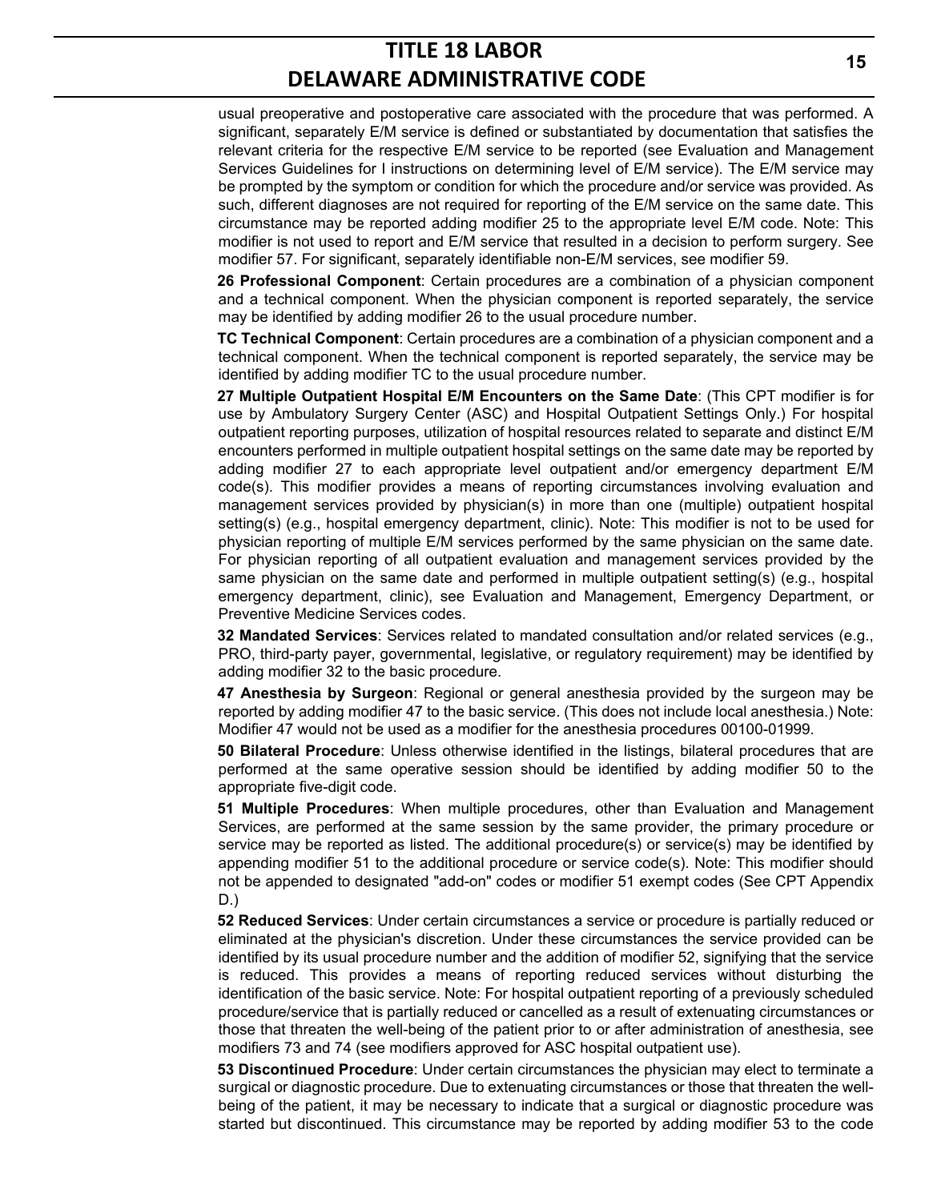usual preoperative and postoperative care associated with the procedure that was performed. A significant, separately E/M service is defined or substantiated by documentation that satisfies the relevant criteria for the respective E/M service to be reported (see Evaluation and Management Services Guidelines for I instructions on determining level of E/M service). The E/M service may be prompted by the symptom or condition for which the procedure and/or service was provided. As such, different diagnoses are not required for reporting of the E/M service on the same date. This circumstance may be reported adding modifier 25 to the appropriate level E/M code. Note: This modifier is not used to report and E/M service that resulted in a decision to perform surgery. See modifier 57. For significant, separately identifiable non-E/M services, see modifier 59.

**26 Professional Component**: Certain procedures are a combination of a physician component and a technical component. When the physician component is reported separately, the service may be identified by adding modifier 26 to the usual procedure number.

**TC Technical Component**: Certain procedures are a combination of a physician component and a technical component. When the technical component is reported separately, the service may be identified by adding modifier TC to the usual procedure number.

**27 Multiple Outpatient Hospital E/M Encounters on the Same Date**: (This CPT modifier is for use by Ambulatory Surgery Center (ASC) and Hospital Outpatient Settings Only.) For hospital outpatient reporting purposes, utilization of hospital resources related to separate and distinct E/M encounters performed in multiple outpatient hospital settings on the same date may be reported by adding modifier 27 to each appropriate level outpatient and/or emergency department E/M code(s). This modifier provides a means of reporting circumstances involving evaluation and management services provided by physician(s) in more than one (multiple) outpatient hospital setting(s) (e.g., hospital emergency department, clinic). Note: This modifier is not to be used for physician reporting of multiple E/M services performed by the same physician on the same date. For physician reporting of all outpatient evaluation and management services provided by the same physician on the same date and performed in multiple outpatient setting(s) (e.g., hospital emergency department, clinic), see Evaluation and Management, Emergency Department, or Preventive Medicine Services codes.

**32 Mandated Services**: Services related to mandated consultation and/or related services (e.g., PRO, third-party payer, governmental, legislative, or regulatory requirement) may be identified by adding modifier 32 to the basic procedure.

**47 Anesthesia by Surgeon**: Regional or general anesthesia provided by the surgeon may be reported by adding modifier 47 to the basic service. (This does not include local anesthesia.) Note: Modifier 47 would not be used as a modifier for the anesthesia procedures 00100-01999.

**50 Bilateral Procedure**: Unless otherwise identified in the listings, bilateral procedures that are performed at the same operative session should be identified by adding modifier 50 to the appropriate five-digit code.

**51 Multiple Procedures**: When multiple procedures, other than Evaluation and Management Services, are performed at the same session by the same provider, the primary procedure or service may be reported as listed. The additional procedure(s) or service(s) may be identified by appending modifier 51 to the additional procedure or service code(s). Note: This modifier should not be appended to designated "add-on" codes or modifier 51 exempt codes (See CPT Appendix D.)

**52 Reduced Services**: Under certain circumstances a service or procedure is partially reduced or eliminated at the physician's discretion. Under these circumstances the service provided can be identified by its usual procedure number and the addition of modifier 52, signifying that the service is reduced. This provides a means of reporting reduced services without disturbing the identification of the basic service. Note: For hospital outpatient reporting of a previously scheduled procedure/service that is partially reduced or cancelled as a result of extenuating circumstances or those that threaten the well-being of the patient prior to or after administration of anesthesia, see modifiers 73 and 74 (see modifiers approved for ASC hospital outpatient use).

**53 Discontinued Procedure**: Under certain circumstances the physician may elect to terminate a surgical or diagnostic procedure. Due to extenuating circumstances or those that threaten the well-being of the patient, it may be necessary to indicate that a surgical or diagnostic procedure was started but discontinued. This circumstance may be reported by adding modifier 53 to the code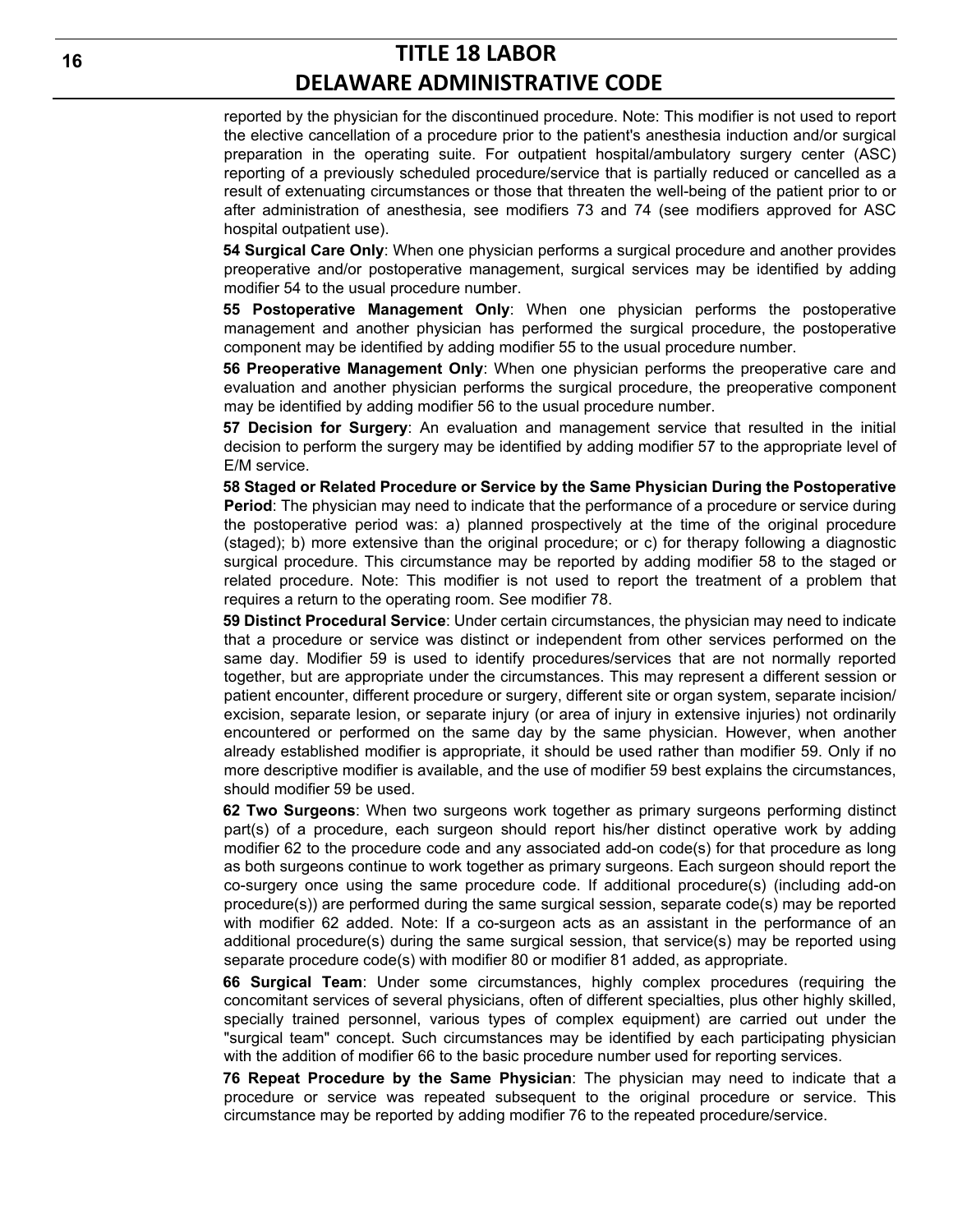reported by the physician for the discontinued procedure. Note: This modifier is not used to report the elective cancellation of a procedure prior to the patient's anesthesia induction and/or surgical preparation in the operating suite. For outpatient hospital/ambulatory surgery center (ASC) reporting of a previously scheduled procedure/service that is partially reduced or cancelled as a result of extenuating circumstances or those that threaten the well-being of the patient prior to or after administration of anesthesia, see modifiers 73 and 74 (see modifiers approved for ASC hospital outpatient use).

**54 Surgical Care Only**: When one physician performs a surgical procedure and another provides preoperative and/or postoperative management, surgical services may be identified by adding modifier 54 to the usual procedure number.

**55 Postoperative Management Only**: When one physician performs the postoperative management and another physician has performed the surgical procedure, the postoperative component may be identified by adding modifier 55 to the usual procedure number.

**56 Preoperative Management Only**: When one physician performs the preoperative care and evaluation and another physician performs the surgical procedure, the preoperative component may be identified by adding modifier 56 to the usual procedure number.

**57 Decision for Surgery**: An evaluation and management service that resulted in the initial decision to perform the surgery may be identified by adding modifier 57 to the appropriate level of E/M service.

**58 Staged or Related Procedure or Service by the Same Physician During the Postoperative Period**: The physician may need to indicate that the performance of a procedure or service during the postoperative period was: a) planned prospectively at the time of the original procedure (staged); b) more extensive than the original procedure; or c) for therapy following a diagnostic surgical procedure. This circumstance may be reported by adding modifier 58 to the staged or related procedure. Note: This modifier is not used to report the treatment of a problem that requires a return to the operating room. See modifier 78.

**59 Distinct Procedural Service**: Under certain circumstances, the physician may need to indicate that a procedure or service was distinct or independent from other services performed on the same day. Modifier 59 is used to identify procedures/services that are not normally reported together, but are appropriate under the circumstances. This may represent a different session or patient encounter, different procedure or surgery, different site or organ system, separate incision/ excision, separate lesion, or separate injury (or area of injury in extensive injuries) not ordinarily encountered or performed on the same day by the same physician. However, when another already established modifier is appropriate, it should be used rather than modifier 59. Only if no more descriptive modifier is available, and the use of modifier 59 best explains the circumstances, should modifier 59 be used.

**62 Two Surgeons**: When two surgeons work together as primary surgeons performing distinct part(s) of a procedure, each surgeon should report his/her distinct operative work by adding modifier 62 to the procedure code and any associated add-on code(s) for that procedure as long as both surgeons continue to work together as primary surgeons. Each surgeon should report the co-surgery once using the same procedure code. If additional procedure(s) (including add-on procedure(s)) are performed during the same surgical session, separate code(s) may be reported with modifier 62 added. Note: If a co-surgeon acts as an assistant in the performance of an additional procedure(s) during the same surgical session, that service(s) may be reported using separate procedure code(s) with modifier 80 or modifier 81 added, as appropriate.

**66 Surgical Team**: Under some circumstances, highly complex procedures (requiring the concomitant services of several physicians, often of different specialties, plus other highly skilled, specially trained personnel, various types of complex equipment) are carried out under the "surgical team" concept. Such circumstances may be identified by each participating physician with the addition of modifier 66 to the basic procedure number used for reporting services.

**76 Repeat Procedure by the Same Physician**: The physician may need to indicate that a procedure or service was repeated subsequent to the original procedure or service. This circumstance may be reported by adding modifier 76 to the repeated procedure/service.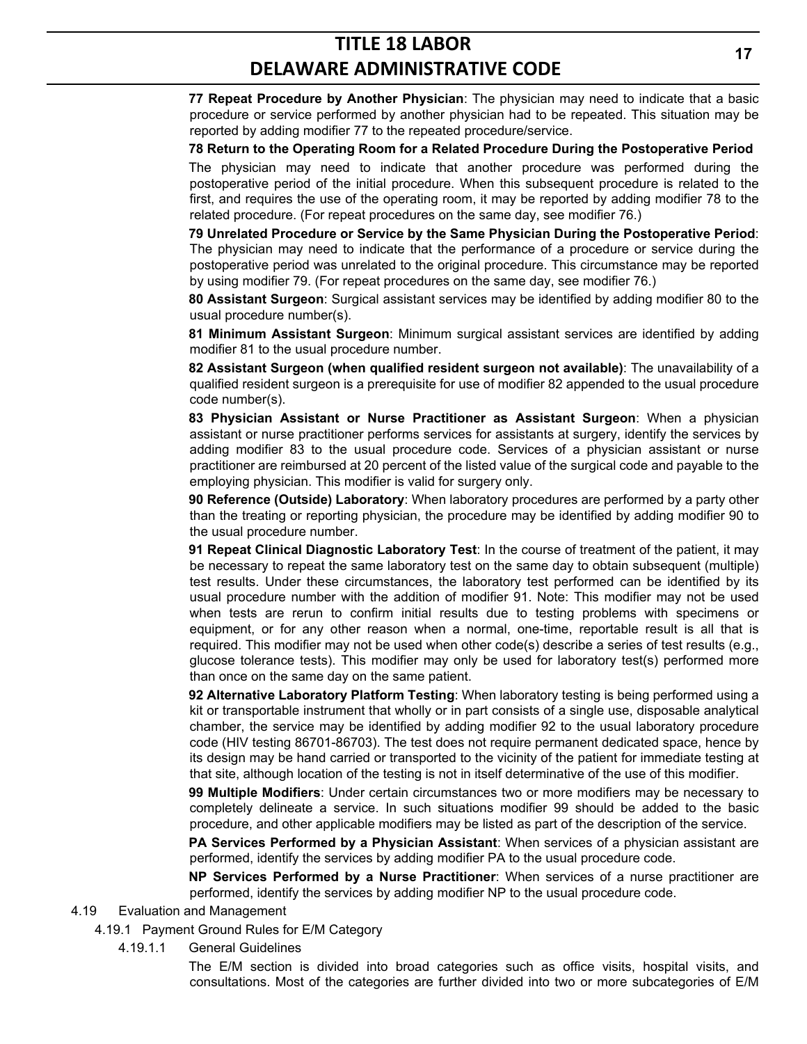**77 Repeat Procedure by Another Physician**: The physician may need to indicate that a basic procedure or service performed by another physician had to be repeated. This situation may be reported by adding modifier 77 to the repeated procedure/service.

**78 Return to the Operating Room for a Related Procedure During the Postoperative Period**

The physician may need to indicate that another procedure was performed during the postoperative period of the initial procedure. When this subsequent procedure is related to the first, and requires the use of the operating room, it may be reported by adding modifier 78 to the related procedure. (For repeat procedures on the same day, see modifier 76.)

**79 Unrelated Procedure or Service by the Same Physician During the Postoperative Period**: The physician may need to indicate that the performance of a procedure or service during the postoperative period was unrelated to the original procedure. This circumstance may be reported by using modifier 79. (For repeat procedures on the same day, see modifier 76.)

**80 Assistant Surgeon**: Surgical assistant services may be identified by adding modifier 80 to the usual procedure number(s).

**81 Minimum Assistant Surgeon**: Minimum surgical assistant services are identified by adding modifier 81 to the usual procedure number.

**82 Assistant Surgeon (when qualified resident surgeon not available)**: The unavailability of a qualified resident surgeon is a prerequisite for use of modifier 82 appended to the usual procedure code number(s).

**83 Physician Assistant or Nurse Practitioner as Assistant Surgeon**: When a physician assistant or nurse practitioner performs services for assistants at surgery, identify the services by adding modifier 83 to the usual procedure code. Services of a physician assistant or nurse practitioner are reimbursed at 20 percent of the listed value of the surgical code and payable to the employing physician. This modifier is valid for surgery only.

**90 Reference (Outside) Laboratory**: When laboratory procedures are performed by a party other than the treating or reporting physician, the procedure may be identified by adding modifier 90 to the usual procedure number.

**91 Repeat Clinical Diagnostic Laboratory Test**: In the course of treatment of the patient, it may be necessary to repeat the same laboratory test on the same day to obtain subsequent (multiple) test results. Under these circumstances, the laboratory test performed can be identified by its usual procedure number with the addition of modifier 91. Note: This modifier may not be used when tests are rerun to confirm initial results due to testing problems with specimens or equipment, or for any other reason when a normal, one-time, reportable result is all that is required. This modifier may not be used when other code(s) describe a series of test results (e.g., glucose tolerance tests). This modifier may only be used for laboratory test(s) performed more than once on the same day on the same patient.

**92 Alternative Laboratory Platform Testing**: When laboratory testing is being performed using a kit or transportable instrument that wholly or in part consists of a single use, disposable analytical chamber, the service may be identified by adding modifier 92 to the usual laboratory procedure code (HIV testing 86701-86703). The test does not require permanent dedicated space, hence by its design may be hand carried or transported to the vicinity of the patient for immediate testing at that site, although location of the testing is not in itself determinative of the use of this modifier.

**99 Multiple Modifiers**: Under certain circumstances two or more modifiers may be necessary to completely delineate a service. In such situations modifier 99 should be added to the basic procedure, and other applicable modifiers may be listed as part of the description of the service.

**PA Services Performed by a Physician Assistant**: When services of a physician assistant are performed, identify the services by adding modifier PA to the usual procedure code.

**NP Services Performed by a Nurse Practitioner**: When services of a nurse practitioner are performed, identify the services by adding modifier NP to the usual procedure code.

4.19 Evaluation and Management

4.19.1 Payment Ground Rules for E/M Category

4.19.1.1 General Guidelines

The E/M section is divided into broad categories such as office visits, hospital visits, and consultations. Most of the categories are further divided into two or more subcategories of E/M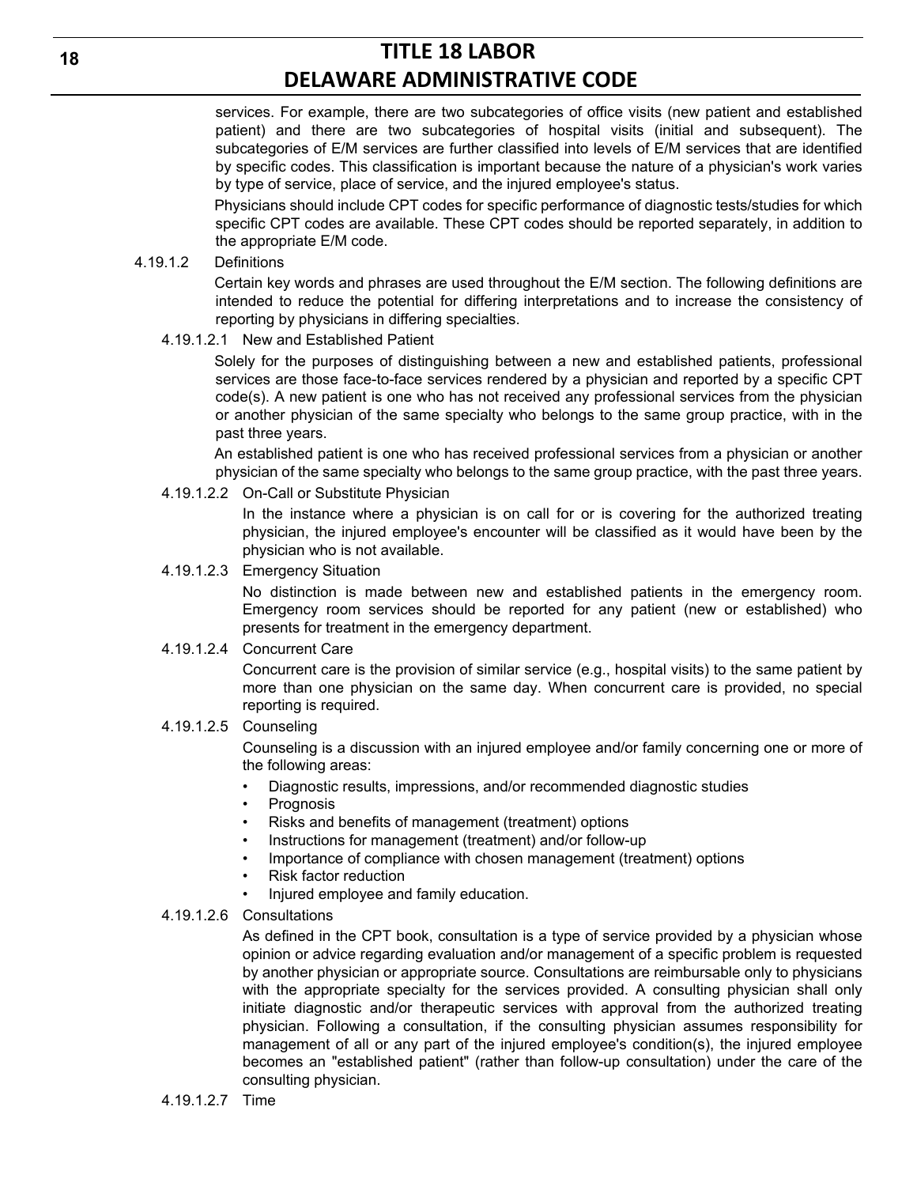services. For example, there are two subcategories of office visits (new patient and established patient) and there are two subcategories of hospital visits (initial and subsequent). The subcategories of E/M services are further classified into levels of E/M services that are identified by specific codes. This classification is important because the nature of a physician's work varies by type of service, place of service, and the injured employee's status.

Physicians should include CPT codes for specific performance of diagnostic tests/studies for which specific CPT codes are available. These CPT codes should be reported separately, in addition to the appropriate E/M code.

4.19.1.2 Definitions

Certain key words and phrases are used throughout the E/M section. The following definitions are intended to reduce the potential for differing interpretations and to increase the consistency of reporting by physicians in differing specialties.

4.19.1.2.1 New and Established Patient

Solely for the purposes of distinguishing between a new and established patients, professional services are those face-to-face services rendered by a physician and reported by a specific CPT code(s). A new patient is one who has not received any professional services from the physician or another physician of the same specialty who belongs to the same group practice, with in the past three years.

An established patient is one who has received professional services from a physician or another physician of the same specialty who belongs to the same group practice, with the past three years.

4.19.1.2.2 On-Call or Substitute Physician

In the instance where a physician is on call for or is covering for the authorized treating physician, the injured employee's encounter will be classified as it would have been by the physician who is not available.

4.19.1.2.3 Emergency Situation

No distinction is made between new and established patients in the emergency room. Emergency room services should be reported for any patient (new or established) who presents for treatment in the emergency department.

4.19.1.2.4 Concurrent Care

Concurrent care is the provision of similar service (e.g., hospital visits) to the same patient by more than one physician on the same day. When concurrent care is provided, no special reporting is required.

4.19.1.2.5 Counseling

Counseling is a discussion with an injured employee and/or family concerning one or more of the following areas:

- Diagnostic results, impressions, and/or recommended diagnostic studies
- Prognosis
- Risks and benefits of management (treatment) options
- Instructions for management (treatment) and/or follow-up
- Importance of compliance with chosen management (treatment) options
- Risk factor reduction
- Injured employee and family education.

4.19.1.2.6 Consultations

As defined in the CPT book, consultation is a type of service provided by a physician whose opinion or advice regarding evaluation and/or management of a specific problem is requested by another physician or appropriate source. Consultations are reimbursable only to physicians with the appropriate specialty for the services provided. A consulting physician shall only initiate diagnostic and/or therapeutic services with approval from the authorized treating physician. Following a consultation, if the consulting physician assumes responsibility for management of all or any part of the injured employee's condition(s), the injured employee becomes an "established patient" (rather than follow-up consultation) under the care of the consulting physician.

4.19.1.2.7 Time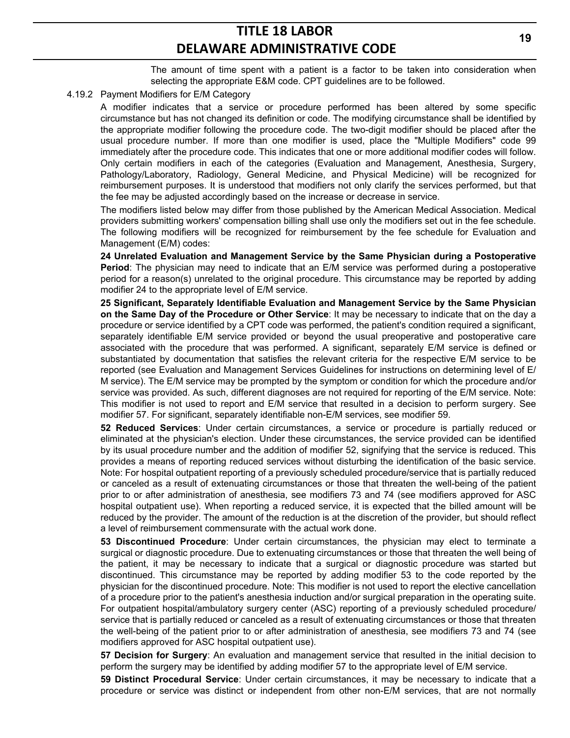The amount of time spent with a patient is a factor to be taken into consideration when selecting the appropriate E&M code. CPT guidelines are to be followed.

4.19.2 Payment Modifiers for E/M Category

A modifier indicates that a service or procedure performed has been altered by some specific circumstance but has not changed its definition or code. The modifying circumstance shall be identified by the appropriate modifier following the procedure code. The two-digit modifier should be placed after the usual procedure number. If more than one modifier is used, place the "Multiple Modifiers" code 99 immediately after the procedure code. This indicates that one or more additional modifier codes will follow. Only certain modifiers in each of the categories (Evaluation and Management, Anesthesia, Surgery, Pathology/Laboratory, Radiology, General Medicine, and Physical Medicine) will be recognized for reimbursement purposes. It is understood that modifiers not only clarify the services performed, but that the fee may be adjusted accordingly based on the increase or decrease in service.

The modifiers listed below may differ from those published by the American Medical Association. Medical providers submitting workers' compensation billing shall use only the modifiers set out in the fee schedule. The following modifiers will be recognized for reimbursement by the fee schedule for Evaluation and Management (E/M) codes:

**24 Unrelated Evaluation and Management Service by the Same Physician during a Postoperative Period**: The physician may need to indicate that an E/M service was performed during a postoperative period for a reason(s) unrelated to the original procedure. This circumstance may be reported by adding modifier 24 to the appropriate level of E/M service.

**25 Significant, Separately Identifiable Evaluation and Management Service by the Same Physician on the Same Day of the Procedure or Other Service**: It may be necessary to indicate that on the day a procedure or service identified by a CPT code was performed, the patient's condition required a significant, separately identifiable E/M service provided or beyond the usual preoperative and postoperative care associated with the procedure that was performed. A significant, separately E/M service is defined or substantiated by documentation that satisfies the relevant criteria for the respective E/M service to be reported (see Evaluation and Management Services Guidelines for instructions on determining level of E/M service). The E/M service may be prompted by the symptom or condition for which the procedure and/or service was provided. As such, different diagnoses are not required for reporting of the E/M service. Note: This modifier is not used to report and E/M service that resulted in a decision to perform surgery. See modifier 57. For significant, separately identifiable non-E/M services, see modifier 59.

**52 Reduced Services**: Under certain circumstances, a service or procedure is partially reduced or eliminated at the physician's election. Under these circumstances, the service provided can be identified by its usual procedure number and the addition of modifier 52, signifying that the service is reduced. This provides a means of reporting reduced services without disturbing the identification of the basic service. Note: For hospital outpatient reporting of a previously scheduled procedure/service that is partially reduced or canceled as a result of extenuating circumstances or those that threaten the well-being of the patient prior to or after administration of anesthesia, see modifiers 73 and 74 (see modifiers approved for ASC hospital outpatient use). When reporting a reduced service, it is expected that the billed amount will be reduced by the provider. The amount of the reduction is at the discretion of the provider, but should reflect a level of reimbursement commensurate with the actual work done.

**53 Discontinued Procedure**: Under certain circumstances, the physician may elect to terminate a surgical or diagnostic procedure. Due to extenuating circumstances or those that threaten the well being of the patient, it may be necessary to indicate that a surgical or diagnostic procedure was started but discontinued. This circumstance may be reported by adding modifier 53 to the code reported by the physician for the discontinued procedure. Note: This modifier is not used to report the elective cancellation of a procedure prior to the patient's anesthesia induction and/or surgical preparation in the operating suite. For outpatient hospital/ambulatory surgery center (ASC) reporting of a previously scheduled procedure/service that is partially reduced or canceled as a result of extenuating circumstances or those that threaten the well-being of the patient prior to or after administration of anesthesia, see modifiers 73 and 74 (see modifiers approved for ASC hospital outpatient use).

**57 Decision for Surgery**: An evaluation and management service that resulted in the initial decision to perform the surgery may be identified by adding modifier 57 to the appropriate level of E/M service.

**59 Distinct Procedural Service**: Under certain circumstances, it may be necessary to indicate that a procedure or service was distinct or independent from other non-E/M services, that are not normally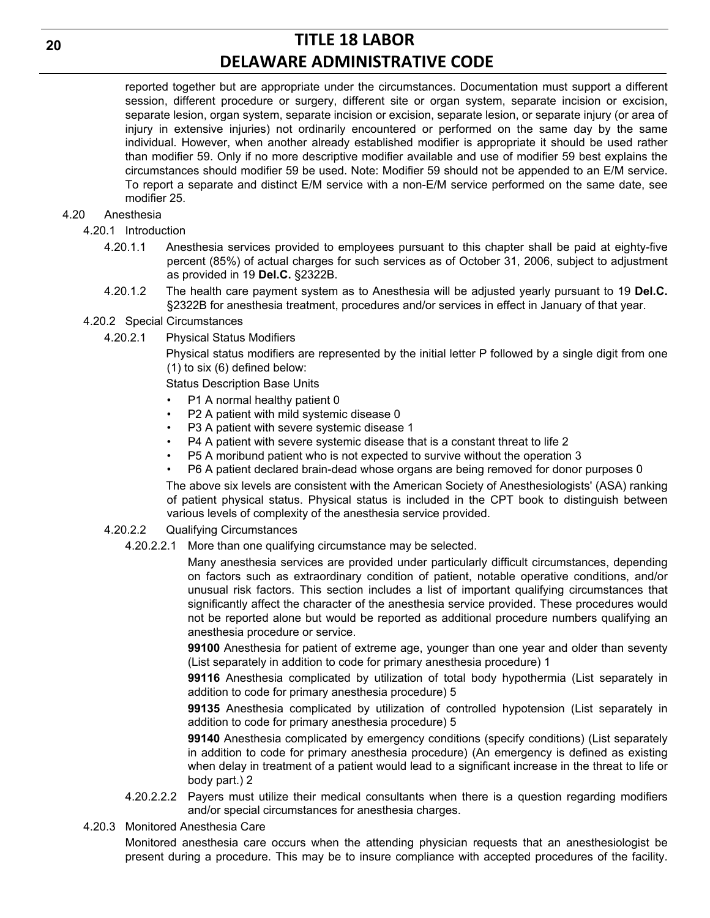reported together but are appropriate under the circumstances. Documentation must support a different session, different procedure or surgery, different site or organ system, separate incision or excision, separate lesion, organ system, separate incision or excision, separate lesion, or separate injury (or area of injury in extensive injuries) not ordinarily encountered or performed on the same day by the same individual. However, when another already established modifier is appropriate it should be used rather than modifier 59. Only if no more descriptive modifier available and use of modifier 59 best explains the circumstances should modifier 59 be used. Note: Modifier 59 should not be appended to an E/M service. To report a separate and distinct E/M service with a non-E/M service performed on the same date, see modifier 25.

4.20 Anesthesia

4.20.1 Introduction

4.20.1.1 Anesthesia services provided to employees pursuant to this chapter shall be paid at eighty-five percent (85%) of actual charges for such services as of October 31, 2006, subject to adjustment as provided in 19 **Del.C.** §2322B.

4.20.1.2 The health care payment system as to Anesthesia will be adjusted yearly pursuant to 19 **Del.C.** §2322B for anesthesia treatment, procedures and/or services in effect in January of that year.

4.20.2 Special Circumstances

4.20.2.1 Physical Status Modifiers

Physical status modifiers are represented by the initial letter P followed by a single digit from one (1) to six (6) defined below:

Status Description Base Units

- P1 A normal healthy patient 0
- P2 A patient with mild systemic disease 0
- P3 A patient with severe systemic disease 1
- P4 A patient with severe systemic disease that is a constant threat to life 2
- P5 A moribund patient who is not expected to survive without the operation 3
- P6 A patient declared brain-dead whose organs are being removed for donor purposes 0

The above six levels are consistent with the American Society of Anesthesiologists' (ASA) ranking of patient physical status. Physical status is included in the CPT book to distinguish between various levels of complexity of the anesthesia service provided.

4.20.2.2 Qualifying Circumstances

4.20.2.2.1 More than one qualifying circumstance may be selected.

Many anesthesia services are provided under particularly difficult circumstances, depending on factors such as extraordinary condition of patient, notable operative conditions, and/or unusual risk factors. This section includes a list of important qualifying circumstances that significantly affect the character of the anesthesia service provided. These procedures would not be reported alone but would be reported as additional procedure numbers qualifying an anesthesia procedure or service.

**99100** Anesthesia for patient of extreme age, younger than one year and older than seventy (List separately in addition to code for primary anesthesia procedure) 1

**99116** Anesthesia complicated by utilization of total body hypothermia (List separately in addition to code for primary anesthesia procedure) 5

**99135** Anesthesia complicated by utilization of controlled hypotension (List separately in addition to code for primary anesthesia procedure) 5

**99140** Anesthesia complicated by emergency conditions (specify conditions) (List separately in addition to code for primary anesthesia procedure) (An emergency is defined as existing when delay in treatment of a patient would lead to a significant increase in the threat to life or body part.) 2

4.20.2.2.2 Payers must utilize their medical consultants when there is a question regarding modifiers and/or special circumstances for anesthesia charges.

4.20.3 Monitored Anesthesia Care

Monitored anesthesia care occurs when the attending physician requests that an anesthesiologist be present during a procedure. This may be to insure compliance with accepted procedures of the facility.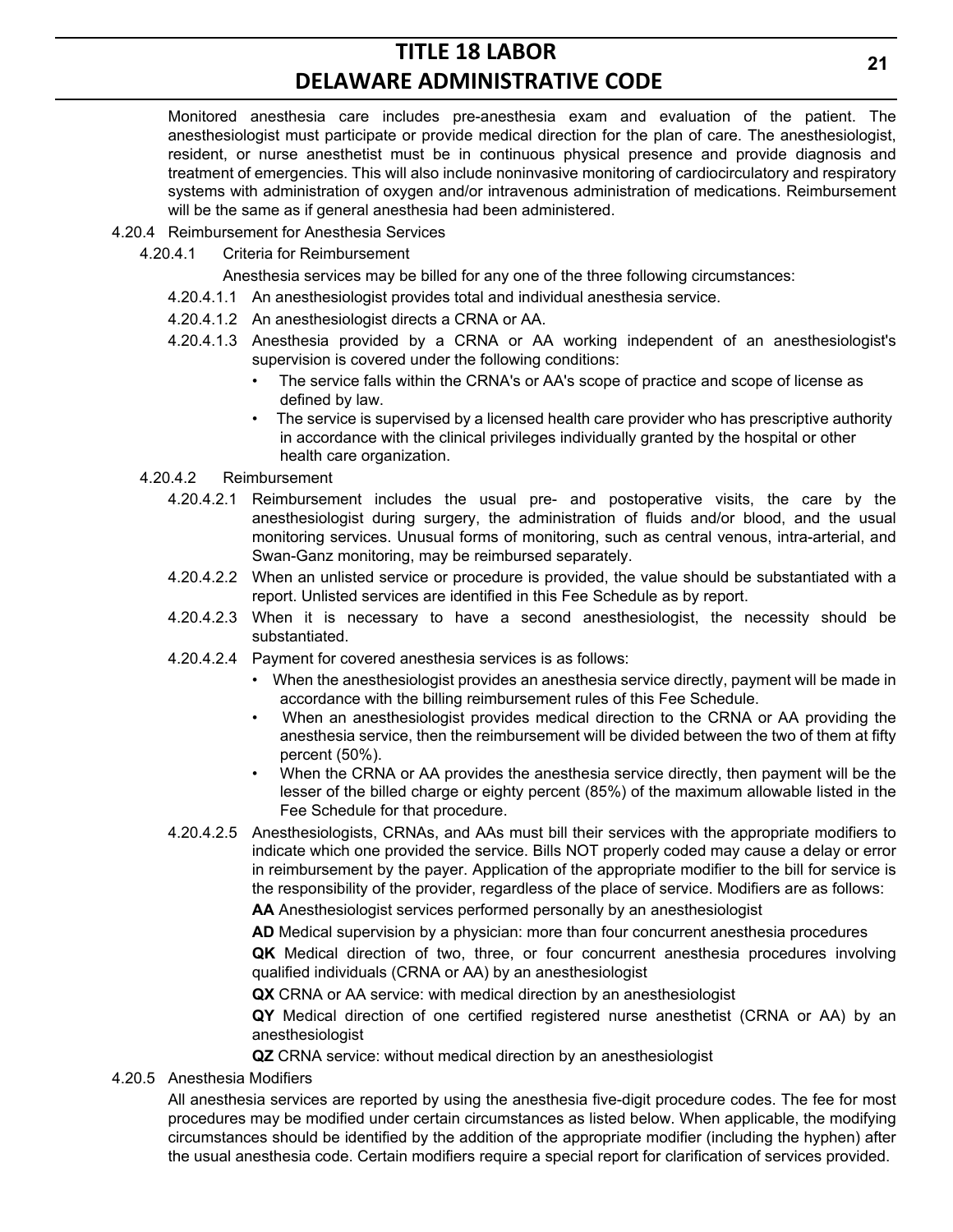Monitored anesthesia care includes pre-anesthesia exam and evaluation of the patient. The anesthesiologist must participate or provide medical direction for the plan of care. The anesthesiologist, resident, or nurse anesthetist must be in continuous physical presence and provide diagnosis and treatment of emergencies. This will also include noninvasive monitoring of cardiocirculatory and respiratory systems with administration of oxygen and/or intravenous administration of medications. Reimbursement will be the same as if general anesthesia had been administered.

4.20.4 Reimbursement for Anesthesia Services

4.20.4.1 Criteria for Reimbursement

Anesthesia services may be billed for any one of the three following circumstances:

4.20.4.1.1 An anesthesiologist provides total and individual anesthesia service.

4.20.4.1.2 An anesthesiologist directs a CRNA or AA.

4.20.4.1.3 Anesthesia provided by a CRNA or AA working independent of an anesthesiologist's supervision is covered under the following conditions:

- The service falls within the CRNA's or AA's scope of practice and scope of license as defined by law.
- The service is supervised by a licensed health care provider who has prescriptive authority in accordance with the clinical privileges individually granted by the hospital or other health care organization.

4.20.4.2 Reimbursement

4.20.4.2.1 Reimbursement includes the usual pre- and postoperative visits, the care by the anesthesiologist during surgery, the administration of fluids and/or blood, and the usual monitoring services. Unusual forms of monitoring, such as central venous, intra-arterial, and Swan-Ganz monitoring, may be reimbursed separately.

4.20.4.2.2 When an unlisted service or procedure is provided, the value should be substantiated with a report. Unlisted services are identified in this Fee Schedule as by report.

4.20.4.2.3 When it is necessary to have a second anesthesiologist, the necessity should be substantiated.

4.20.4.2.4 Payment for covered anesthesia services is as follows:

- When the anesthesiologist provides an anesthesia service directly, payment will be made in accordance with the billing reimbursement rules of this Fee Schedule.
- When an anesthesiologist provides medical direction to the CRNA or AA providing the anesthesia service, then the reimbursement will be divided between the two of them at fifty percent (50%).
- When the CRNA or AA provides the anesthesia service directly, then payment will be the lesser of the billed charge or eighty percent (85%) of the maximum allowable listed in the Fee Schedule for that procedure.

4.20.4.2.5 Anesthesiologists, CRNAs, and AAs must bill their services with the appropriate modifiers to indicate which one provided the service. Bills NOT properly coded may cause a delay or error in reimbursement by the payer. Application of the appropriate modifier to the bill for service is the responsibility of the provider, regardless of the place of service. Modifiers are as follows:

**AA** Anesthesiologist services performed personally by an anesthesiologist

**AD** Medical supervision by a physician: more than four concurrent anesthesia procedures

**QK** Medical direction of two, three, or four concurrent anesthesia procedures involving qualified individuals (CRNA or AA) by an anesthesiologist

**QX** CRNA or AA service: with medical direction by an anesthesiologist

**QY** Medical direction of one certified registered nurse anesthetist (CRNA or AA) by an anesthesiologist

**QZ** CRNA service: without medical direction by an anesthesiologist

4.20.5 Anesthesia Modifiers

All anesthesia services are reported by using the anesthesia five-digit procedure codes. The fee for most procedures may be modified under certain circumstances as listed below. When applicable, the modifying circumstances should be identified by the addition of the appropriate modifier (including the hyphen) after the usual anesthesia code. Certain modifiers require a special report for clarification of services provided.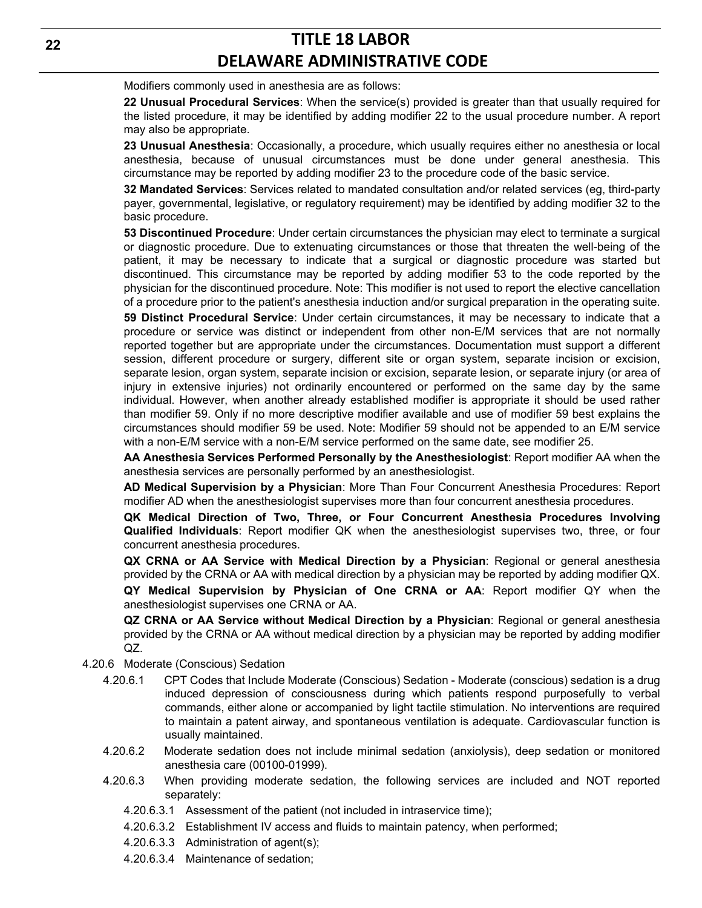Modifiers commonly used in anesthesia are as follows:

**22 Unusual Procedural Services**: When the service(s) provided is greater than that usually required for the listed procedure, it may be identified by adding modifier 22 to the usual procedure number. A report may also be appropriate.

**23 Unusual Anesthesia**: Occasionally, a procedure, which usually requires either no anesthesia or local anesthesia, because of unusual circumstances must be done under general anesthesia. This circumstance may be reported by adding modifier 23 to the procedure code of the basic service.

**32 Mandated Services**: Services related to mandated consultation and/or related services (eg, third-party payer, governmental, legislative, or regulatory requirement) may be identified by adding modifier 32 to the basic procedure.

**53 Discontinued Procedure**: Under certain circumstances the physician may elect to terminate a surgical or diagnostic procedure. Due to extenuating circumstances or those that threaten the well-being of the patient, it may be necessary to indicate that a surgical or diagnostic procedure was started but discontinued. This circumstance may be reported by adding modifier 53 to the code reported by the physician for the discontinued procedure. Note: This modifier is not used to report the elective cancellation of a procedure prior to the patient's anesthesia induction and/or surgical preparation in the operating suite.

**59 Distinct Procedural Service**: Under certain circumstances, it may be necessary to indicate that a procedure or service was distinct or independent from other non-E/M services that are not normally reported together but are appropriate under the circumstances. Documentation must support a different session, different procedure or surgery, different site or organ system, separate incision or excision, separate lesion, organ system, separate incision or excision, separate lesion, or separate injury (or area of injury in extensive injuries) not ordinarily encountered or performed on the same day by the same individual. However, when another already established modifier is appropriate it should be used rather than modifier 59. Only if no more descriptive modifier available and use of modifier 59 best explains the circumstances should modifier 59 be used. Note: Modifier 59 should not be appended to an E/M service with a non-E/M service with a non-E/M service performed on the same date, see modifier 25.

**AA Anesthesia Services Performed Personally by the Anesthesiologist**: Report modifier AA when the anesthesia services are personally performed by an anesthesiologist.

**AD Medical Supervision by a Physician**: More Than Four Concurrent Anesthesia Procedures: Report modifier AD when the anesthesiologist supervises more than four concurrent anesthesia procedures.

**QK Medical Direction of Two, Three, or Four Concurrent Anesthesia Procedures Involving Qualified Individuals**: Report modifier QK when the anesthesiologist supervises two, three, or four concurrent anesthesia procedures.

**QX CRNA or AA Service with Medical Direction by a Physician**: Regional or general anesthesia provided by the CRNA or AA with medical direction by a physician may be reported by adding modifier QX.

**QY Medical Supervision by Physician of One CRNA or AA**: Report modifier QY when the anesthesiologist supervises one CRNA or AA.

**QZ CRNA or AA Service without Medical Direction by a Physician**: Regional or general anesthesia provided by the CRNA or AA without medical direction by a physician may be reported by adding modifier QZ.

4.20.6 Moderate (Conscious) Sedation

4.20.6.1 CPT Codes that Include Moderate (Conscious) Sedation - Moderate (conscious) sedation is a drug induced depression of consciousness during which patients respond purposefully to verbal commands, either alone or accompanied by light tactile stimulation. No interventions are required to maintain a patent airway, and spontaneous ventilation is adequate. Cardiovascular function is usually maintained.

4.20.6.2 Moderate sedation does not include minimal sedation (anxiolysis), deep sedation or monitored anesthesia care (00100-01999).

4.20.6.3 When providing moderate sedation, the following services are included and NOT reported separately:

4.20.6.3.1 Assessment of the patient (not included in intraservice time);

4.20.6.3.2 Establishment IV access and fluids to maintain patency, when performed;

4.20.6.3.3 Administration of agent(s);

4.20.6.3.4 Maintenance of sedation;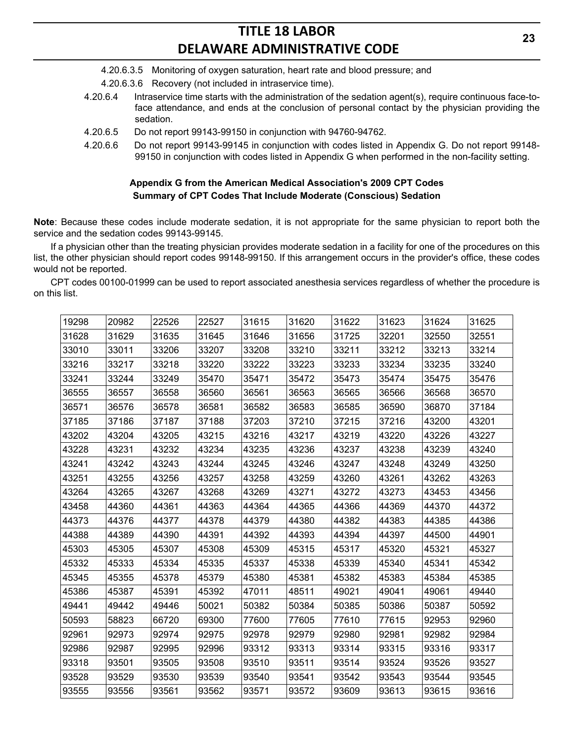4.20.6.3.5 Monitoring of oxygen saturation, heart rate and blood pressure; and

4.20.6.3.6 Recovery (not included in intraservice time).

4.20.6.4 Intraservice time starts with the administration of the sedation agent(s), require continuous face-to-face attendance, and ends at the conclusion of personal contact by the physician providing the sedation.

4.20.6.5 Do not report 99143-99150 in conjunction with 94760-94762.

4.20.6.6 Do not report 99143-99145 in conjunction with codes listed in Appendix G. Do not report 99148-99150 in conjunction with codes listed in Appendix G when performed in the non-facility setting.

**Appendix G from the American Medical Association's 2009 CPT Codes**
**Summary of CPT Codes That Include Moderate (Conscious) Sedation**

**Note**: Because these codes include moderate sedation, it is not appropriate for the same physician to report both the service and the sedation codes 99143-99145.

If a physician other than the treating physician provides moderate sedation in a facility for one of the procedures on this list, the other physician should report codes 99148-99150. If this arrangement occurs in the provider's office, these codes would not be reported.

CPT codes 00100-01999 can be used to report associated anesthesia services regardless of whether the procedure is on this list.

| | | | | | | | | | |
|---|---|---|---|---|---|---|---|---|---|
| 19298 | 20982 | 22526 | 22527 | 31615 | 31620 | 31622 | 31623 | 31624 | 31625 |
| 31628 | 31629 | 31635 | 31645 | 31646 | 31656 | 31725 | 32201 | 32550 | 32551 |
| 33010 | 33011 | 33206 | 33207 | 33208 | 33210 | 33211 | 33212 | 33213 | 33214 |
| 33216 | 33217 | 33218 | 33220 | 33222 | 33223 | 33233 | 33234 | 33235 | 33240 |
| 33241 | 33244 | 33249 | 35470 | 35471 | 35472 | 35473 | 35474 | 35475 | 35476 |
| 36555 | 36557 | 36558 | 36560 | 36561 | 36563 | 36565 | 36566 | 36568 | 36570 |
| 36571 | 36576 | 36578 | 36581 | 36582 | 36583 | 36585 | 36590 | 36870 | 37184 |
| 37185 | 37186 | 37187 | 37188 | 37203 | 37210 | 37215 | 37216 | 43200 | 43201 |
| 43202 | 43204 | 43205 | 43215 | 43216 | 43217 | 43219 | 43220 | 43226 | 43227 |
| 43228 | 43231 | 43232 | 43234 | 43235 | 43236 | 43237 | 43238 | 43239 | 43240 |
| 43241 | 43242 | 43243 | 43244 | 43245 | 43246 | 43247 | 43248 | 43249 | 43250 |
| 43251 | 43255 | 43256 | 43257 | 43258 | 43259 | 43260 | 43261 | 43262 | 43263 |
| 43264 | 43265 | 43267 | 43268 | 43269 | 43271 | 43272 | 43273 | 43453 | 43456 |
| 43458 | 44360 | 44361 | 44363 | 44364 | 44365 | 44366 | 44369 | 44370 | 44372 |
| 44373 | 44376 | 44377 | 44378 | 44379 | 44380 | 44382 | 44383 | 44385 | 44386 |
| 44388 | 44389 | 44390 | 44391 | 44392 | 44393 | 44394 | 44397 | 44500 | 44901 |
| 45303 | 45305 | 45307 | 45308 | 45309 | 45315 | 45317 | 45320 | 45321 | 45327 |
| 45332 | 45333 | 45334 | 45335 | 45337 | 45338 | 45339 | 45340 | 45341 | 45342 |
| 45345 | 45355 | 45378 | 45379 | 45380 | 45381 | 45382 | 45383 | 45384 | 45385 |
| 45386 | 45387 | 45391 | 45392 | 47011 | 48511 | 49021 | 49041 | 49061 | 49440 |
| 49441 | 49442 | 49446 | 50021 | 50382 | 50384 | 50385 | 50386 | 50387 | 50592 |
| 50593 | 58823 | 66720 | 69300 | 77600 | 77605 | 77610 | 77615 | 92953 | 92960 |
| 92961 | 92973 | 92974 | 92975 | 92978 | 92979 | 92980 | 92981 | 92982 | 92984 |
| 92986 | 92987 | 92995 | 92996 | 93312 | 93313 | 93314 | 93315 | 93316 | 93317 |
| 93318 | 93501 | 93505 | 93508 | 93510 | 93511 | 93514 | 93524 | 93526 | 93527 |
| 93528 | 93529 | 93530 | 93539 | 93540 | 93541 | 93542 | 93543 | 93544 | 93545 |
| 93555 | 93556 | 93561 | 93562 | 93571 | 93572 | 93609 | 93613 | 93615 | 93616 |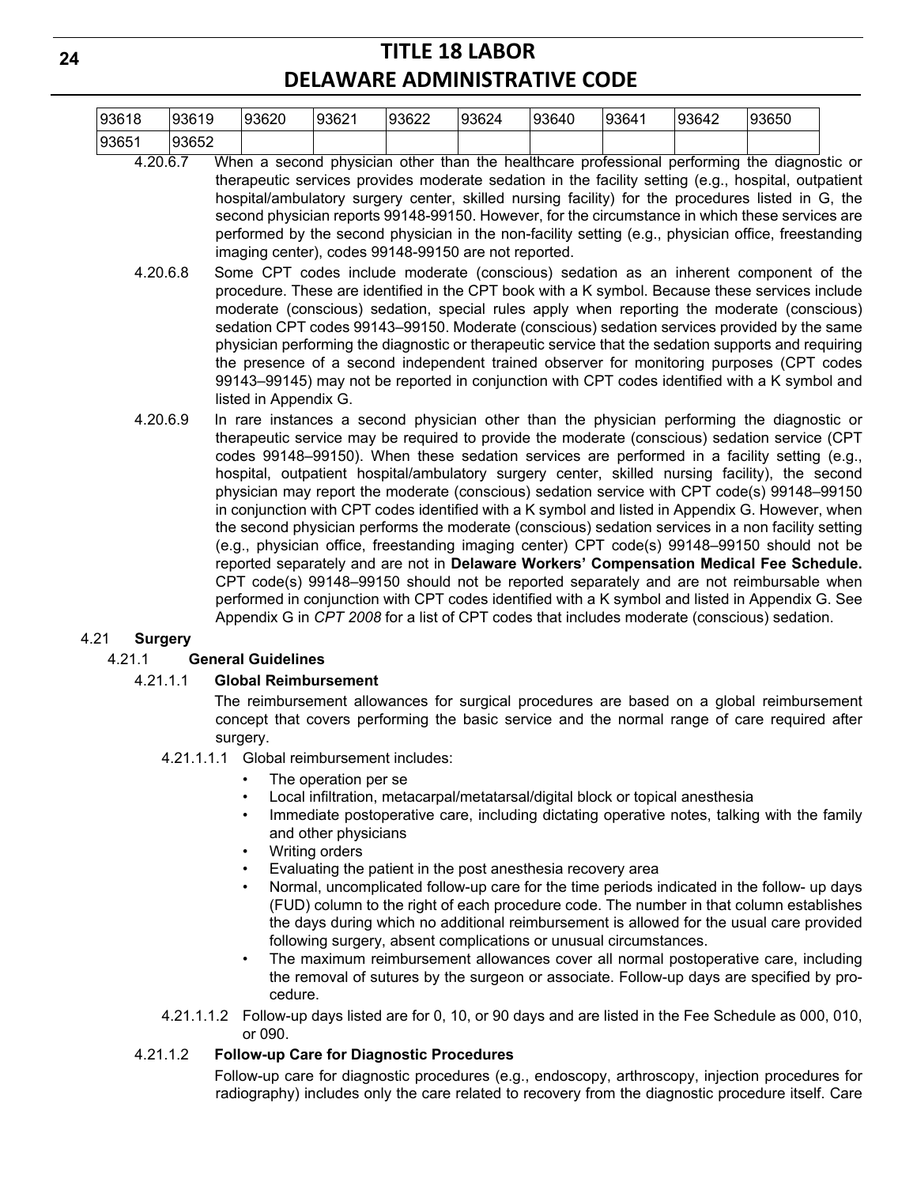| 93618 | 93619 | 93620 | 93621 | 93622 | 93624 | 93640 | 93641 | 93642 | 93650 |
|---|---|---|---|---|---|---|---|---|---|
| 93651 | 93652 | | | | | | | | |

4.20.6.7 When a second physician other than the healthcare professional performing the diagnostic or therapeutic services provides moderate sedation in the facility setting (e.g., hospital, outpatient hospital/ambulatory surgery center, skilled nursing facility) for the procedures listed in G, the second physician reports 99148-99150. However, for the circumstance in which these services are performed by the second physician in the non-facility setting (e.g., physician office, freestanding imaging center), codes 99148-99150 are not reported.

4.20.6.8 Some CPT codes include moderate (conscious) sedation as an inherent component of the procedure. These are identified in the CPT book with a K symbol. Because these services include moderate (conscious) sedation, special rules apply when reporting the moderate (conscious) sedation CPT codes 99143–99150. Moderate (conscious) sedation services provided by the same physician performing the diagnostic or therapeutic service that the sedation supports and requiring the presence of a second independent trained observer for monitoring purposes (CPT codes 99143–99145) may not be reported in conjunction with CPT codes identified with a K symbol and listed in Appendix G.

4.20.6.9 In rare instances a second physician other than the physician performing the diagnostic or therapeutic service may be required to provide the moderate (conscious) sedation service (CPT codes 99148–99150). When these sedation services are performed in a facility setting (e.g., hospital, outpatient hospital/ambulatory surgery center, skilled nursing facility), the second physician may report the moderate (conscious) sedation service with CPT code(s) 99148–99150 in conjunction with CPT codes identified with a K symbol and listed in Appendix G. However, when the second physician performs the moderate (conscious) sedation services in a non facility setting (e.g., physician office, freestanding imaging center) CPT code(s) 99148–99150 should not be reported separately and are not in **Delaware Workers' Compensation Medical Fee Schedule.** CPT code(s) 99148–99150 should not be reported separately and are not reimbursable when performed in conjunction with CPT codes identified with a K symbol and listed in Appendix G. See Appendix G in *CPT 2008* for a list of CPT codes that includes moderate (conscious) sedation.

4.21 **Surgery**

4.21.1 **General Guidelines**

4.21.1.1 **Global Reimbursement**

The reimbursement allowances for surgical procedures are based on a global reimbursement concept that covers performing the basic service and the normal range of care required after surgery.

4.21.1.1.1 Global reimbursement includes:

- The operation per se
- Local infiltration, metacarpal/metatarsal/digital block or topical anesthesia
- Immediate postoperative care, including dictating operative notes, talking with the family and other physicians
- Writing orders
- Evaluating the patient in the post anesthesia recovery area
- Normal, uncomplicated follow-up care for the time periods indicated in the follow- up days (FUD) column to the right of each procedure code. The number in that column establishes the days during which no additional reimbursement is allowed for the usual care provided following surgery, absent complications or unusual circumstances.
- The maximum reimbursement allowances cover all normal postoperative care, including the removal of sutures by the surgeon or associate. Follow-up days are specified by procedure.

4.21.1.1.2 Follow-up days listed are for 0, 10, or 90 days and are listed in the Fee Schedule as 000, 010, or 090.

4.21.1.2 **Follow-up Care for Diagnostic Procedures**

Follow-up care for diagnostic procedures (e.g., endoscopy, arthroscopy, injection procedures for radiography) includes only the care related to recovery from the diagnostic procedure itself. Care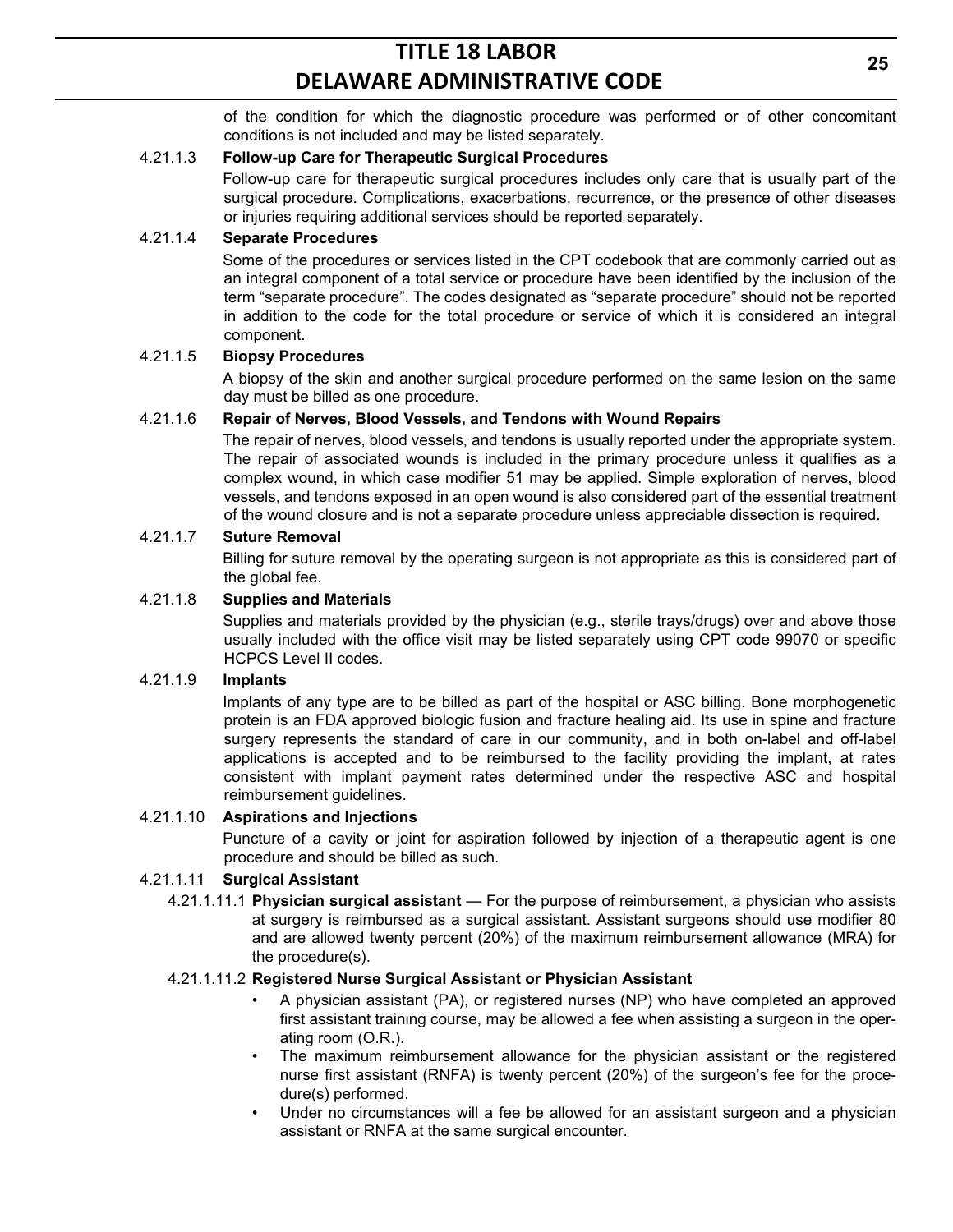of the condition for which the diagnostic procedure was performed or of other concomitant conditions is not included and may be listed separately.

4.21.1.3 **Follow-up Care for Therapeutic Surgical Procedures**

Follow-up care for therapeutic surgical procedures includes only care that is usually part of the surgical procedure. Complications, exacerbations, recurrence, or the presence of other diseases or injuries requiring additional services should be reported separately.

4.21.1.4 **Separate Procedures**

Some of the procedures or services listed in the CPT codebook that are commonly carried out as an integral component of a total service or procedure have been identified by the inclusion of the term "separate procedure". The codes designated as "separate procedure" should not be reported in addition to the code for the total procedure or service of which it is considered an integral component.

4.21.1.5 **Biopsy Procedures**

A biopsy of the skin and another surgical procedure performed on the same lesion on the same day must be billed as one procedure.

4.21.1.6 **Repair of Nerves, Blood Vessels, and Tendons with Wound Repairs**

The repair of nerves, blood vessels, and tendons is usually reported under the appropriate system. The repair of associated wounds is included in the primary procedure unless it qualifies as a complex wound, in which case modifier 51 may be applied. Simple exploration of nerves, blood vessels, and tendons exposed in an open wound is also considered part of the essential treatment of the wound closure and is not a separate procedure unless appreciable dissection is required.

4.21.1.7 **Suture Removal**

Billing for suture removal by the operating surgeon is not appropriate as this is considered part of the global fee.

4.21.1.8 **Supplies and Materials**

Supplies and materials provided by the physician (e.g., sterile trays/drugs) over and above those usually included with the office visit may be listed separately using CPT code 99070 or specific HCPCS Level II codes.

4.21.1.9 **Implants**

Implants of any type are to be billed as part of the hospital or ASC billing. Bone morphogenetic protein is an FDA approved biologic fusion and fracture healing aid. Its use in spine and fracture surgery represents the standard of care in our community, and in both on-label and off-label applications is accepted and to be reimbursed to the facility providing the implant, at rates consistent with implant payment rates determined under the respective ASC and hospital reimbursement guidelines.

4.21.1.10 **Aspirations and Injections**

Puncture of a cavity or joint for aspiration followed by injection of a therapeutic agent is one procedure and should be billed as such.

4.21.1.11 **Surgical Assistant**

4.21.1.11.1 **Physician surgical assistant** — For the purpose of reimbursement, a physician who assists at surgery is reimbursed as a surgical assistant. Assistant surgeons should use modifier 80 and are allowed twenty percent (20%) of the maximum reimbursement allowance (MRA) for the procedure(s).

4.21.1.11.2 **Registered Nurse Surgical Assistant or Physician Assistant**

- A physician assistant (PA), or registered nurses (NP) who have completed an approved first assistant training course, may be allowed a fee when assisting a surgeon in the operating room (O.R.).
- The maximum reimbursement allowance for the physician assistant or the registered nurse first assistant (RNFA) is twenty percent (20%) of the surgeon's fee for the procedure(s) performed.
- Under no circumstances will a fee be allowed for an assistant surgeon and a physician assistant or RNFA at the same surgical encounter.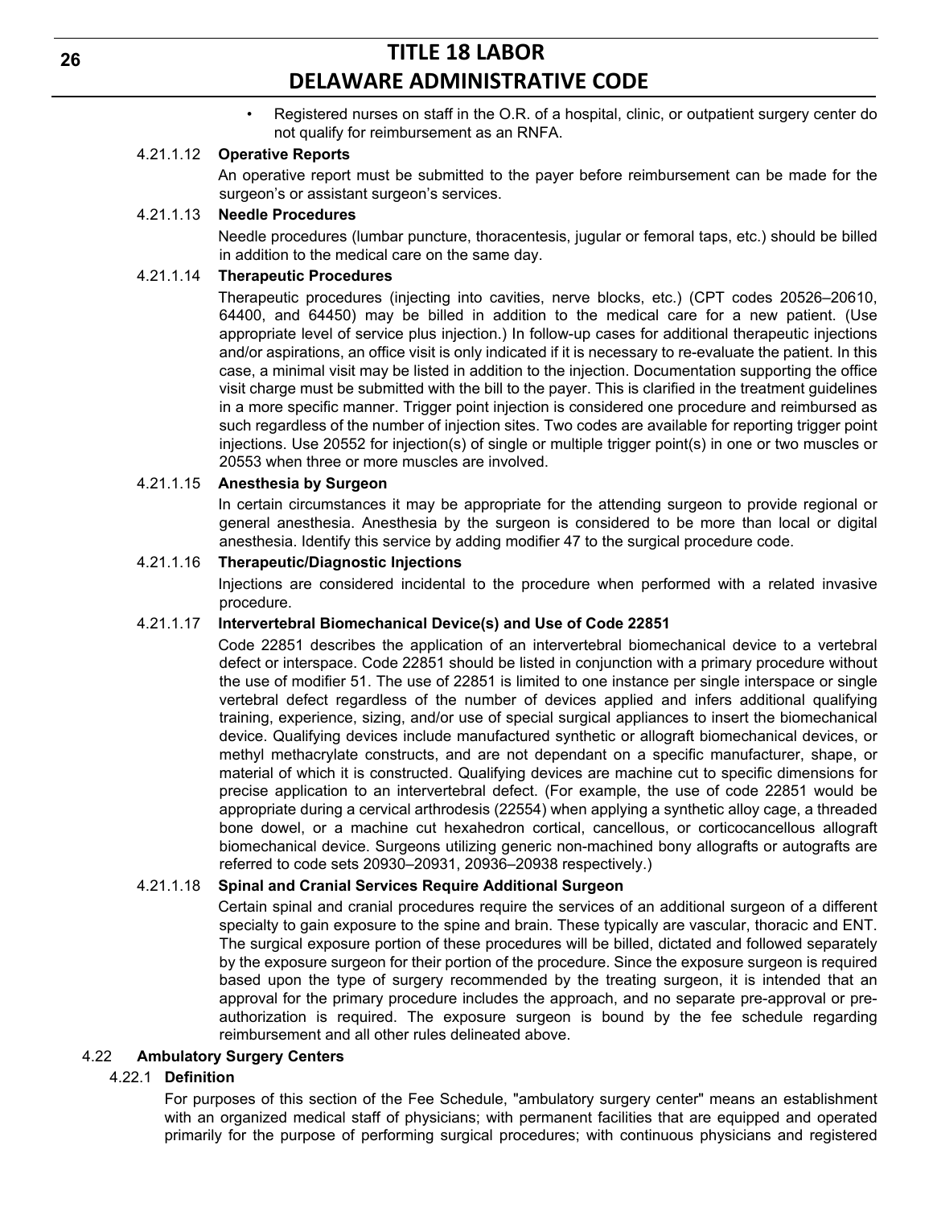- Registered nurses on staff in the O.R. of a hospital, clinic, or outpatient surgery center do not qualify for reimbursement as an RNFA.

4.21.1.12 **Operative Reports**

An operative report must be submitted to the payer before reimbursement can be made for the surgeon's or assistant surgeon's services.

4.21.1.13 **Needle Procedures**

Needle procedures (lumbar puncture, thoracentesis, jugular or femoral taps, etc.) should be billed in addition to the medical care on the same day.

4.21.1.14 **Therapeutic Procedures**

Therapeutic procedures (injecting into cavities, nerve blocks, etc.) (CPT codes 20526–20610, 64400, and 64450) may be billed in addition to the medical care for a new patient. (Use appropriate level of service plus injection.) In follow-up cases for additional therapeutic injections and/or aspirations, an office visit is only indicated if it is necessary to re-evaluate the patient. In this case, a minimal visit may be listed in addition to the injection. Documentation supporting the office visit charge must be submitted with the bill to the payer. This is clarified in the treatment guidelines in a more specific manner. Trigger point injection is considered one procedure and reimbursed as such regardless of the number of injection sites. Two codes are available for reporting trigger point injections. Use 20552 for injection(s) of single or multiple trigger point(s) in one or two muscles or 20553 when three or more muscles are involved.

4.21.1.15 **Anesthesia by Surgeon**

In certain circumstances it may be appropriate for the attending surgeon to provide regional or general anesthesia. Anesthesia by the surgeon is considered to be more than local or digital anesthesia. Identify this service by adding modifier 47 to the surgical procedure code.

4.21.1.16 **Therapeutic/Diagnostic Injections**

Injections are considered incidental to the procedure when performed with a related invasive procedure.

4.21.1.17 **Intervertebral Biomechanical Device(s) and Use of Code 22851**

Code 22851 describes the application of an intervertebral biomechanical device to a vertebral defect or interspace. Code 22851 should be listed in conjunction with a primary procedure without the use of modifier 51. The use of 22851 is limited to one instance per single interspace or single vertebral defect regardless of the number of devices applied and infers additional qualifying training, experience, sizing, and/or use of special surgical appliances to insert the biomechanical device. Qualifying devices include manufactured synthetic or allograft biomechanical devices, or methyl methacrylate constructs, and are not dependant on a specific manufacturer, shape, or material of which it is constructed. Qualifying devices are machine cut to specific dimensions for precise application to an intervertebral defect. (For example, the use of code 22851 would be appropriate during a cervical arthrodesis (22554) when applying a synthetic alloy cage, a threaded bone dowel, or a machine cut hexahedron cortical, cancellous, or corticocancellous allograft biomechanical device. Surgeons utilizing generic non-machined bony allografts or autografts are referred to code sets 20930–20931, 20936–20938 respectively.)

4.21.1.18 **Spinal and Cranial Services Require Additional Surgeon**

Certain spinal and cranial procedures require the services of an additional surgeon of a different specialty to gain exposure to the spine and brain. These typically are vascular, thoracic and ENT. The surgical exposure portion of these procedures will be billed, dictated and followed separately by the exposure surgeon for their portion of the procedure. Since the exposure surgeon is required based upon the type of surgery recommended by the treating surgeon, it is intended that an approval for the primary procedure includes the approach, and no separate pre-approval or pre-authorization is required. The exposure surgeon is bound by the fee schedule regarding reimbursement and all other rules delineated above.

4.22 **Ambulatory Surgery Centers**

4.22.1 **Definition**

For purposes of this section of the Fee Schedule, "ambulatory surgery center" means an establishment with an organized medical staff of physicians; with permanent facilities that are equipped and operated primarily for the purpose of performing surgical procedures; with continuous physicians and registered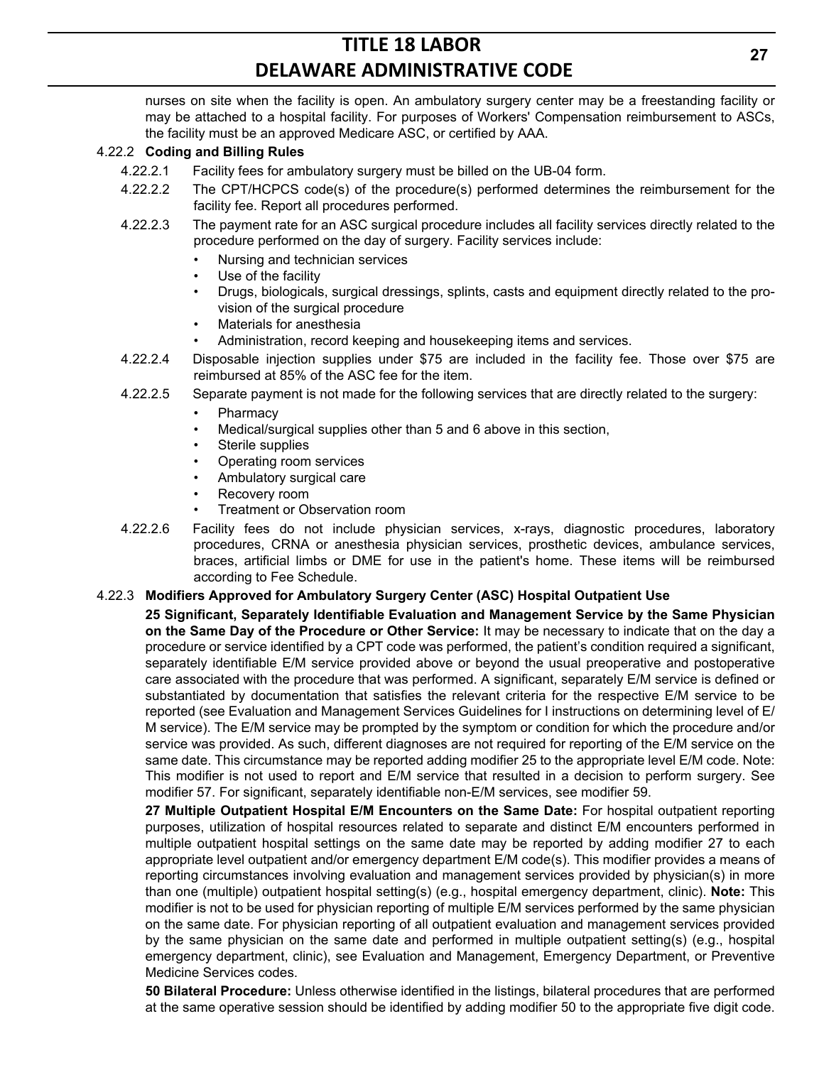nurses on site when the facility is open. An ambulatory surgery center may be a freestanding facility or may be attached to a hospital facility. For purposes of Workers' Compensation reimbursement to ASCs, the facility must be an approved Medicare ASC, or certified by AAA.

4.22.2 **Coding and Billing Rules**

4.22.2.1 Facility fees for ambulatory surgery must be billed on the UB-04 form.

4.22.2.2 The CPT/HCPCS code(s) of the procedure(s) performed determines the reimbursement for the facility fee. Report all procedures performed.

4.22.2.3 The payment rate for an ASC surgical procedure includes all facility services directly related to the procedure performed on the day of surgery. Facility services include:

- Nursing and technician services
- Use of the facility
- Drugs, biologicals, surgical dressings, splints, casts and equipment directly related to the provision of the surgical procedure
- Materials for anesthesia
- Administration, record keeping and housekeeping items and services.

4.22.2.4 Disposable injection supplies under $75 are included in the facility fee. Those over $75 are reimbursed at 85% of the ASC fee for the item.

4.22.2.5 Separate payment is not made for the following services that are directly related to the surgery:

- Pharmacy
- Medical/surgical supplies other than 5 and 6 above in this section,
- Sterile supplies
- Operating room services
- Ambulatory surgical care
- Recovery room
- Treatment or Observation room

4.22.2.6 Facility fees do not include physician services, x-rays, diagnostic procedures, laboratory procedures, CRNA or anesthesia physician services, prosthetic devices, ambulance services, braces, artificial limbs or DME for use in the patient's home. These items will be reimbursed according to Fee Schedule.

4.22.3 **Modifiers Approved for Ambulatory Surgery Center (ASC) Hospital Outpatient Use**

**25 Significant, Separately Identifiable Evaluation and Management Service by the Same Physician on the Same Day of the Procedure or Other Service:** It may be necessary to indicate that on the day a procedure or service identified by a CPT code was performed, the patient's condition required a significant, separately identifiable E/M service provided above or beyond the usual preoperative and postoperative care associated with the procedure that was performed. A significant, separately E/M service is defined or substantiated by documentation that satisfies the relevant criteria for the respective E/M service to be reported (see Evaluation and Management Services Guidelines for l instructions on determining level of E/M service). The E/M service may be prompted by the symptom or condition for which the procedure and/or service was provided. As such, different diagnoses are not required for reporting of the E/M service on the same date. This circumstance may be reported adding modifier 25 to the appropriate level E/M code. Note: This modifier is not used to report and E/M service that resulted in a decision to perform surgery. See modifier 57. For significant, separately identifiable non-E/M services, see modifier 59.

**27 Multiple Outpatient Hospital E/M Encounters on the Same Date:** For hospital outpatient reporting purposes, utilization of hospital resources related to separate and distinct E/M encounters performed in multiple outpatient hospital settings on the same date may be reported by adding modifier 27 to each appropriate level outpatient and/or emergency department E/M code(s). This modifier provides a means of reporting circumstances involving evaluation and management services provided by physician(s) in more than one (multiple) outpatient hospital setting(s) (e.g., hospital emergency department, clinic). **Note:** This modifier is not to be used for physician reporting of multiple E/M services performed by the same physician on the same date. For physician reporting of all outpatient evaluation and management services provided by the same physician on the same date and performed in multiple outpatient setting(s) (e.g., hospital emergency department, clinic), see Evaluation and Management, Emergency Department, or Preventive Medicine Services codes.

**50 Bilateral Procedure:** Unless otherwise identified in the listings, bilateral procedures that are performed at the same operative session should be identified by adding modifier 50 to the appropriate five digit code.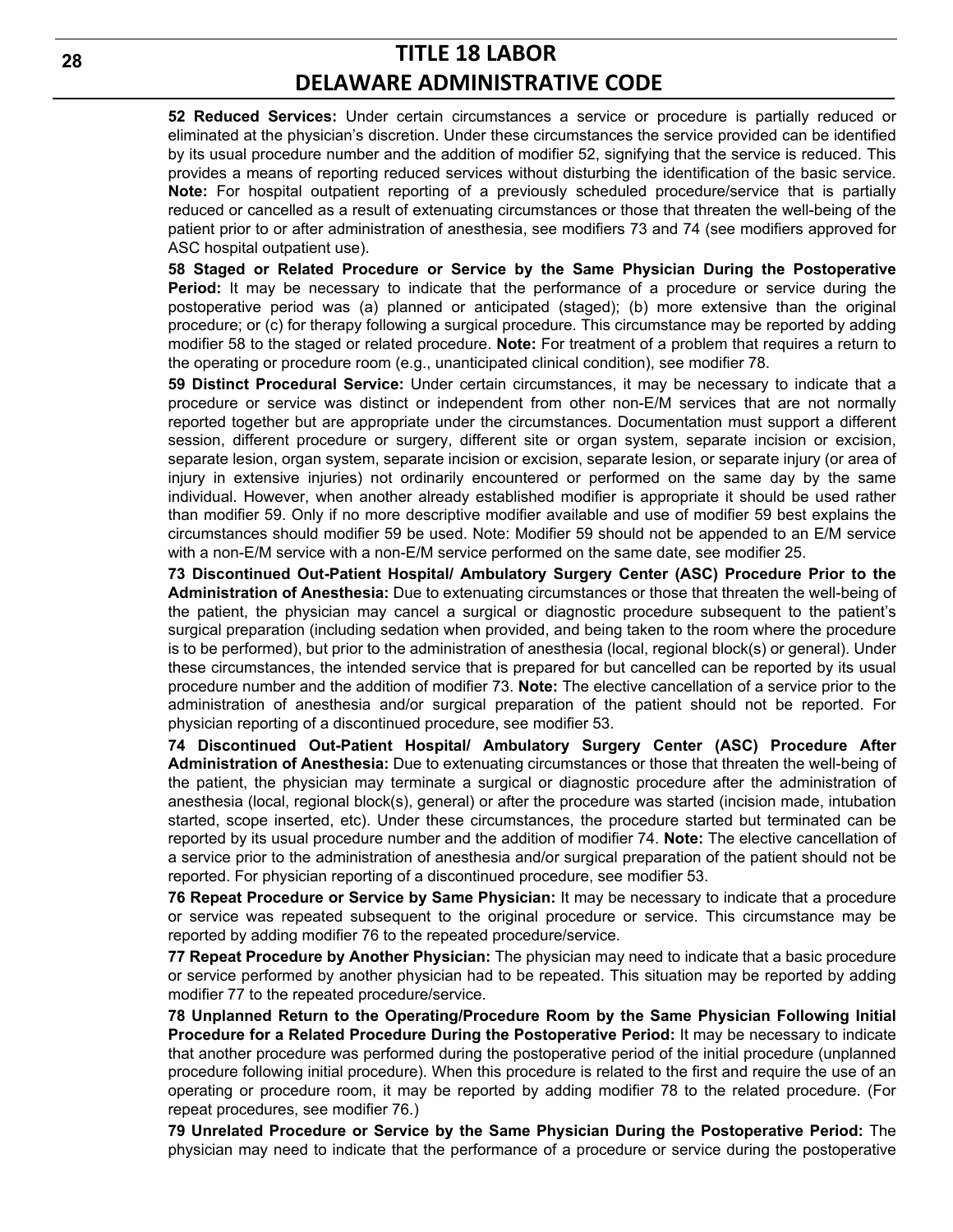**52 Reduced Services:** Under certain circumstances a service or procedure is partially reduced or eliminated at the physician's discretion. Under these circumstances the service provided can be identified by its usual procedure number and the addition of modifier 52, signifying that the service is reduced. This provides a means of reporting reduced services without disturbing the identification of the basic service. **Note:** For hospital outpatient reporting of a previously scheduled procedure/service that is partially reduced or cancelled as a result of extenuating circumstances or those that threaten the well-being of the patient prior to or after administration of anesthesia, see modifiers 73 and 74 (see modifiers approved for ASC hospital outpatient use).

**58 Staged or Related Procedure or Service by the Same Physician During the Postoperative Period:** It may be necessary to indicate that the performance of a procedure or service during the postoperative period was (a) planned or anticipated (staged); (b) more extensive than the original procedure; or (c) for therapy following a surgical procedure. This circumstance may be reported by adding modifier 58 to the staged or related procedure. **Note:** For treatment of a problem that requires a return to the operating or procedure room (e.g., unanticipated clinical condition), see modifier 78.

**59 Distinct Procedural Service:** Under certain circumstances, it may be necessary to indicate that a procedure or service was distinct or independent from other non-E/M services that are not normally reported together but are appropriate under the circumstances. Documentation must support a different session, different procedure or surgery, different site or organ system, separate incision or excision, separate lesion, organ system, separate incision or excision, separate lesion, or separate injury (or area of injury in extensive injuries) not ordinarily encountered or performed on the same day by the same individual. However, when another already established modifier is appropriate it should be used rather than modifier 59. Only if no more descriptive modifier available and use of modifier 59 best explains the circumstances should modifier 59 be used. Note: Modifier 59 should not be appended to an E/M service with a non-E/M service with a non-E/M service performed on the same date, see modifier 25.

**73 Discontinued Out-Patient Hospital/ Ambulatory Surgery Center (ASC) Procedure Prior to the Administration of Anesthesia:** Due to extenuating circumstances or those that threaten the well-being of the patient, the physician may cancel a surgical or diagnostic procedure subsequent to the patient's surgical preparation (including sedation when provided, and being taken to the room where the procedure is to be performed), but prior to the administration of anesthesia (local, regional block(s) or general). Under these circumstances, the intended service that is prepared for but cancelled can be reported by its usual procedure number and the addition of modifier 73. **Note:** The elective cancellation of a service prior to the administration of anesthesia and/or surgical preparation of the patient should not be reported. For physician reporting of a discontinued procedure, see modifier 53.

**74 Discontinued Out-Patient Hospital/ Ambulatory Surgery Center (ASC) Procedure After Administration of Anesthesia:** Due to extenuating circumstances or those that threaten the well-being of the patient, the physician may terminate a surgical or diagnostic procedure after the administration of anesthesia (local, regional block(s), general) or after the procedure was started (incision made, intubation started, scope inserted, etc). Under these circumstances, the procedure started but terminated can be reported by its usual procedure number and the addition of modifier 74. **Note:** The elective cancellation of a service prior to the administration of anesthesia and/or surgical preparation of the patient should not be reported. For physician reporting of a discontinued procedure, see modifier 53.

**76 Repeat Procedure or Service by Same Physician:** It may be necessary to indicate that a procedure or service was repeated subsequent to the original procedure or service. This circumstance may be reported by adding modifier 76 to the repeated procedure/service.

**77 Repeat Procedure by Another Physician:** The physician may need to indicate that a basic procedure or service performed by another physician had to be repeated. This situation may be reported by adding modifier 77 to the repeated procedure/service.

**78 Unplanned Return to the Operating/Procedure Room by the Same Physician Following Initial Procedure for a Related Procedure During the Postoperative Period:** It may be necessary to indicate that another procedure was performed during the postoperative period of the initial procedure (unplanned procedure following initial procedure). When this procedure is related to the first and require the use of an operating or procedure room, it may be reported by adding modifier 78 to the related procedure. (For repeat procedures, see modifier 76.)

**79 Unrelated Procedure or Service by the Same Physician During the Postoperative Period:** The physician may need to indicate that the performance of a procedure or service during the postoperative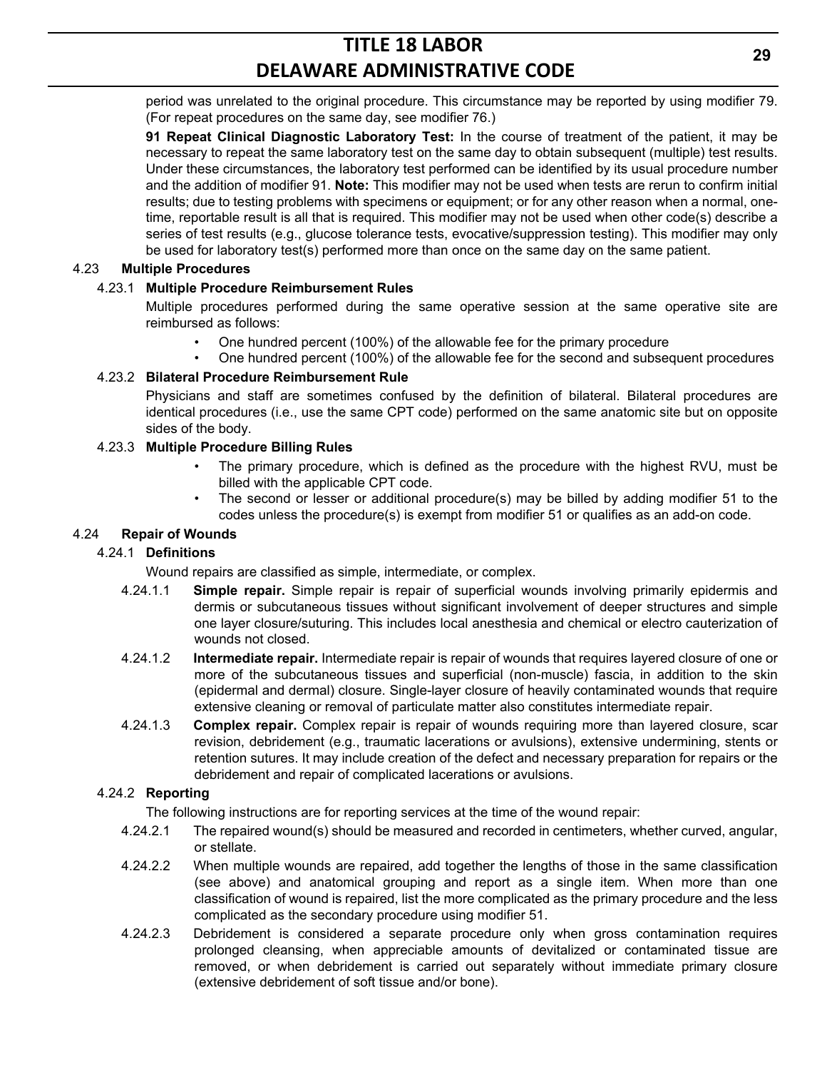period was unrelated to the original procedure. This circumstance may be reported by using modifier 79. (For repeat procedures on the same day, see modifier 76.)

**91 Repeat Clinical Diagnostic Laboratory Test:** In the course of treatment of the patient, it may be necessary to repeat the same laboratory test on the same day to obtain subsequent (multiple) test results. Under these circumstances, the laboratory test performed can be identified by its usual procedure number and the addition of modifier 91. **Note:** This modifier may not be used when tests are rerun to confirm initial results; due to testing problems with specimens or equipment; or for any other reason when a normal, one-time, reportable result is all that is required. This modifier may not be used when other code(s) describe a series of test results (e.g., glucose tolerance tests, evocative/suppression testing). This modifier may only be used for laboratory test(s) performed more than once on the same day on the same patient.

4.23 **Multiple Procedures**

4.23.1 **Multiple Procedure Reimbursement Rules**

Multiple procedures performed during the same operative session at the same operative site are reimbursed as follows:

- One hundred percent (100%) of the allowable fee for the primary procedure
- One hundred percent (100%) of the allowable fee for the second and subsequent procedures

4.23.2 **Bilateral Procedure Reimbursement Rule**

Physicians and staff are sometimes confused by the definition of bilateral. Bilateral procedures are identical procedures (i.e., use the same CPT code) performed on the same anatomic site but on opposite sides of the body.

4.23.3 **Multiple Procedure Billing Rules**

- The primary procedure, which is defined as the procedure with the highest RVU, must be billed with the applicable CPT code.
- The second or lesser or additional procedure(s) may be billed by adding modifier 51 to the codes unless the procedure(s) is exempt from modifier 51 or qualifies as an add-on code.

4.24 **Repair of Wounds**

4.24.1 **Definitions**

Wound repairs are classified as simple, intermediate, or complex.

4.24.1.1 **Simple repair.** Simple repair is repair of superficial wounds involving primarily epidermis and dermis or subcutaneous tissues without significant involvement of deeper structures and simple one layer closure/suturing. This includes local anesthesia and chemical or electro cauterization of wounds not closed.

4.24.1.2 **Intermediate repair.** Intermediate repair is repair of wounds that requires layered closure of one or more of the subcutaneous tissues and superficial (non-muscle) fascia, in addition to the skin (epidermal and dermal) closure. Single-layer closure of heavily contaminated wounds that require extensive cleaning or removal of particulate matter also constitutes intermediate repair.

4.24.1.3 **Complex repair.** Complex repair is repair of wounds requiring more than layered closure, scar revision, debridement (e.g., traumatic lacerations or avulsions), extensive undermining, stents or retention sutures. It may include creation of the defect and necessary preparation for repairs or the debridement and repair of complicated lacerations or avulsions.

4.24.2 **Reporting**

The following instructions are for reporting services at the time of the wound repair:

4.24.2.1 The repaired wound(s) should be measured and recorded in centimeters, whether curved, angular, or stellate.

4.24.2.2 When multiple wounds are repaired, add together the lengths of those in the same classification (see above) and anatomical grouping and report as a single item. When more than one classification of wound is repaired, list the more complicated as the primary procedure and the less complicated as the secondary procedure using modifier 51.

4.24.2.3 Debridement is considered a separate procedure only when gross contamination requires prolonged cleansing, when appreciable amounts of devitalized or contaminated tissue are removed, or when debridement is carried out separately without immediate primary closure (extensive debridement of soft tissue and/or bone).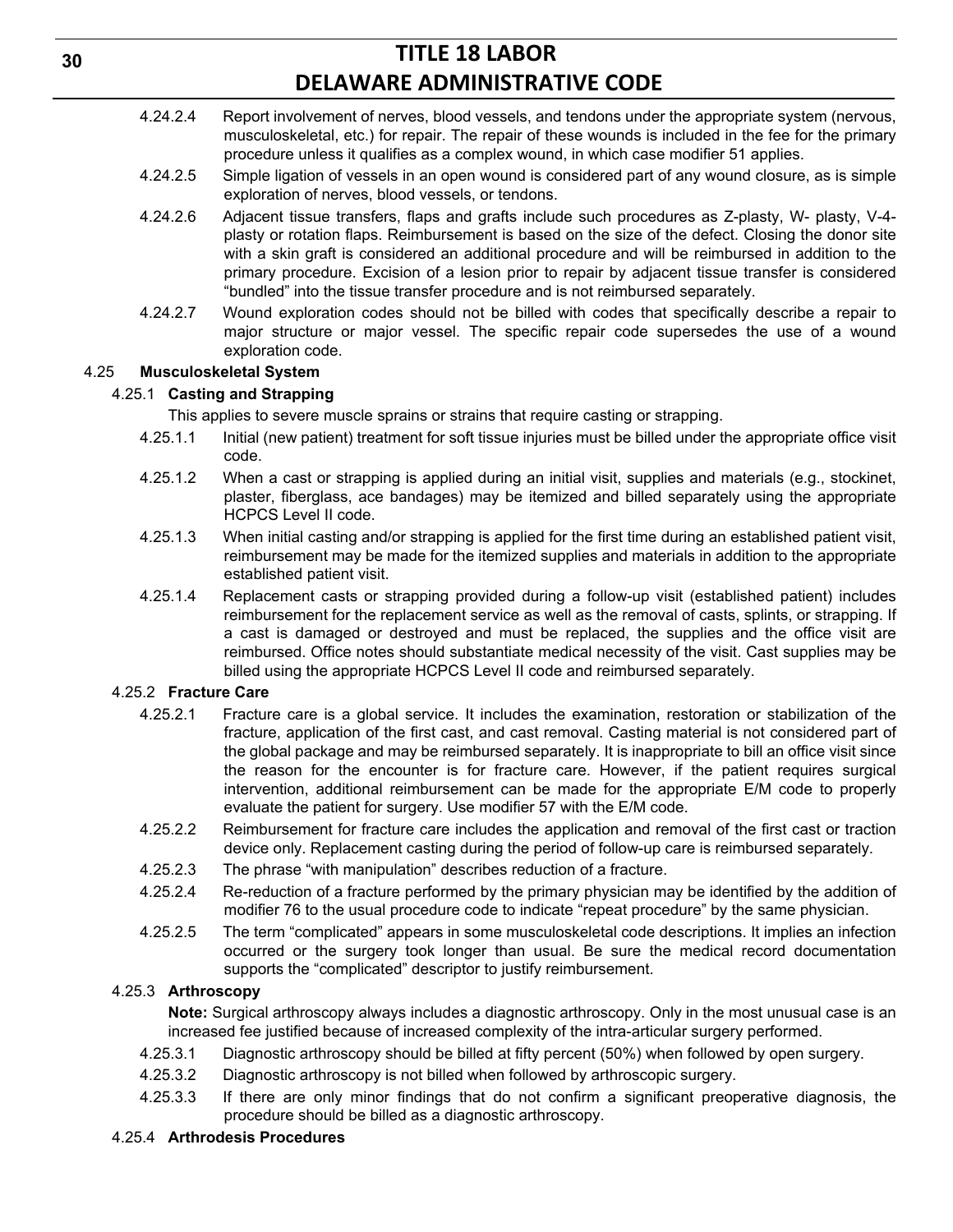4.24.2.4 Report involvement of nerves, blood vessels, and tendons under the appropriate system (nervous, musculoskeletal, etc.) for repair. The repair of these wounds is included in the fee for the primary procedure unless it qualifies as a complex wound, in which case modifier 51 applies.

4.24.2.5 Simple ligation of vessels in an open wound is considered part of any wound closure, as is simple exploration of nerves, blood vessels, or tendons.

4.24.2.6 Adjacent tissue transfers, flaps and grafts include such procedures as Z-plasty, W- plasty, V-4-plasty or rotation flaps. Reimbursement is based on the size of the defect. Closing the donor site with a skin graft is considered an additional procedure and will be reimbursed in addition to the primary procedure. Excision of a lesion prior to repair by adjacent tissue transfer is considered "bundled" into the tissue transfer procedure and is not reimbursed separately.

4.24.2.7 Wound exploration codes should not be billed with codes that specifically describe a repair to major structure or major vessel. The specific repair code supersedes the use of a wound exploration code.

4.25 **Musculoskeletal System**

4.25.1 **Casting and Strapping**

This applies to severe muscle sprains or strains that require casting or strapping.

4.25.1.1 Initial (new patient) treatment for soft tissue injuries must be billed under the appropriate office visit code.

4.25.1.2 When a cast or strapping is applied during an initial visit, supplies and materials (e.g., stockinet, plaster, fiberglass, ace bandages) may be itemized and billed separately using the appropriate HCPCS Level II code.

4.25.1.3 When initial casting and/or strapping is applied for the first time during an established patient visit, reimbursement may be made for the itemized supplies and materials in addition to the appropriate established patient visit.

4.25.1.4 Replacement casts or strapping provided during a follow-up visit (established patient) includes reimbursement for the replacement service as well as the removal of casts, splints, or strapping. If a cast is damaged or destroyed and must be replaced, the supplies and the office visit are reimbursed. Office notes should substantiate medical necessity of the visit. Cast supplies may be billed using the appropriate HCPCS Level II code and reimbursed separately.

4.25.2 **Fracture Care**

4.25.2.1 Fracture care is a global service. It includes the examination, restoration or stabilization of the fracture, application of the first cast, and cast removal. Casting material is not considered part of the global package and may be reimbursed separately. It is inappropriate to bill an office visit since the reason for the encounter is for fracture care. However, if the patient requires surgical intervention, additional reimbursement can be made for the appropriate E/M code to properly evaluate the patient for surgery. Use modifier 57 with the E/M code.

4.25.2.2 Reimbursement for fracture care includes the application and removal of the first cast or traction device only. Replacement casting during the period of follow-up care is reimbursed separately.

4.25.2.3 The phrase "with manipulation" describes reduction of a fracture.

4.25.2.4 Re-reduction of a fracture performed by the primary physician may be identified by the addition of modifier 76 to the usual procedure code to indicate "repeat procedure" by the same physician.

4.25.2.5 The term "complicated" appears in some musculoskeletal code descriptions. It implies an infection occurred or the surgery took longer than usual. Be sure the medical record documentation supports the "complicated" descriptor to justify reimbursement.

4.25.3 **Arthroscopy**

**Note:** Surgical arthroscopy always includes a diagnostic arthroscopy. Only in the most unusual case is an increased fee justified because of increased complexity of the intra-articular surgery performed.

4.25.3.1 Diagnostic arthroscopy should be billed at fifty percent (50%) when followed by open surgery.

4.25.3.2 Diagnostic arthroscopy is not billed when followed by arthroscopic surgery.

4.25.3.3 If there are only minor findings that do not confirm a significant preoperative diagnosis, the procedure should be billed as a diagnostic arthroscopy.

4.25.4 **Arthrodesis Procedures**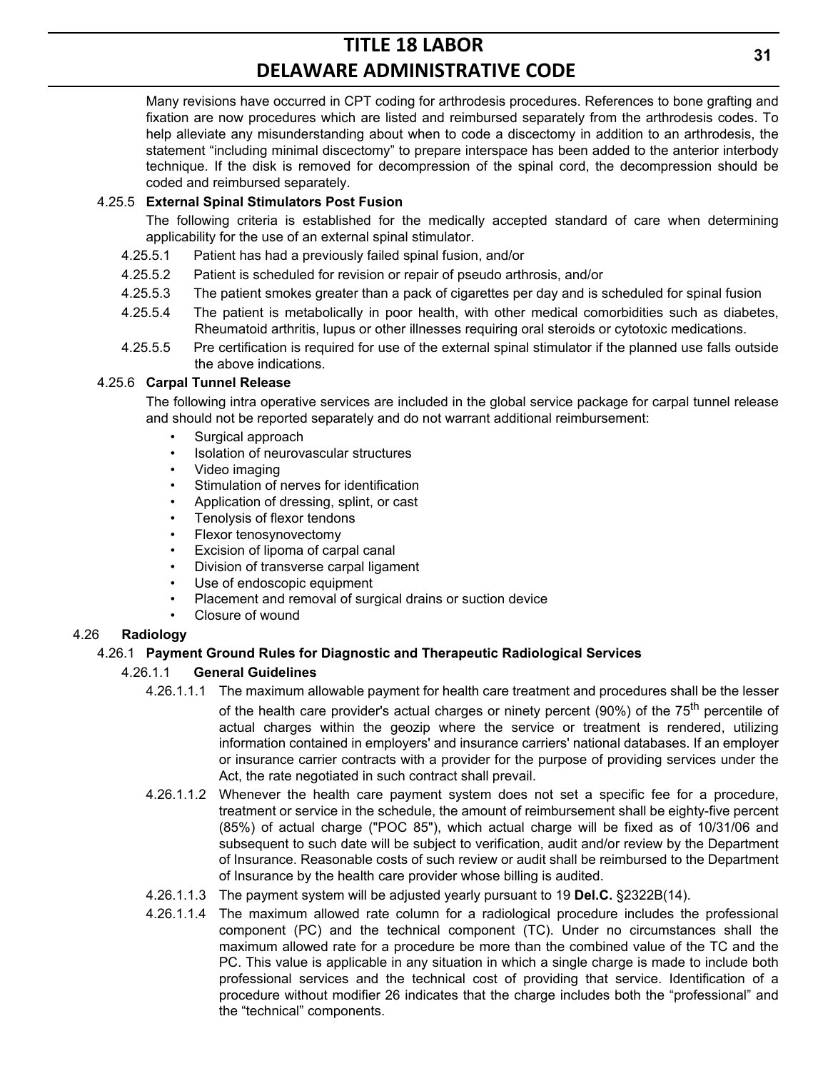Many revisions have occurred in CPT coding for arthrodesis procedures. References to bone grafting and fixation are now procedures which are listed and reimbursed separately from the arthrodesis codes. To help alleviate any misunderstanding about when to code a discectomy in addition to an arthrodesis, the statement "including minimal discectomy" to prepare interspace has been added to the anterior interbody technique. If the disk is removed for decompression of the spinal cord, the decompression should be coded and reimbursed separately.

4.25.5 **External Spinal Stimulators Post Fusion**

The following criteria is established for the medically accepted standard of care when determining applicability for the use of an external spinal stimulator.

4.25.5.1 Patient has had a previously failed spinal fusion, and/or

4.25.5.2 Patient is scheduled for revision or repair of pseudo arthrosis, and/or

4.25.5.3 The patient smokes greater than a pack of cigarettes per day and is scheduled for spinal fusion

4.25.5.4 The patient is metabolically in poor health, with other medical comorbidities such as diabetes, Rheumatoid arthritis, lupus or other illnesses requiring oral steroids or cytotoxic medications.

4.25.5.5 Pre certification is required for use of the external spinal stimulator if the planned use falls outside the above indications.

4.25.6 **Carpal Tunnel Release**

The following intra operative services are included in the global service package for carpal tunnel release and should not be reported separately and do not warrant additional reimbursement:

- Surgical approach
- Isolation of neurovascular structures
- Video imaging
- Stimulation of nerves for identification
- Application of dressing, splint, or cast
- Tenolysis of flexor tendons
- Flexor tenosynovectomy
- Excision of lipoma of carpal canal
- Division of transverse carpal ligament
- Use of endoscopic equipment
- Placement and removal of surgical drains or suction device
- Closure of wound

4.26 **Radiology**

4.26.1 **Payment Ground Rules for Diagnostic and Therapeutic Radiological Services**

4.26.1.1 **General Guidelines**

4.26.1.1.1 The maximum allowable payment for health care treatment and procedures shall be the lesser of the health care provider's actual charges or ninety percent (90%) of the 75th percentile of actual charges within the geozip where the service or treatment is rendered, utilizing information contained in employers' and insurance carriers' national databases. If an employer or insurance carrier contracts with a provider for the purpose of providing services under the Act, the rate negotiated in such contract shall prevail.

4.26.1.1.2 Whenever the health care payment system does not set a specific fee for a procedure, treatment or service in the schedule, the amount of reimbursement shall be eighty-five percent (85%) of actual charge ("POC 85"), which actual charge will be fixed as of 10/31/06 and subsequent to such date will be subject to verification, audit and/or review by the Department of Insurance. Reasonable costs of such review or audit shall be reimbursed to the Department of Insurance by the health care provider whose billing is audited.

4.26.1.1.3 The payment system will be adjusted yearly pursuant to 19 **Del.C.** §2322B(14).

4.26.1.1.4 The maximum allowed rate column for a radiological procedure includes the professional component (PC) and the technical component (TC). Under no circumstances shall the maximum allowed rate for a procedure be more than the combined value of the TC and the PC. This value is applicable in any situation in which a single charge is made to include both professional services and the technical cost of providing that service. Identification of a procedure without modifier 26 indicates that the charge includes both the "professional" and the "technical" components.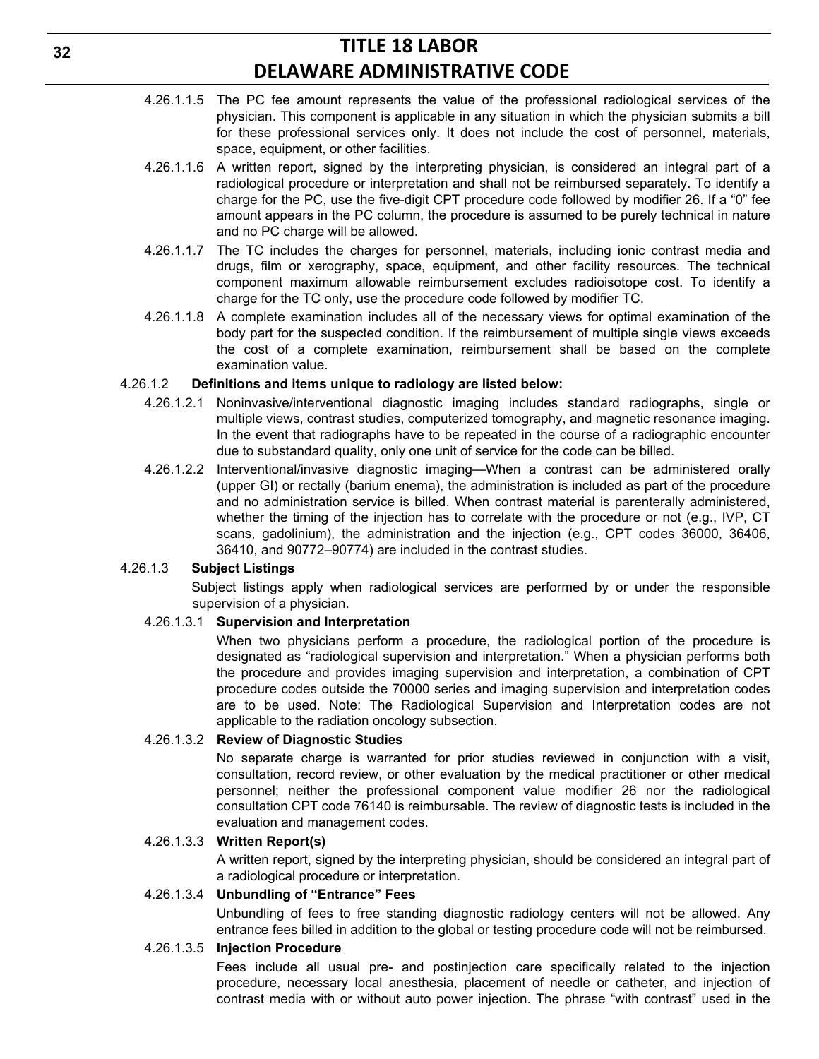4.26.1.1.5 The PC fee amount represents the value of the professional radiological services of the physician. This component is applicable in any situation in which the physician submits a bill for these professional services only. It does not include the cost of personnel, materials, space, equipment, or other facilities.

4.26.1.1.6 A written report, signed by the interpreting physician, is considered an integral part of a radiological procedure or interpretation and shall not be reimbursed separately. To identify a charge for the PC, use the five-digit CPT procedure code followed by modifier 26. If a "0" fee amount appears in the PC column, the procedure is assumed to be purely technical in nature and no PC charge will be allowed.

4.26.1.1.7 The TC includes the charges for personnel, materials, including ionic contrast media and drugs, film or xerography, space, equipment, and other facility resources. The technical component maximum allowable reimbursement excludes radioisotope cost. To identify a charge for the TC only, use the procedure code followed by modifier TC.

4.26.1.1.8 A complete examination includes all of the necessary views for optimal examination of the body part for the suspected condition. If the reimbursement of multiple single views exceeds the cost of a complete examination, reimbursement shall be based on the complete examination value.

4.26.1.2 **Definitions and items unique to radiology are listed below:**

4.26.1.2.1 Noninvasive/interventional diagnostic imaging includes standard radiographs, single or multiple views, contrast studies, computerized tomography, and magnetic resonance imaging. In the event that radiographs have to be repeated in the course of a radiographic encounter due to substandard quality, only one unit of service for the code can be billed.

4.26.1.2.2 Interventional/invasive diagnostic imaging—When a contrast can be administered orally (upper GI) or rectally (barium enema), the administration is included as part of the procedure and no administration service is billed. When contrast material is parenterally administered, whether the timing of the injection has to correlate with the procedure or not (e.g., IVP, CT scans, gadolinium), the administration and the injection (e.g., CPT codes 36000, 36406, 36410, and 90772–90774) are included in the contrast studies.

4.26.1.3 **Subject Listings**

Subject listings apply when radiological services are performed by or under the responsible supervision of a physician.

4.26.1.3.1 **Supervision and Interpretation**

When two physicians perform a procedure, the radiological portion of the procedure is designated as "radiological supervision and interpretation." When a physician performs both the procedure and provides imaging supervision and interpretation, a combination of CPT procedure codes outside the 70000 series and imaging supervision and interpretation codes are to be used. Note: The Radiological Supervision and Interpretation codes are not applicable to the radiation oncology subsection.

4.26.1.3.2 **Review of Diagnostic Studies**

No separate charge is warranted for prior studies reviewed in conjunction with a visit, consultation, record review, or other evaluation by the medical practitioner or other medical personnel; neither the professional component value modifier 26 nor the radiological consultation CPT code 76140 is reimbursable. The review of diagnostic tests is included in the evaluation and management codes.

4.26.1.3.3 **Written Report(s)**

A written report, signed by the interpreting physician, should be considered an integral part of a radiological procedure or interpretation.

4.26.1.3.4 **Unbundling of "Entrance" Fees**

Unbundling of fees to free standing diagnostic radiology centers will not be allowed. Any entrance fees billed in addition to the global or testing procedure code will not be reimbursed.

4.26.1.3.5 **Injection Procedure**

Fees include all usual pre- and postinjection care specifically related to the injection procedure, necessary local anesthesia, placement of needle or catheter, and injection of contrast media with or without auto power injection. The phrase "with contrast" used in the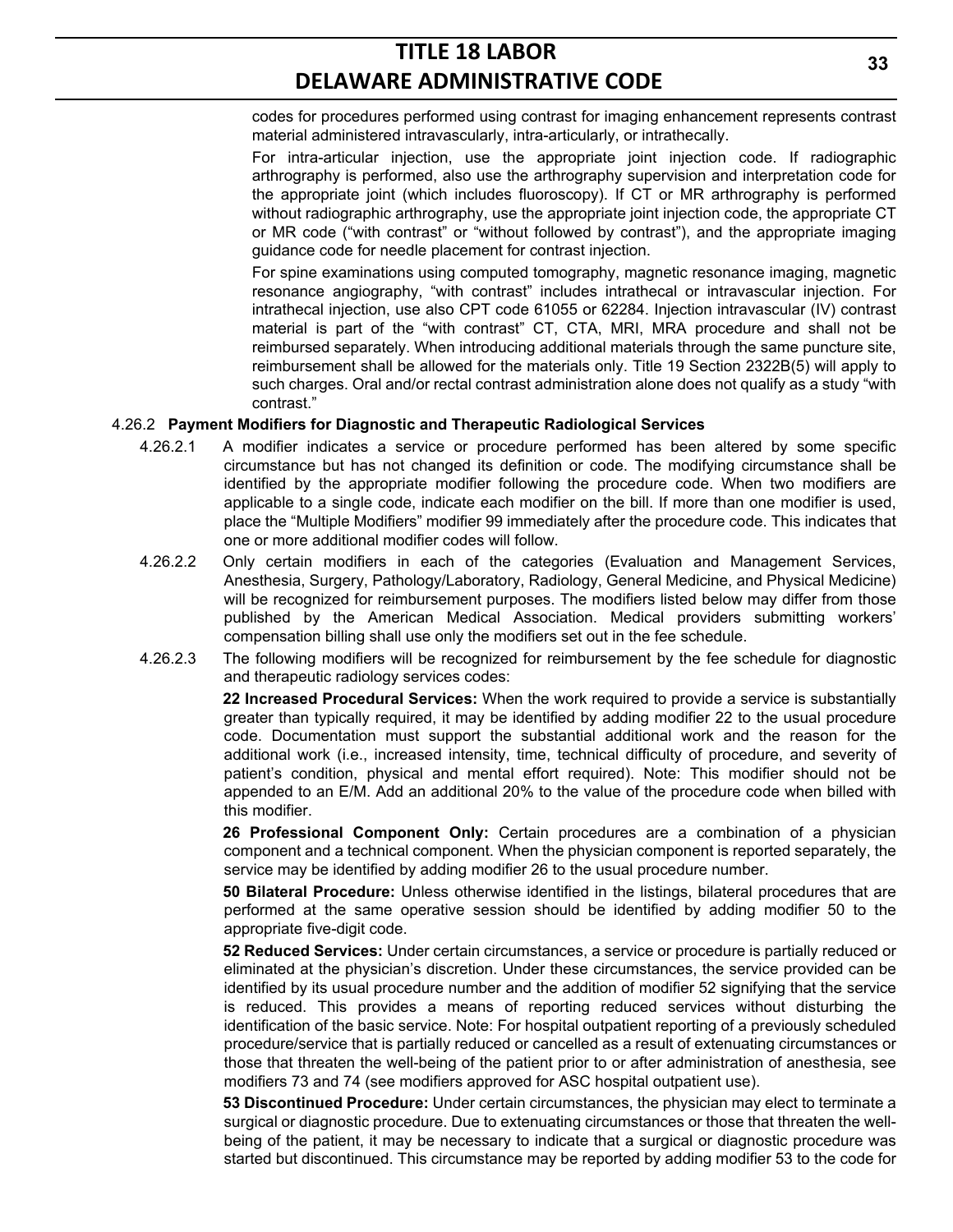codes for procedures performed using contrast for imaging enhancement represents contrast material administered intravascularly, intra-articularly, or intrathecally.

For intra-articular injection, use the appropriate joint injection code. If radiographic arthrography is performed, also use the arthrography supervision and interpretation code for the appropriate joint (which includes fluoroscopy). If CT or MR arthrography is performed without radiographic arthrography, use the appropriate joint injection code, the appropriate CT or MR code ("with contrast" or "without followed by contrast"), and the appropriate imaging guidance code for needle placement for contrast injection.

For spine examinations using computed tomography, magnetic resonance imaging, magnetic resonance angiography, "with contrast" includes intrathecal or intravascular injection. For intrathecal injection, use also CPT code 61055 or 62284. Injection intravascular (IV) contrast material is part of the "with contrast" CT, CTA, MRI, MRA procedure and shall not be reimbursed separately. When introducing additional materials through the same puncture site, reimbursement shall be allowed for the materials only. Title 19 Section 2322B(5) will apply to such charges. Oral and/or rectal contrast administration alone does not qualify as a study "with contrast."

4.26.2 **Payment Modifiers for Diagnostic and Therapeutic Radiological Services**

4.26.2.1 A modifier indicates a service or procedure performed has been altered by some specific circumstance but has not changed its definition or code. The modifying circumstance shall be identified by the appropriate modifier following the procedure code. When two modifiers are applicable to a single code, indicate each modifier on the bill. If more than one modifier is used, place the "Multiple Modifiers" modifier 99 immediately after the procedure code. This indicates that one or more additional modifier codes will follow.

4.26.2.2 Only certain modifiers in each of the categories (Evaluation and Management Services, Anesthesia, Surgery, Pathology/Laboratory, Radiology, General Medicine, and Physical Medicine) will be recognized for reimbursement purposes. The modifiers listed below may differ from those published by the American Medical Association. Medical providers submitting workers' compensation billing shall use only the modifiers set out in the fee schedule.

4.26.2.3 The following modifiers will be recognized for reimbursement by the fee schedule for diagnostic and therapeutic radiology services codes:

**22 Increased Procedural Services:** When the work required to provide a service is substantially greater than typically required, it may be identified by adding modifier 22 to the usual procedure code. Documentation must support the substantial additional work and the reason for the additional work (i.e., increased intensity, time, technical difficulty of procedure, and severity of patient's condition, physical and mental effort required). Note: This modifier should not be appended to an E/M. Add an additional 20% to the value of the procedure code when billed with this modifier.

**26 Professional Component Only:** Certain procedures are a combination of a physician component and a technical component. When the physician component is reported separately, the service may be identified by adding modifier 26 to the usual procedure number.

**50 Bilateral Procedure:** Unless otherwise identified in the listings, bilateral procedures that are performed at the same operative session should be identified by adding modifier 50 to the appropriate five-digit code.

**52 Reduced Services:** Under certain circumstances, a service or procedure is partially reduced or eliminated at the physician's discretion. Under these circumstances, the service provided can be identified by its usual procedure number and the addition of modifier 52 signifying that the service is reduced. This provides a means of reporting reduced services without disturbing the identification of the basic service. Note: For hospital outpatient reporting of a previously scheduled procedure/service that is partially reduced or cancelled as a result of extenuating circumstances or those that threaten the well-being of the patient prior to or after administration of anesthesia, see modifiers 73 and 74 (see modifiers approved for ASC hospital outpatient use).

**53 Discontinued Procedure:** Under certain circumstances, the physician may elect to terminate a surgical or diagnostic procedure. Due to extenuating circumstances or those that threaten the well-being of the patient, it may be necessary to indicate that a surgical or diagnostic procedure was started but discontinued. This circumstance may be reported by adding modifier 53 to the code for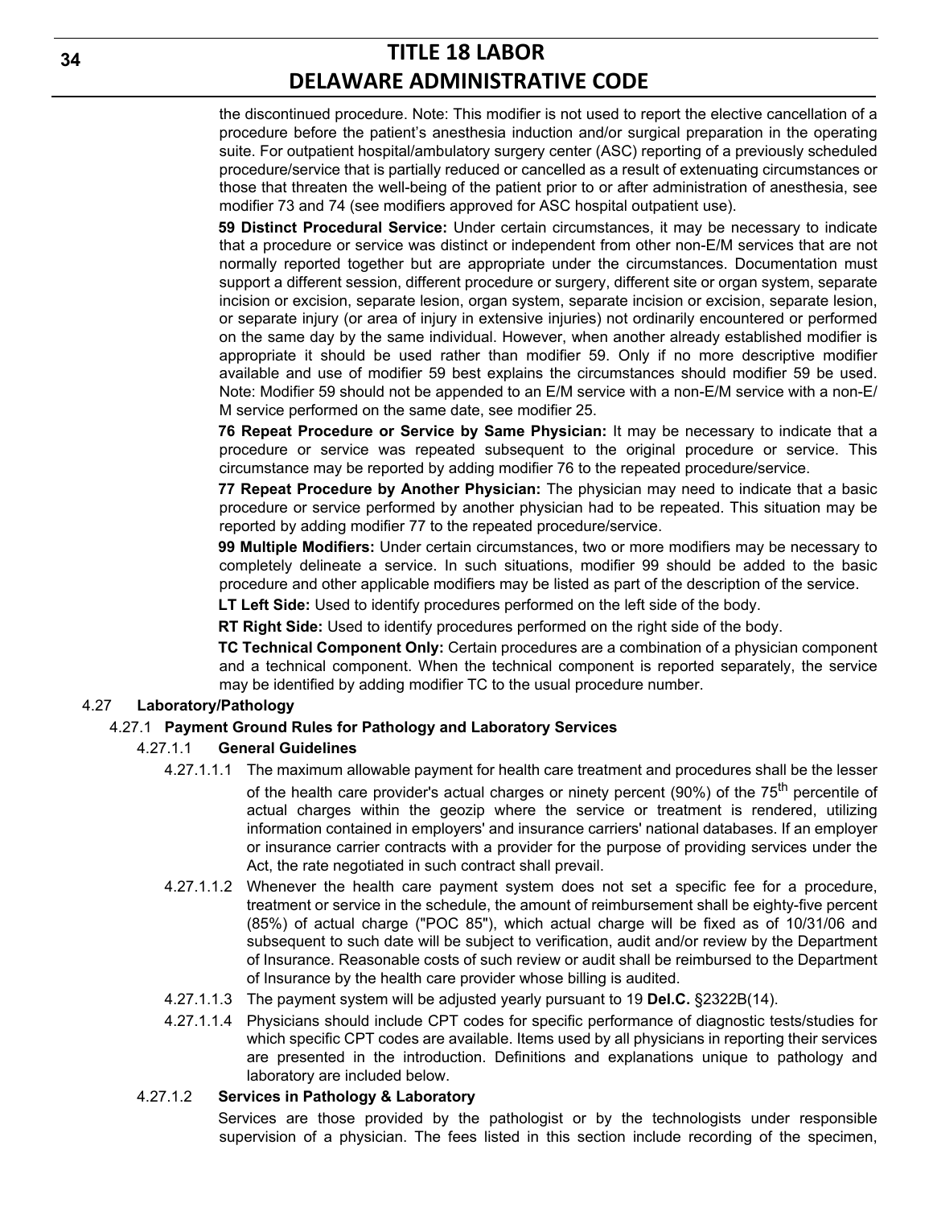the discontinued procedure. Note: This modifier is not used to report the elective cancellation of a procedure before the patient's anesthesia induction and/or surgical preparation in the operating suite. For outpatient hospital/ambulatory surgery center (ASC) reporting of a previously scheduled procedure/service that is partially reduced or cancelled as a result of extenuating circumstances or those that threaten the well-being of the patient prior to or after administration of anesthesia, see modifier 73 and 74 (see modifiers approved for ASC hospital outpatient use).

**59 Distinct Procedural Service:** Under certain circumstances, it may be necessary to indicate that a procedure or service was distinct or independent from other non-E/M services that are not normally reported together but are appropriate under the circumstances. Documentation must support a different session, different procedure or surgery, different site or organ system, separate incision or excision, separate lesion, organ system, separate incision or excision, separate lesion, or separate injury (or area of injury in extensive injuries) not ordinarily encountered or performed on the same day by the same individual. However, when another already established modifier is appropriate it should be used rather than modifier 59. Only if no more descriptive modifier available and use of modifier 59 best explains the circumstances should modifier 59 be used. Note: Modifier 59 should not be appended to an E/M service with a non-E/M service with a non-E/M service performed on the same date, see modifier 25.

**76 Repeat Procedure or Service by Same Physician:** It may be necessary to indicate that a procedure or service was repeated subsequent to the original procedure or service. This circumstance may be reported by adding modifier 76 to the repeated procedure/service.

**77 Repeat Procedure by Another Physician:** The physician may need to indicate that a basic procedure or service performed by another physician had to be repeated. This situation may be reported by adding modifier 77 to the repeated procedure/service.

**99 Multiple Modifiers:** Under certain circumstances, two or more modifiers may be necessary to completely delineate a service. In such situations, modifier 99 should be added to the basic procedure and other applicable modifiers may be listed as part of the description of the service.

**LT Left Side:** Used to identify procedures performed on the left side of the body.

**RT Right Side:** Used to identify procedures performed on the right side of the body.

**TC Technical Component Only:** Certain procedures are a combination of a physician component and a technical component. When the technical component is reported separately, the service may be identified by adding modifier TC to the usual procedure number.

4.27 **Laboratory/Pathology**

4.27.1 **Payment Ground Rules for Pathology and Laboratory Services**

4.27.1.1 **General Guidelines**

4.27.1.1.1 The maximum allowable payment for health care treatment and procedures shall be the lesser of the health care provider's actual charges or ninety percent (90%) of the 75th percentile of actual charges within the geozip where the service or treatment is rendered, utilizing information contained in employers' and insurance carriers' national databases. If an employer or insurance carrier contracts with a provider for the purpose of providing services under the Act, the rate negotiated in such contract shall prevail.

4.27.1.1.2 Whenever the health care payment system does not set a specific fee for a procedure, treatment or service in the schedule, the amount of reimbursement shall be eighty-five percent (85%) of actual charge ("POC 85"), which actual charge will be fixed as of 10/31/06 and subsequent to such date will be subject to verification, audit and/or review by the Department of Insurance. Reasonable costs of such review or audit shall be reimbursed to the Department of Insurance by the health care provider whose billing is audited.

4.27.1.1.3 The payment system will be adjusted yearly pursuant to 19 **Del.C.** §2322B(14).

4.27.1.1.4 Physicians should include CPT codes for specific performance of diagnostic tests/studies for which specific CPT codes are available. Items used by all physicians in reporting their services are presented in the introduction. Definitions and explanations unique to pathology and laboratory are included below.

4.27.1.2 **Services in Pathology & Laboratory**

Services are those provided by the pathologist or by the technologists under responsible supervision of a physician. The fees listed in this section include recording of the specimen,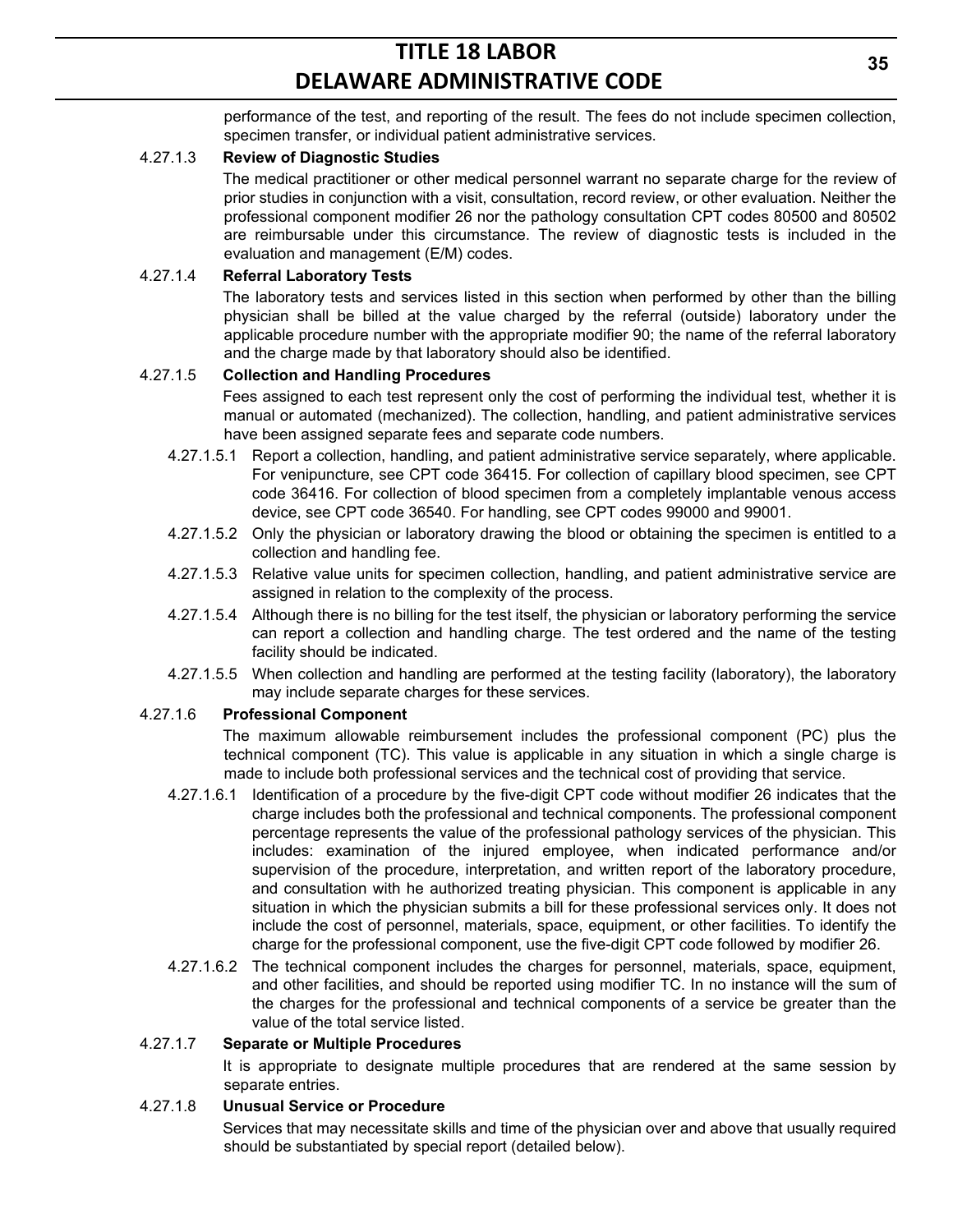performance of the test, and reporting of the result. The fees do not include specimen collection, specimen transfer, or individual patient administrative services.

4.27.1.3 **Review of Diagnostic Studies**

The medical practitioner or other medical personnel warrant no separate charge for the review of prior studies in conjunction with a visit, consultation, record review, or other evaluation. Neither the professional component modifier 26 nor the pathology consultation CPT codes 80500 and 80502 are reimbursable under this circumstance. The review of diagnostic tests is included in the evaluation and management (E/M) codes.

4.27.1.4 **Referral Laboratory Tests**

The laboratory tests and services listed in this section when performed by other than the billing physician shall be billed at the value charged by the referral (outside) laboratory under the applicable procedure number with the appropriate modifier 90; the name of the referral laboratory and the charge made by that laboratory should also be identified.

4.27.1.5 **Collection and Handling Procedures**

Fees assigned to each test represent only the cost of performing the individual test, whether it is manual or automated (mechanized). The collection, handling, and patient administrative services have been assigned separate fees and separate code numbers.

4.27.1.5.1 Report a collection, handling, and patient administrative service separately, where applicable. For venipuncture, see CPT code 36415. For collection of capillary blood specimen, see CPT code 36416. For collection of blood specimen from a completely implantable venous access device, see CPT code 36540. For handling, see CPT codes 99000 and 99001.

4.27.1.5.2 Only the physician or laboratory drawing the blood or obtaining the specimen is entitled to a collection and handling fee.

4.27.1.5.3 Relative value units for specimen collection, handling, and patient administrative service are assigned in relation to the complexity of the process.

4.27.1.5.4 Although there is no billing for the test itself, the physician or laboratory performing the service can report a collection and handling charge. The test ordered and the name of the testing facility should be indicated.

4.27.1.5.5 When collection and handling are performed at the testing facility (laboratory), the laboratory may include separate charges for these services.

4.27.1.6 **Professional Component**

The maximum allowable reimbursement includes the professional component (PC) plus the technical component (TC). This value is applicable in any situation in which a single charge is made to include both professional services and the technical cost of providing that service.

4.27.1.6.1 Identification of a procedure by the five-digit CPT code without modifier 26 indicates that the charge includes both the professional and technical components. The professional component percentage represents the value of the professional pathology services of the physician. This includes: examination of the injured employee, when indicated performance and/or supervision of the procedure, interpretation, and written report of the laboratory procedure, and consultation with he authorized treating physician. This component is applicable in any situation in which the physician submits a bill for these professional services only. It does not include the cost of personnel, materials, space, equipment, or other facilities. To identify the charge for the professional component, use the five-digit CPT code followed by modifier 26.

4.27.1.6.2 The technical component includes the charges for personnel, materials, space, equipment, and other facilities, and should be reported using modifier TC. In no instance will the sum of the charges for the professional and technical components of a service be greater than the value of the total service listed.

4.27.1.7 **Separate or Multiple Procedures**

It is appropriate to designate multiple procedures that are rendered at the same session by separate entries.

4.27.1.8 **Unusual Service or Procedure**

Services that may necessitate skills and time of the physician over and above that usually required should be substantiated by special report (detailed below).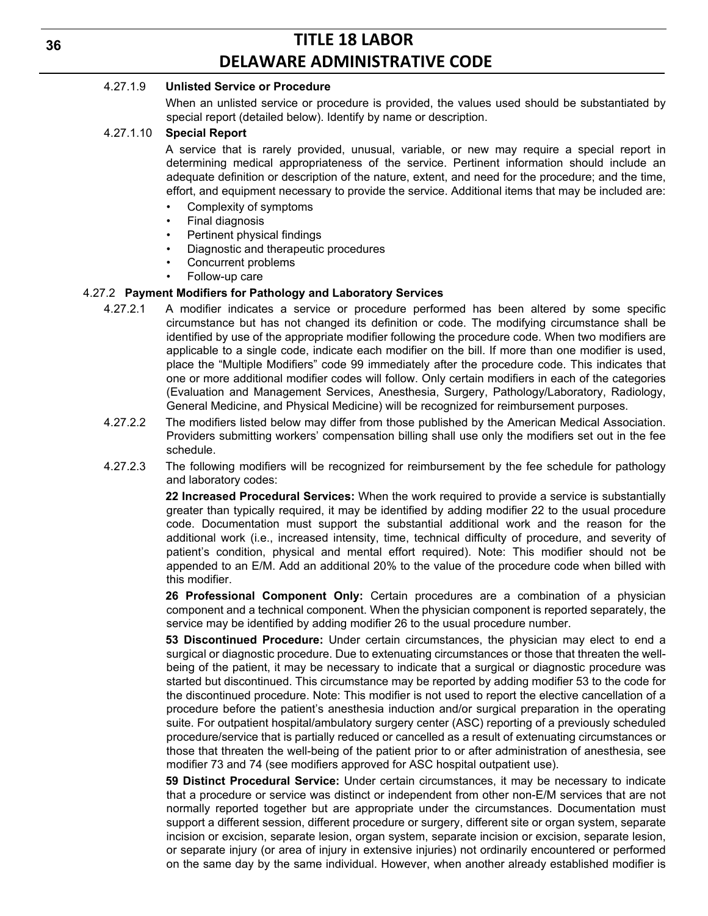4.27.1.9 **Unlisted Service or Procedure**

When an unlisted service or procedure is provided, the values used should be substantiated by special report (detailed below). Identify by name or description.

4.27.1.10 **Special Report**

A service that is rarely provided, unusual, variable, or new may require a special report in determining medical appropriateness of the service. Pertinent information should include an adequate definition or description of the nature, extent, and need for the procedure; and the time, effort, and equipment necessary to provide the service. Additional items that may be included are:

- Complexity of symptoms
- Final diagnosis
- Pertinent physical findings
- Diagnostic and therapeutic procedures
- Concurrent problems
- Follow-up care

4.27.2 **Payment Modifiers for Pathology and Laboratory Services**

4.27.2.1 A modifier indicates a service or procedure performed has been altered by some specific circumstance but has not changed its definition or code. The modifying circumstance shall be identified by use of the appropriate modifier following the procedure code. When two modifiers are applicable to a single code, indicate each modifier on the bill. If more than one modifier is used, place the "Multiple Modifiers" code 99 immediately after the procedure code. This indicates that one or more additional modifier codes will follow. Only certain modifiers in each of the categories (Evaluation and Management Services, Anesthesia, Surgery, Pathology/Laboratory, Radiology, General Medicine, and Physical Medicine) will be recognized for reimbursement purposes.

4.27.2.2 The modifiers listed below may differ from those published by the American Medical Association. Providers submitting workers' compensation billing shall use only the modifiers set out in the fee schedule.

4.27.2.3 The following modifiers will be recognized for reimbursement by the fee schedule for pathology and laboratory codes:

**22 Increased Procedural Services:** When the work required to provide a service is substantially greater than typically required, it may be identified by adding modifier 22 to the usual procedure code. Documentation must support the substantial additional work and the reason for the additional work (i.e., increased intensity, time, technical difficulty of procedure, and severity of patient's condition, physical and mental effort required). Note: This modifier should not be appended to an E/M. Add an additional 20% to the value of the procedure code when billed with this modifier.

**26 Professional Component Only:** Certain procedures are a combination of a physician component and a technical component. When the physician component is reported separately, the service may be identified by adding modifier 26 to the usual procedure number.

**53 Discontinued Procedure:** Under certain circumstances, the physician may elect to end a surgical or diagnostic procedure. Due to extenuating circumstances or those that threaten the well-being of the patient, it may be necessary to indicate that a surgical or diagnostic procedure was started but discontinued. This circumstance may be reported by adding modifier 53 to the code for the discontinued procedure. Note: This modifier is not used to report the elective cancellation of a procedure before the patient's anesthesia induction and/or surgical preparation in the operating suite. For outpatient hospital/ambulatory surgery center (ASC) reporting of a previously scheduled procedure/service that is partially reduced or cancelled as a result of extenuating circumstances or those that threaten the well-being of the patient prior to or after administration of anesthesia, see modifier 73 and 74 (see modifiers approved for ASC hospital outpatient use).

**59 Distinct Procedural Service:** Under certain circumstances, it may be necessary to indicate that a procedure or service was distinct or independent from other non-E/M services that are not normally reported together but are appropriate under the circumstances. Documentation must support a different session, different procedure or surgery, different site or organ system, separate incision or excision, separate lesion, organ system, separate incision or excision, separate lesion, or separate injury (or area of injury in extensive injuries) not ordinarily encountered or performed on the same day by the same individual. However, when another already established modifier is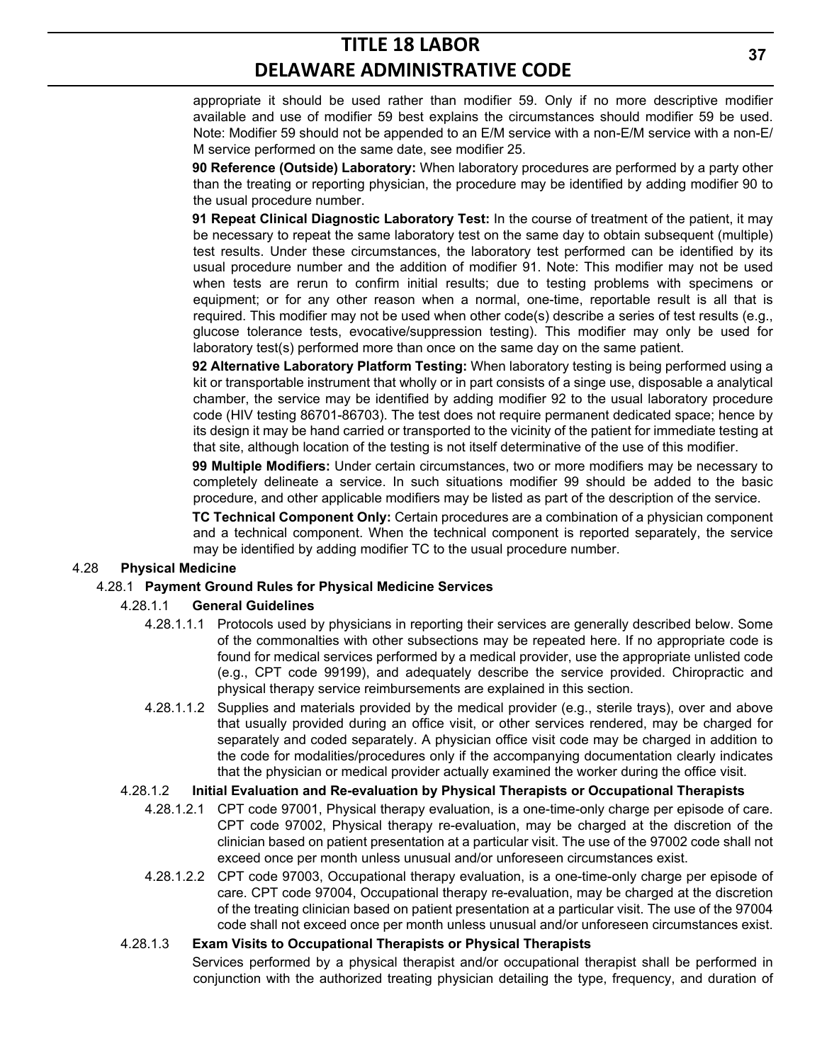appropriate it should be used rather than modifier 59. Only if no more descriptive modifier available and use of modifier 59 best explains the circumstances should modifier 59 be used. Note: Modifier 59 should not be appended to an E/M service with a non-E/M service with a non-E/M service performed on the same date, see modifier 25.

**90 Reference (Outside) Laboratory:** When laboratory procedures are performed by a party other than the treating or reporting physician, the procedure may be identified by adding modifier 90 to the usual procedure number.

**91 Repeat Clinical Diagnostic Laboratory Test:** In the course of treatment of the patient, it may be necessary to repeat the same laboratory test on the same day to obtain subsequent (multiple) test results. Under these circumstances, the laboratory test performed can be identified by its usual procedure number and the addition of modifier 91. Note: This modifier may not be used when tests are rerun to confirm initial results; due to testing problems with specimens or equipment; or for any other reason when a normal, one-time, reportable result is all that is required. This modifier may not be used when other code(s) describe a series of test results (e.g., glucose tolerance tests, evocative/suppression testing). This modifier may only be used for laboratory test(s) performed more than once on the same day on the same patient.

**92 Alternative Laboratory Platform Testing:** When laboratory testing is being performed using a kit or transportable instrument that wholly or in part consists of a singe use, disposable a analytical chamber, the service may be identified by adding modifier 92 to the usual laboratory procedure code (HIV testing 86701-86703). The test does not require permanent dedicated space; hence by its design it may be hand carried or transported to the vicinity of the patient for immediate testing at that site, although location of the testing is not itself determinative of the use of this modifier.

**99 Multiple Modifiers:** Under certain circumstances, two or more modifiers may be necessary to completely delineate a service. In such situations modifier 99 should be added to the basic procedure, and other applicable modifiers may be listed as part of the description of the service.

**TC Technical Component Only:** Certain procedures are a combination of a physician component and a technical component. When the technical component is reported separately, the service may be identified by adding modifier TC to the usual procedure number.

4.28 **Physical Medicine**

4.28.1 **Payment Ground Rules for Physical Medicine Services**

4.28.1.1 **General Guidelines**

4.28.1.1.1 Protocols used by physicians in reporting their services are generally described below. Some of the commonalties with other subsections may be repeated here. If no appropriate code is found for medical services performed by a medical provider, use the appropriate unlisted code (e.g., CPT code 99199), and adequately describe the service provided. Chiropractic and physical therapy service reimbursements are explained in this section.

4.28.1.1.2 Supplies and materials provided by the medical provider (e.g., sterile trays), over and above that usually provided during an office visit, or other services rendered, may be charged for separately and coded separately. A physician office visit code may be charged in addition to the code for modalities/procedures only if the accompanying documentation clearly indicates that the physician or medical provider actually examined the worker during the office visit.

4.28.1.2 **Initial Evaluation and Re-evaluation by Physical Therapists or Occupational Therapists**

4.28.1.2.1 CPT code 97001, Physical therapy evaluation, is a one-time-only charge per episode of care. CPT code 97002, Physical therapy re-evaluation, may be charged at the discretion of the clinician based on patient presentation at a particular visit. The use of the 97002 code shall not exceed once per month unless unusual and/or unforeseen circumstances exist.

4.28.1.2.2 CPT code 97003, Occupational therapy evaluation, is a one-time-only charge per episode of care. CPT code 97004, Occupational therapy re-evaluation, may be charged at the discretion of the treating clinician based on patient presentation at a particular visit. The use of the 97004 code shall not exceed once per month unless unusual and/or unforeseen circumstances exist.

4.28.1.3 **Exam Visits to Occupational Therapists or Physical Therapists**

Services performed by a physical therapist and/or occupational therapist shall be performed in conjunction with the authorized treating physician detailing the type, frequency, and duration of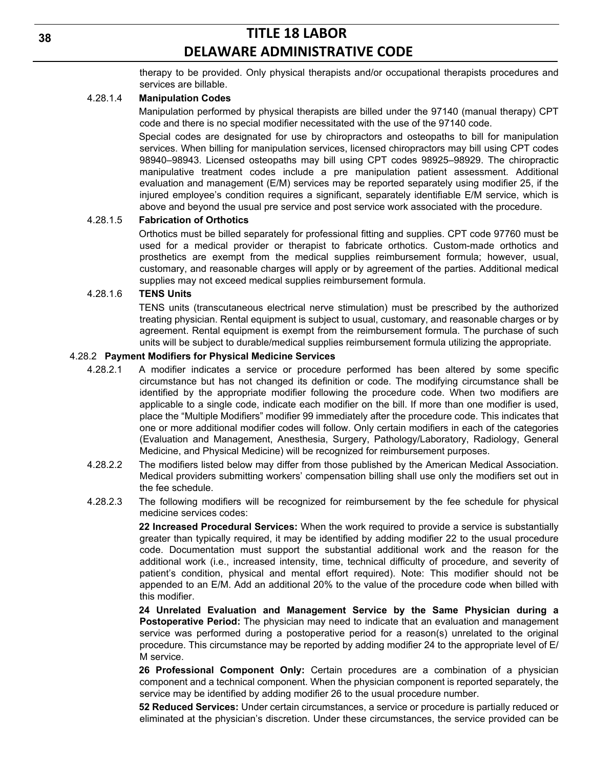therapy to be provided. Only physical therapists and/or occupational therapists procedures and services are billable.

4.28.1.4 **Manipulation Codes**

Manipulation performed by physical therapists are billed under the 97140 (manual therapy) CPT code and there is no special modifier necessitated with the use of the 97140 code.

Special codes are designated for use by chiropractors and osteopaths to bill for manipulation services. When billing for manipulation services, licensed chiropractors may bill using CPT codes 98940–98943. Licensed osteopaths may bill using CPT codes 98925–98929. The chiropractic manipulative treatment codes include a pre manipulation patient assessment. Additional evaluation and management (E/M) services may be reported separately using modifier 25, if the injured employee's condition requires a significant, separately identifiable E/M service, which is above and beyond the usual pre service and post service work associated with the procedure.

4.28.1.5 **Fabrication of Orthotics**

Orthotics must be billed separately for professional fitting and supplies. CPT code 97760 must be used for a medical provider or therapist to fabricate orthotics. Custom-made orthotics and prosthetics are exempt from the medical supplies reimbursement formula; however, usual, customary, and reasonable charges will apply or by agreement of the parties. Additional medical supplies may not exceed medical supplies reimbursement formula.

4.28.1.6 **TENS Units**

TENS units (transcutaneous electrical nerve stimulation) must be prescribed by the authorized treating physician. Rental equipment is subject to usual, customary, and reasonable charges or by agreement. Rental equipment is exempt from the reimbursement formula. The purchase of such units will be subject to durable/medical supplies reimbursement formula utilizing the appropriate.

4.28.2 **Payment Modifiers for Physical Medicine Services**

4.28.2.1 A modifier indicates a service or procedure performed has been altered by some specific circumstance but has not changed its definition or code. The modifying circumstance shall be identified by the appropriate modifier following the procedure code. When two modifiers are applicable to a single code, indicate each modifier on the bill. If more than one modifier is used, place the "Multiple Modifiers" modifier 99 immediately after the procedure code. This indicates that one or more additional modifier codes will follow. Only certain modifiers in each of the categories (Evaluation and Management, Anesthesia, Surgery, Pathology/Laboratory, Radiology, General Medicine, and Physical Medicine) will be recognized for reimbursement purposes.

4.28.2.2 The modifiers listed below may differ from those published by the American Medical Association. Medical providers submitting workers' compensation billing shall use only the modifiers set out in the fee schedule.

4.28.2.3 The following modifiers will be recognized for reimbursement by the fee schedule for physical medicine services codes:

**22 Increased Procedural Services:** When the work required to provide a service is substantially greater than typically required, it may be identified by adding modifier 22 to the usual procedure code. Documentation must support the substantial additional work and the reason for the additional work (i.e., increased intensity, time, technical difficulty of procedure, and severity of patient's condition, physical and mental effort required). Note: This modifier should not be appended to an E/M. Add an additional 20% to the value of the procedure code when billed with this modifier.

**24 Unrelated Evaluation and Management Service by the Same Physician during a Postoperative Period:** The physician may need to indicate that an evaluation and management service was performed during a postoperative period for a reason(s) unrelated to the original procedure. This circumstance may be reported by adding modifier 24 to the appropriate level of E/M service.

**26 Professional Component Only:** Certain procedures are a combination of a physician component and a technical component. When the physician component is reported separately, the service may be identified by adding modifier 26 to the usual procedure number.

**52 Reduced Services:** Under certain circumstances, a service or procedure is partially reduced or eliminated at the physician's discretion. Under these circumstances, the service provided can be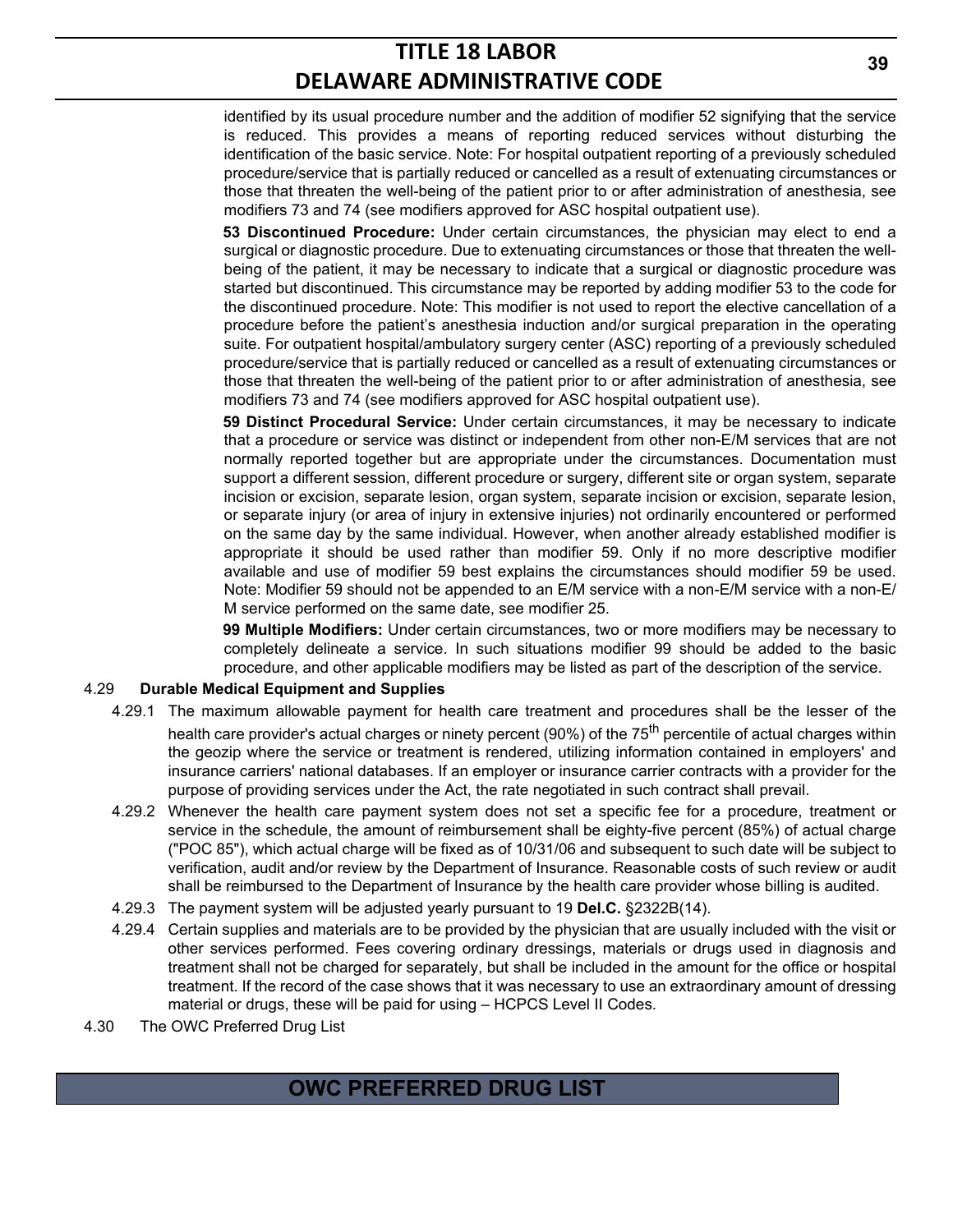identified by its usual procedure number and the addition of modifier 52 signifying that the service is reduced. This provides a means of reporting reduced services without disturbing the identification of the basic service. Note: For hospital outpatient reporting of a previously scheduled procedure/service that is partially reduced or cancelled as a result of extenuating circumstances or those that threaten the well-being of the patient prior to or after administration of anesthesia, see modifiers 73 and 74 (see modifiers approved for ASC hospital outpatient use).

**53 Discontinued Procedure:** Under certain circumstances, the physician may elect to end a surgical or diagnostic procedure. Due to extenuating circumstances or those that threaten the well-being of the patient, it may be necessary to indicate that a surgical or diagnostic procedure was started but discontinued. This circumstance may be reported by adding modifier 53 to the code for the discontinued procedure. Note: This modifier is not used to report the elective cancellation of a procedure before the patient's anesthesia induction and/or surgical preparation in the operating suite. For outpatient hospital/ambulatory surgery center (ASC) reporting of a previously scheduled procedure/service that is partially reduced or cancelled as a result of extenuating circumstances or those that threaten the well-being of the patient prior to or after administration of anesthesia, see modifiers 73 and 74 (see modifiers approved for ASC hospital outpatient use).

**59 Distinct Procedural Service:** Under certain circumstances, it may be necessary to indicate that a procedure or service was distinct or independent from other non-E/M services that are not normally reported together but are appropriate under the circumstances. Documentation must support a different session, different procedure or surgery, different site or organ system, separate incision or excision, separate lesion, organ system, separate incision or excision, separate lesion, or separate injury (or area of injury in extensive injuries) not ordinarily encountered or performed on the same day by the same individual. However, when another already established modifier is appropriate it should be used rather than modifier 59. Only if no more descriptive modifier available and use of modifier 59 best explains the circumstances should modifier 59 be used. Note: Modifier 59 should not be appended to an E/M service with a non-E/M service with a non-E/M service performed on the same date, see modifier 25.

**99 Multiple Modifiers:** Under certain circumstances, two or more modifiers may be necessary to completely delineate a service. In such situations modifier 99 should be added to the basic procedure, and other applicable modifiers may be listed as part of the description of the service.

4.29 **Durable Medical Equipment and Supplies**

4.29.1 The maximum allowable payment for health care treatment and procedures shall be the lesser of the health care provider's actual charges or ninety percent (90%) of the 75th percentile of actual charges within the geozip where the service or treatment is rendered, utilizing information contained in employers' and insurance carriers' national databases. If an employer or insurance carrier contracts with a provider for the purpose of providing services under the Act, the rate negotiated in such contract shall prevail.

4.29.2 Whenever the health care payment system does not set a specific fee for a procedure, treatment or service in the schedule, the amount of reimbursement shall be eighty-five percent (85%) of actual charge ("POC 85"), which actual charge will be fixed as of 10/31/06 and subsequent to such date will be subject to verification, audit and/or review by the Department of Insurance. Reasonable costs of such review or audit shall be reimbursed to the Department of Insurance by the health care provider whose billing is audited.

4.29.3 The payment system will be adjusted yearly pursuant to 19 **Del.C.** §2322B(14).

4.29.4 Certain supplies and materials are to be provided by the physician that are usually included with the visit or other services performed. Fees covering ordinary dressings, materials or drugs used in diagnosis and treatment shall not be charged for separately, but shall be included in the amount for the office or hospital treatment. If the record of the case shows that it was necessary to use an extraordinary amount of dressing material or drugs, these will be paid for using – HCPCS Level II Codes.

4.30 The OWC Preferred Drug List

## OWC PREFERRED DRUG LIST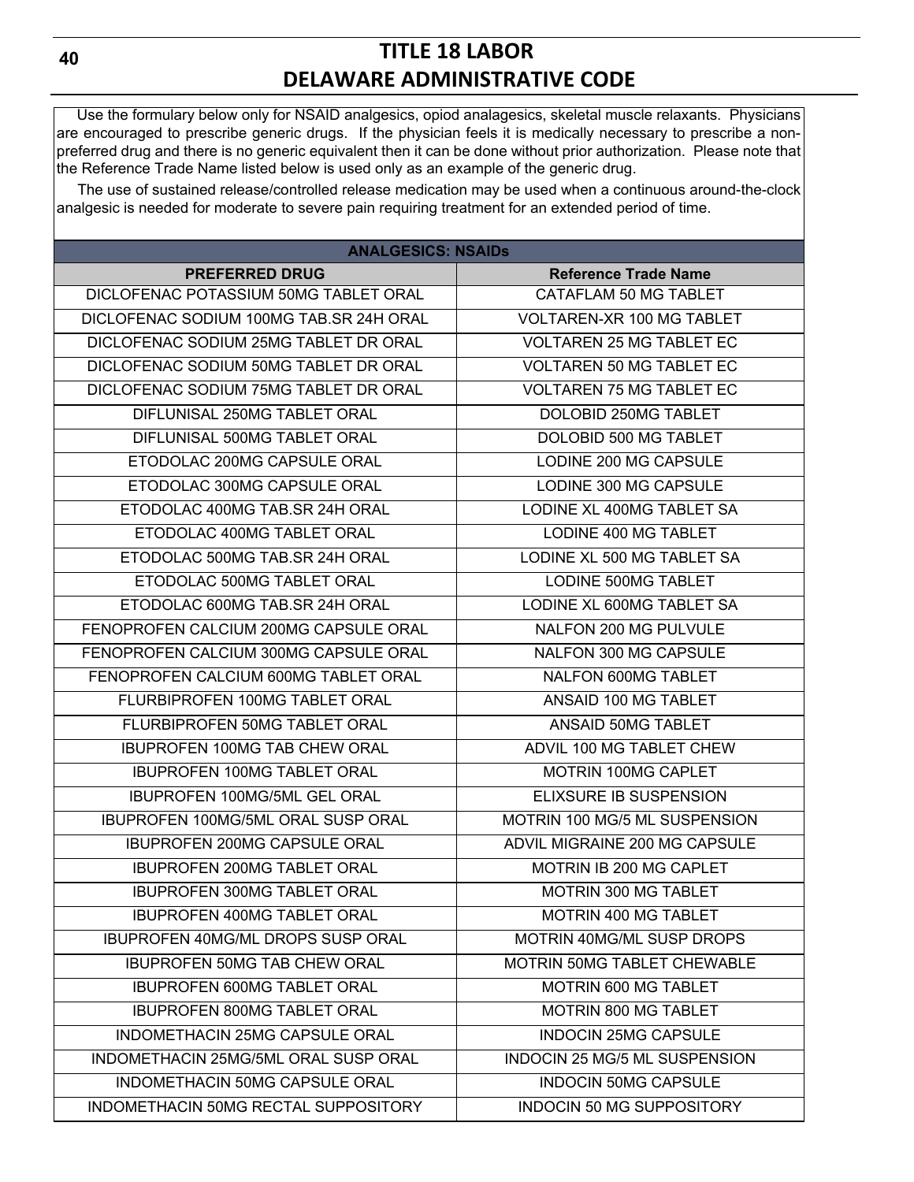Use the formulary below only for NSAID analgesics, opiod analagesics, skeletal muscle relaxants. Physicians are encouraged to prescribe generic drugs. If the physician feels it is medically necessary to prescribe a non-preferred drug and there is no generic equivalent then it can be done without prior authorization. Please note that the Reference Trade Name listed below is used only as an example of the generic drug.

The use of sustained release/controlled release medication may be used when a continuous around-the-clock analgesic is needed for moderate to severe pain requiring treatment for an extended period of time.

| ANALGESICS: NSAIDs | |
|---|---|
| **PREFERRED DRUG** | **Reference Trade Name** |
| DICLOFENAC POTASSIUM 50MG TABLET ORAL | CATAFLAM 50 MG TABLET |
| DICLOFENAC SODIUM 100MG TAB.SR 24H ORAL | VOLTAREN-XR 100 MG TABLET |
| DICLOFENAC SODIUM 25MG TABLET DR ORAL | VOLTAREN 25 MG TABLET EC |
| DICLOFENAC SODIUM 50MG TABLET DR ORAL | VOLTAREN 50 MG TABLET EC |
| DICLOFENAC SODIUM 75MG TABLET DR ORAL | VOLTAREN 75 MG TABLET EC |
| DIFLUNISAL 250MG TABLET ORAL | DOLOBID 250MG TABLET |
| DIFLUNISAL 500MG TABLET ORAL | DOLOBID 500 MG TABLET |
| ETODOLAC 200MG CAPSULE ORAL | LODINE 200 MG CAPSULE |
| ETODOLAC 300MG CAPSULE ORAL | LODINE 300 MG CAPSULE |
| ETODOLAC 400MG TAB.SR 24H ORAL | LODINE XL 400MG TABLET SA |
| ETODOLAC 400MG TABLET ORAL | LODINE 400 MG TABLET |
| ETODOLAC 500MG TAB.SR 24H ORAL | LODINE XL 500 MG TABLET SA |
| ETODOLAC 500MG TABLET ORAL | LODINE 500MG TABLET |
| ETODOLAC 600MG TAB.SR 24H ORAL | LODINE XL 600MG TABLET SA |
| FENOPROFEN CALCIUM 200MG CAPSULE ORAL | NALFON 200 MG PULVULE |
| FENOPROFEN CALCIUM 300MG CAPSULE ORAL | NALFON 300 MG CAPSULE |
| FENOPROFEN CALCIUM 600MG TABLET ORAL | NALFON 600MG TABLET |
| FLURBIPROFEN 100MG TABLET ORAL | ANSAID 100 MG TABLET |
| FLURBIPROFEN 50MG TABLET ORAL | ANSAID 50MG TABLET |
| IBUPROFEN 100MG TAB CHEW ORAL | ADVIL 100 MG TABLET CHEW |
| IBUPROFEN 100MG TABLET ORAL | MOTRIN 100MG CAPLET |
| IBUPROFEN 100MG/5ML GEL ORAL | ELIXSURE IB SUSPENSION |
| IBUPROFEN 100MG/5ML ORAL SUSP ORAL | MOTRIN 100 MG/5 ML SUSPENSION |
| IBUPROFEN 200MG CAPSULE ORAL | ADVIL MIGRAINE 200 MG CAPSULE |
| IBUPROFEN 200MG TABLET ORAL | MOTRIN IB 200 MG CAPLET |
| IBUPROFEN 300MG TABLET ORAL | MOTRIN 300 MG TABLET |
| IBUPROFEN 400MG TABLET ORAL | MOTRIN 400 MG TABLET |
| IBUPROFEN 40MG/ML DROPS SUSP ORAL | MOTRIN 40MG/ML SUSP DROPS |
| IBUPROFEN 50MG TAB CHEW ORAL | MOTRIN 50MG TABLET CHEWABLE |
| IBUPROFEN 600MG TABLET ORAL | MOTRIN 600 MG TABLET |
| IBUPROFEN 800MG TABLET ORAL | MOTRIN 800 MG TABLET |
| INDOMETHACIN 25MG CAPSULE ORAL | INDOCIN 25MG CAPSULE |
| INDOMETHACIN 25MG/5ML ORAL SUSP ORAL | INDOCIN 25 MG/5 ML SUSPENSION |
| INDOMETHACIN 50MG CAPSULE ORAL | INDOCIN 50MG CAPSULE |
| INDOMETHACIN 50MG RECTAL SUPPOSITORY | INDOCIN 50 MG SUPPOSITORY |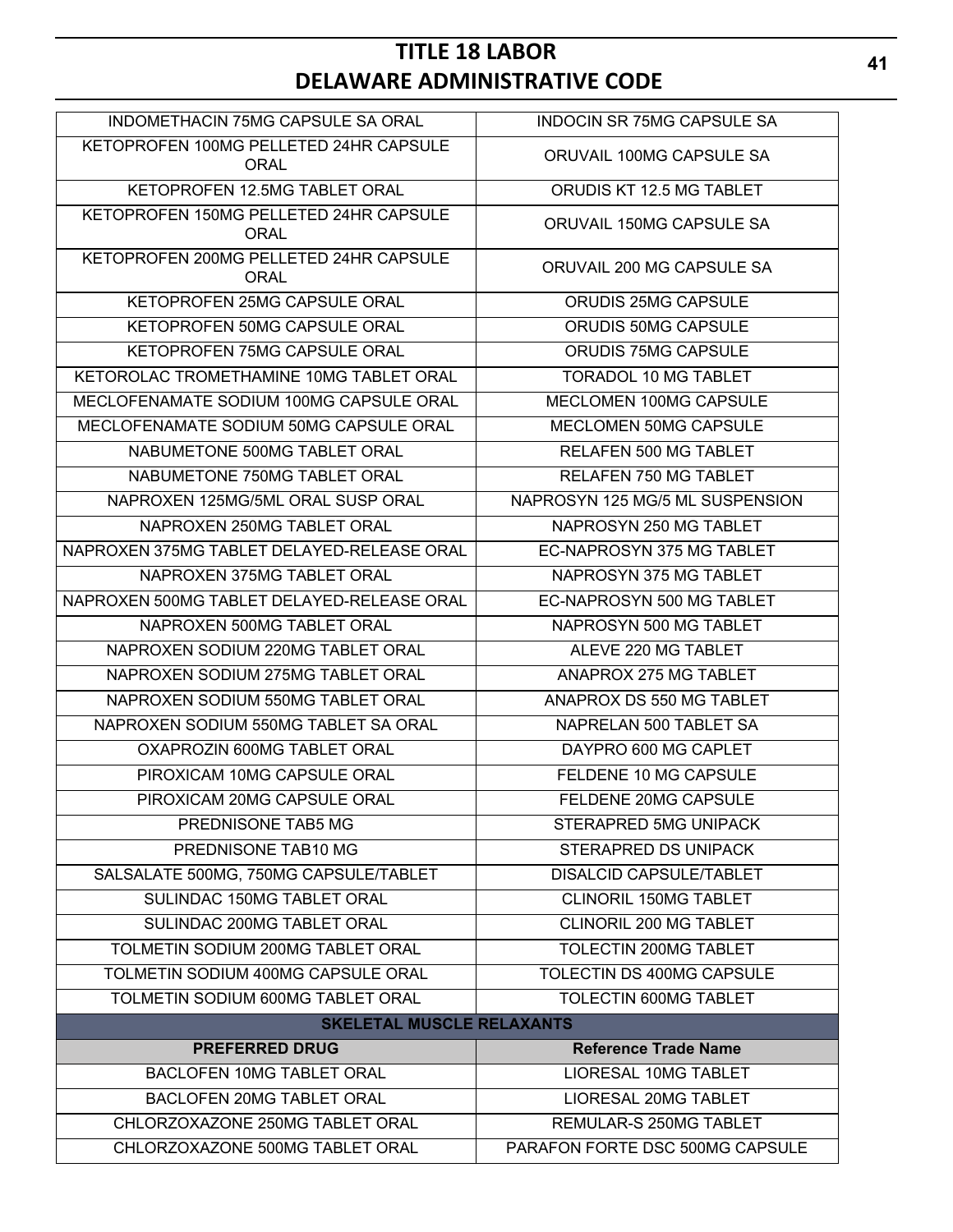| | |
|---|---|
| INDOMETHACIN 75MG CAPSULE SA ORAL | INDOCIN SR 75MG CAPSULE SA |
| KETOPROFEN 100MG PELLETED 24HR CAPSULE ORAL | ORUVAIL 100MG CAPSULE SA |
| KETOPROFEN 12.5MG TABLET ORAL | ORUDIS KT 12.5 MG TABLET |
| KETOPROFEN 150MG PELLETED 24HR CAPSULE ORAL | ORUVAIL 150MG CAPSULE SA |
| KETOPROFEN 200MG PELLETED 24HR CAPSULE ORAL | ORUVAIL 200 MG CAPSULE SA |
| KETOPROFEN 25MG CAPSULE ORAL | ORUDIS 25MG CAPSULE |
| KETOPROFEN 50MG CAPSULE ORAL | ORUDIS 50MG CAPSULE |
| KETOPROFEN 75MG CAPSULE ORAL | ORUDIS 75MG CAPSULE |
| KETOROLAC TROMETHAMINE 10MG TABLET ORAL | TORADOL 10 MG TABLET |
| MECLOFENAMATE SODIUM 100MG CAPSULE ORAL | MECLOMEN 100MG CAPSULE |
| MECLOFENAMATE SODIUM 50MG CAPSULE ORAL | MECLOMEN 50MG CAPSULE |
| NABUMETONE 500MG TABLET ORAL | RELAFEN 500 MG TABLET |
| NABUMETONE 750MG TABLET ORAL | RELAFEN 750 MG TABLET |
| NAPROXEN 125MG/5ML ORAL SUSP ORAL | NAPROSYN 125 MG/5 ML SUSPENSION |
| NAPROXEN 250MG TABLET ORAL | NAPROSYN 250 MG TABLET |
| NAPROXEN 375MG TABLET DELAYED-RELEASE ORAL | EC-NAPROSYN 375 MG TABLET |
| NAPROXEN 375MG TABLET ORAL | NAPROSYN 375 MG TABLET |
| NAPROXEN 500MG TABLET DELAYED-RELEASE ORAL | EC-NAPROSYN 500 MG TABLET |
| NAPROXEN 500MG TABLET ORAL | NAPROSYN 500 MG TABLET |
| NAPROXEN SODIUM 220MG TABLET ORAL | ALEVE 220 MG TABLET |
| NAPROXEN SODIUM 275MG TABLET ORAL | ANAPROX 275 MG TABLET |
| NAPROXEN SODIUM 550MG TABLET ORAL | ANAPROX DS 550 MG TABLET |
| NAPROXEN SODIUM 550MG TABLET SA ORAL | NAPRELAN 500 TABLET SA |
| OXAPROZIN 600MG TABLET ORAL | DAYPRO 600 MG CAPLET |
| PIROXICAM 10MG CAPSULE ORAL | FELDENE 10 MG CAPSULE |
| PIROXICAM 20MG CAPSULE ORAL | FELDENE 20MG CAPSULE |
| PREDNISONE TAB5 MG | STERAPRED 5MG UNIPACK |
| PREDNISONE TAB10 MG | STERAPRED DS UNIPACK |
| SALSALATE 500MG, 750MG CAPSULE/TABLET | DISALCID CAPSULE/TABLET |
| SULINDAC 150MG TABLET ORAL | CLINORIL 150MG TABLET |
| SULINDAC 200MG TABLET ORAL | CLINORIL 200 MG TABLET |
| TOLMETIN SODIUM 200MG TABLET ORAL | TOLECTIN 200MG TABLET |
| TOLMETIN SODIUM 400MG CAPSULE ORAL | TOLECTIN DS 400MG CAPSULE |
| TOLMETIN SODIUM 600MG TABLET ORAL | TOLECTIN 600MG TABLET |
| **SKELETAL MUSCLE RELAXANTS** | |
| **PREFERRED DRUG** | **Reference Trade Name** |
| BACLOFEN 10MG TABLET ORAL | LIORESAL 10MG TABLET |
| BACLOFEN 20MG TABLET ORAL | LIORESAL 20MG TABLET |
| CHLORZOXAZONE 250MG TABLET ORAL | REMULAR-S 250MG TABLET |
| CHLORZOXAZONE 500MG TABLET ORAL | PARAFON FORTE DSC 500MG CAPSULE |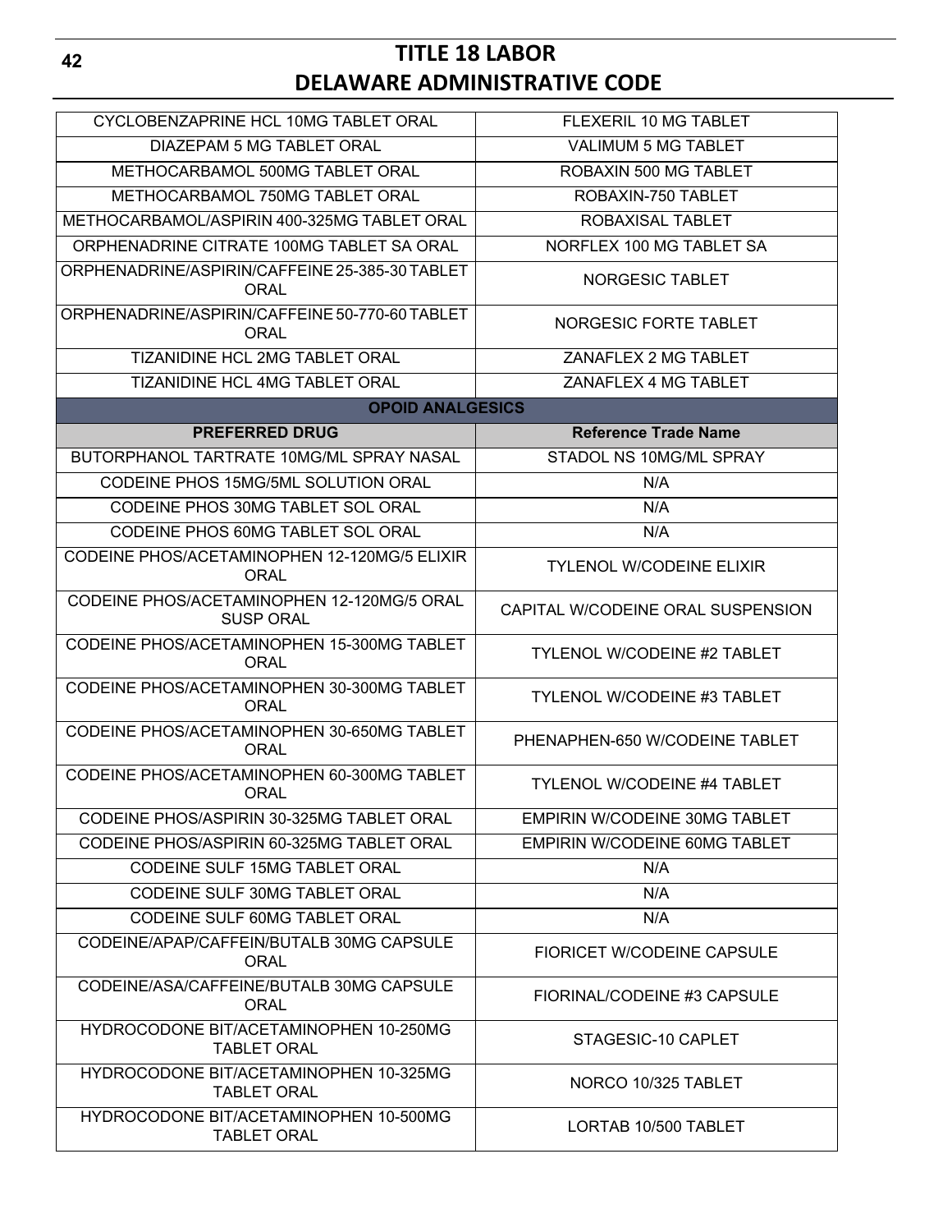| | |
|---|---|
| CYCLOBENZAPRINE HCL 10MG TABLET ORAL | FLEXERIL 10 MG TABLET |
| DIAZEPAM 5 MG TABLET ORAL | VALIMUM 5 MG TABLET |
| METHOCARBAMOL 500MG TABLET ORAL | ROBAXIN 500 MG TABLET |
| METHOCARBAMOL 750MG TABLET ORAL | ROBAXIN-750 TABLET |
| METHOCARBAMOL/ASPIRIN 400-325MG TABLET ORAL | ROBAXISAL TABLET |
| ORPHENADRINE CITRATE 100MG TABLET SA ORAL | NORFLEX 100 MG TABLET SA |
| ORPHENADRINE/ASPIRIN/CAFFEINE 25-385-30 TABLET ORAL | NORGESIC TABLET |
| ORPHENADRINE/ASPIRIN/CAFFEINE 50-770-60 TABLET ORAL | NORGESIC FORTE TABLET |
| TIZANIDINE HCL 2MG TABLET ORAL | ZANAFLEX 2 MG TABLET |
| TIZANIDINE HCL 4MG TABLET ORAL | ZANAFLEX 4 MG TABLET |
| **OPOID ANALGESICS** | |
| **PREFERRED DRUG** | **Reference Trade Name** |
| BUTORPHANOL TARTRATE 10MG/ML SPRAY NASAL | STADOL NS 10MG/ML SPRAY |
| CODEINE PHOS 15MG/5ML SOLUTION ORAL | N/A |
| CODEINE PHOS 30MG TABLET SOL ORAL | N/A |
| CODEINE PHOS 60MG TABLET SOL ORAL | N/A |
| CODEINE PHOS/ACETAMINOPHEN 12-120MG/5 ELIXIR ORAL | TYLENOL W/CODEINE ELIXIR |
| CODEINE PHOS/ACETAMINOPHEN 12-120MG/5 ORAL SUSP ORAL | CAPITAL W/CODEINE ORAL SUSPENSION |
| CODEINE PHOS/ACETAMINOPHEN 15-300MG TABLET ORAL | TYLENOL W/CODEINE #2 TABLET |
| CODEINE PHOS/ACETAMINOPHEN 30-300MG TABLET ORAL | TYLENOL W/CODEINE #3 TABLET |
| CODEINE PHOS/ACETAMINOPHEN 30-650MG TABLET ORAL | PHENAPHEN-650 W/CODEINE TABLET |
| CODEINE PHOS/ACETAMINOPHEN 60-300MG TABLET ORAL | TYLENOL W/CODEINE #4 TABLET |
| CODEINE PHOS/ASPIRIN 30-325MG TABLET ORAL | EMPIRIN W/CODEINE 30MG TABLET |
| CODEINE PHOS/ASPIRIN 60-325MG TABLET ORAL | EMPIRIN W/CODEINE 60MG TABLET |
| CODEINE SULF 15MG TABLET ORAL | N/A |
| CODEINE SULF 30MG TABLET ORAL | N/A |
| CODEINE SULF 60MG TABLET ORAL | N/A |
| CODEINE/APAP/CAFFEIN/BUTALB 30MG CAPSULE ORAL | FIORICET W/CODEINE CAPSULE |
| CODEINE/ASA/CAFFEINE/BUTALB 30MG CAPSULE ORAL | FIORINAL/CODEINE #3 CAPSULE |
| HYDROCODONE BIT/ACETAMINOPHEN 10-250MG TABLET ORAL | STAGESIC-10 CAPLET |
| HYDROCODONE BIT/ACETAMINOPHEN 10-325MG TABLET ORAL | NORCO 10/325 TABLET |
| HYDROCODONE BIT/ACETAMINOPHEN 10-500MG TABLET ORAL | LORTAB 10/500 TABLET |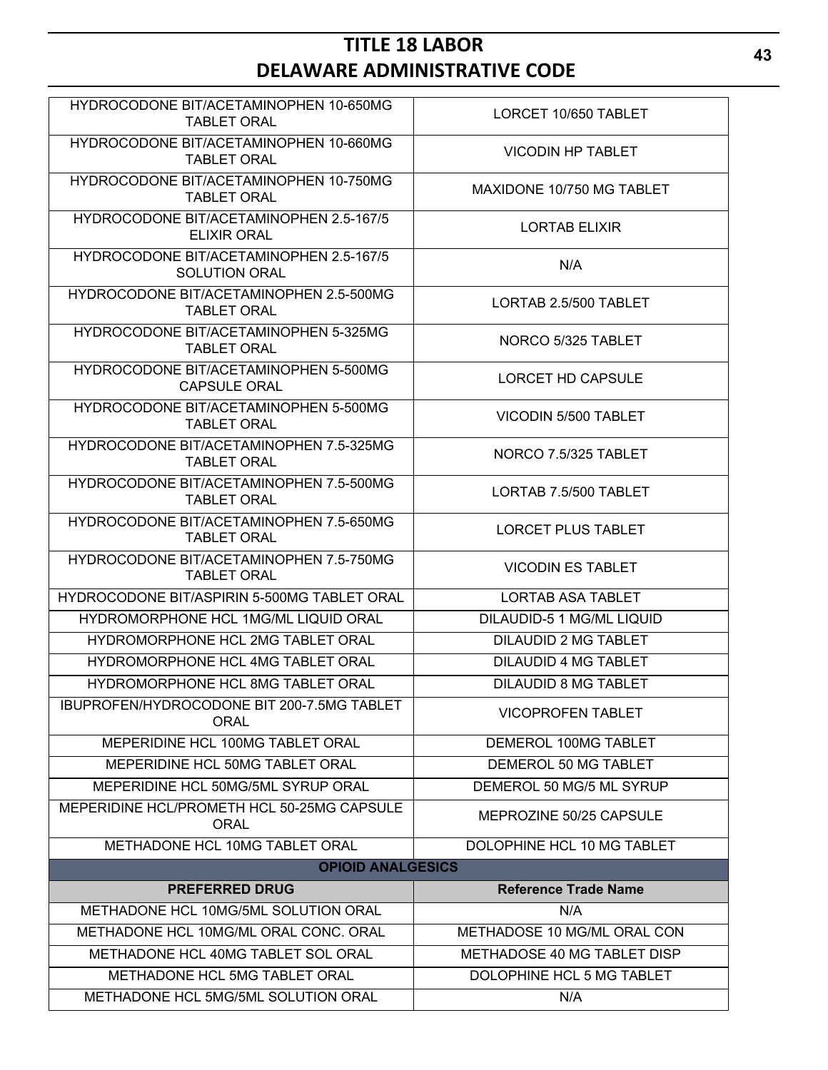| | |
|---|---|
| HYDROCODONE BIT/ACETAMINOPHEN 10-650MG TABLET ORAL | LORCET 10/650 TABLET |
| HYDROCODONE BIT/ACETAMINOPHEN 10-660MG TABLET ORAL | VICODIN HP TABLET |
| HYDROCODONE BIT/ACETAMINOPHEN 10-750MG TABLET ORAL | MAXIDONE 10/750 MG TABLET |
| HYDROCODONE BIT/ACETAMINOPHEN 2.5-167/5 ELIXIR ORAL | LORTAB ELIXIR |
| HYDROCODONE BIT/ACETAMINOPHEN 2.5-167/5 SOLUTION ORAL | N/A |
| HYDROCODONE BIT/ACETAMINOPHEN 2.5-500MG TABLET ORAL | LORTAB 2.5/500 TABLET |
| HYDROCODONE BIT/ACETAMINOPHEN 5-325MG TABLET ORAL | NORCO 5/325 TABLET |
| HYDROCODONE BIT/ACETAMINOPHEN 5-500MG CAPSULE ORAL | LORCET HD CAPSULE |
| HYDROCODONE BIT/ACETAMINOPHEN 5-500MG TABLET ORAL | VICODIN 5/500 TABLET |
| HYDROCODONE BIT/ACETAMINOPHEN 7.5-325MG TABLET ORAL | NORCO 7.5/325 TABLET |
| HYDROCODONE BIT/ACETAMINOPHEN 7.5-500MG TABLET ORAL | LORTAB 7.5/500 TABLET |
| HYDROCODONE BIT/ACETAMINOPHEN 7.5-650MG TABLET ORAL | LORCET PLUS TABLET |
| HYDROCODONE BIT/ACETAMINOPHEN 7.5-750MG TABLET ORAL | VICODIN ES TABLET |
| HYDROCODONE BIT/ASPIRIN 5-500MG TABLET ORAL | LORTAB ASA TABLET |
| HYDROMORPHONE HCL 1MG/ML LIQUID ORAL | DILAUDID-5 1 MG/ML LIQUID |
| HYDROMORPHONE HCL 2MG TABLET ORAL | DILAUDID 2 MG TABLET |
| HYDROMORPHONE HCL 4MG TABLET ORAL | DILAUDID 4 MG TABLET |
| HYDROMORPHONE HCL 8MG TABLET ORAL | DILAUDID 8 MG TABLET |
| IBUPROFEN/HYDROCODONE BIT 200-7.5MG TABLET ORAL | VICOPROFEN TABLET |
| MEPERIDINE HCL 100MG TABLET ORAL | DEMEROL 100MG TABLET |
| MEPERIDINE HCL 50MG TABLET ORAL | DEMEROL 50 MG TABLET |
| MEPERIDINE HCL 50MG/5ML SYRUP ORAL | DEMEROL 50 MG/5 ML SYRUP |
| MEPERIDINE HCL/PROMETH HCL 50-25MG CAPSULE ORAL | MEPROZINE 50/25 CAPSULE |
| METHADONE HCL 10MG TABLET ORAL | DOLOPHINE HCL 10 MG TABLET |

| OPIOID ANALGESICS | |
|---|---|
| **PREFERRED DRUG** | **Reference Trade Name** |
| METHADONE HCL 10MG/5ML SOLUTION ORAL | N/A |
| METHADONE HCL 10MG/ML ORAL CONC. ORAL | METHADOSE 10 MG/ML ORAL CON |
| METHADONE HCL 40MG TABLET SOL ORAL | METHADOSE 40 MG TABLET DISP |
| METHADONE HCL 5MG TABLET ORAL | DOLOPHINE HCL 5 MG TABLET |
| METHADONE HCL 5MG/5ML SOLUTION ORAL | N/A |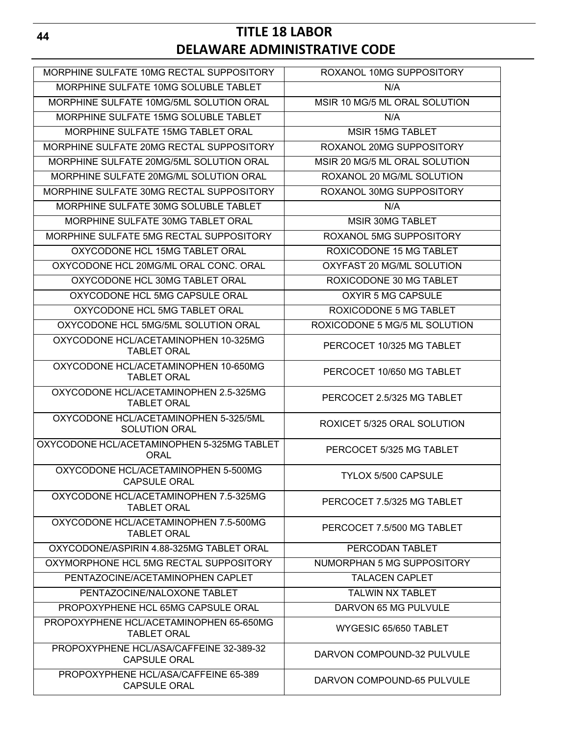| MORPHINE SULFATE 10MG RECTAL SUPPOSITORY | ROXANOL 10MG SUPPOSITORY |
|---|---|
| MORPHINE SULFATE 10MG SOLUBLE TABLET | N/A |
| MORPHINE SULFATE 10MG/5ML SOLUTION ORAL | MSIR 10 MG/5 ML ORAL SOLUTION |
| MORPHINE SULFATE 15MG SOLUBLE TABLET | N/A |
| MORPHINE SULFATE 15MG TABLET ORAL | MSIR 15MG TABLET |
| MORPHINE SULFATE 20MG RECTAL SUPPOSITORY | ROXANOL 20MG SUPPOSITORY |
| MORPHINE SULFATE 20MG/5ML SOLUTION ORAL | MSIR 20 MG/5 ML ORAL SOLUTION |
| MORPHINE SULFATE 20MG/ML SOLUTION ORAL | ROXANOL 20 MG/ML SOLUTION |
| MORPHINE SULFATE 30MG RECTAL SUPPOSITORY | ROXANOL 30MG SUPPOSITORY |
| MORPHINE SULFATE 30MG SOLUBLE TABLET | N/A |
| MORPHINE SULFATE 30MG TABLET ORAL | MSIR 30MG TABLET |
| MORPHINE SULFATE 5MG RECTAL SUPPOSITORY | ROXANOL 5MG SUPPOSITORY |
| OXYCODONE HCL 15MG TABLET ORAL | ROXICODONE 15 MG TABLET |
| OXYCODONE HCL 20MG/ML ORAL CONC. ORAL | OXYFAST 20 MG/ML SOLUTION |
| OXYCODONE HCL 30MG TABLET ORAL | ROXICODONE 30 MG TABLET |
| OXYCODONE HCL 5MG CAPSULE ORAL | OXYIR 5 MG CAPSULE |
| OXYCODONE HCL 5MG TABLET ORAL | ROXICODONE 5 MG TABLET |
| OXYCODONE HCL 5MG/5ML SOLUTION ORAL | ROXICODONE 5 MG/5 ML SOLUTION |
| OXYCODONE HCL/ACETAMINOPHEN 10-325MG TABLET ORAL | PERCOCET 10/325 MG TABLET |
| OXYCODONE HCL/ACETAMINOPHEN 10-650MG TABLET ORAL | PERCOCET 10/650 MG TABLET |
| OXYCODONE HCL/ACETAMINOPHEN 2.5-325MG TABLET ORAL | PERCOCET 2.5/325 MG TABLET |
| OXYCODONE HCL/ACETAMINOPHEN 5-325/5ML SOLUTION ORAL | ROXICET 5/325 ORAL SOLUTION |
| OXYCODONE HCL/ACETAMINOPHEN 5-325MG TABLET ORAL | PERCOCET 5/325 MG TABLET |
| OXYCODONE HCL/ACETAMINOPHEN 5-500MG CAPSULE ORAL | TYLOX 5/500 CAPSULE |
| OXYCODONE HCL/ACETAMINOPHEN 7.5-325MG TABLET ORAL | PERCOCET 7.5/325 MG TABLET |
| OXYCODONE HCL/ACETAMINOPHEN 7.5-500MG TABLET ORAL | PERCOCET 7.5/500 MG TABLET |
| OXYCODONE/ASPIRIN 4.88-325MG TABLET ORAL | PERCODAN TABLET |
| OXYMORPHONE HCL 5MG RECTAL SUPPOSITORY | NUMORPHAN 5 MG SUPPOSITORY |
| PENTAZOCINE/ACETAMINOPHEN CAPLET | TALACEN CAPLET |
| PENTAZOCINE/NALOXONE TABLET | TALWIN NX TABLET |
| PROPOXYPHENE HCL 65MG CAPSULE ORAL | DARVON 65 MG PULVULE |
| PROPOXYPHENE HCL/ACETAMINOPHEN 65-650MG TABLET ORAL | WYGESIC 65/650 TABLET |
| PROPOXYPHENE HCL/ASA/CAFFEINE 32-389-32 CAPSULE ORAL | DARVON COMPOUND-32 PULVULE |
| PROPOXYPHENE HCL/ASA/CAFFEINE 65-389 CAPSULE ORAL | DARVON COMPOUND-65 PULVULE |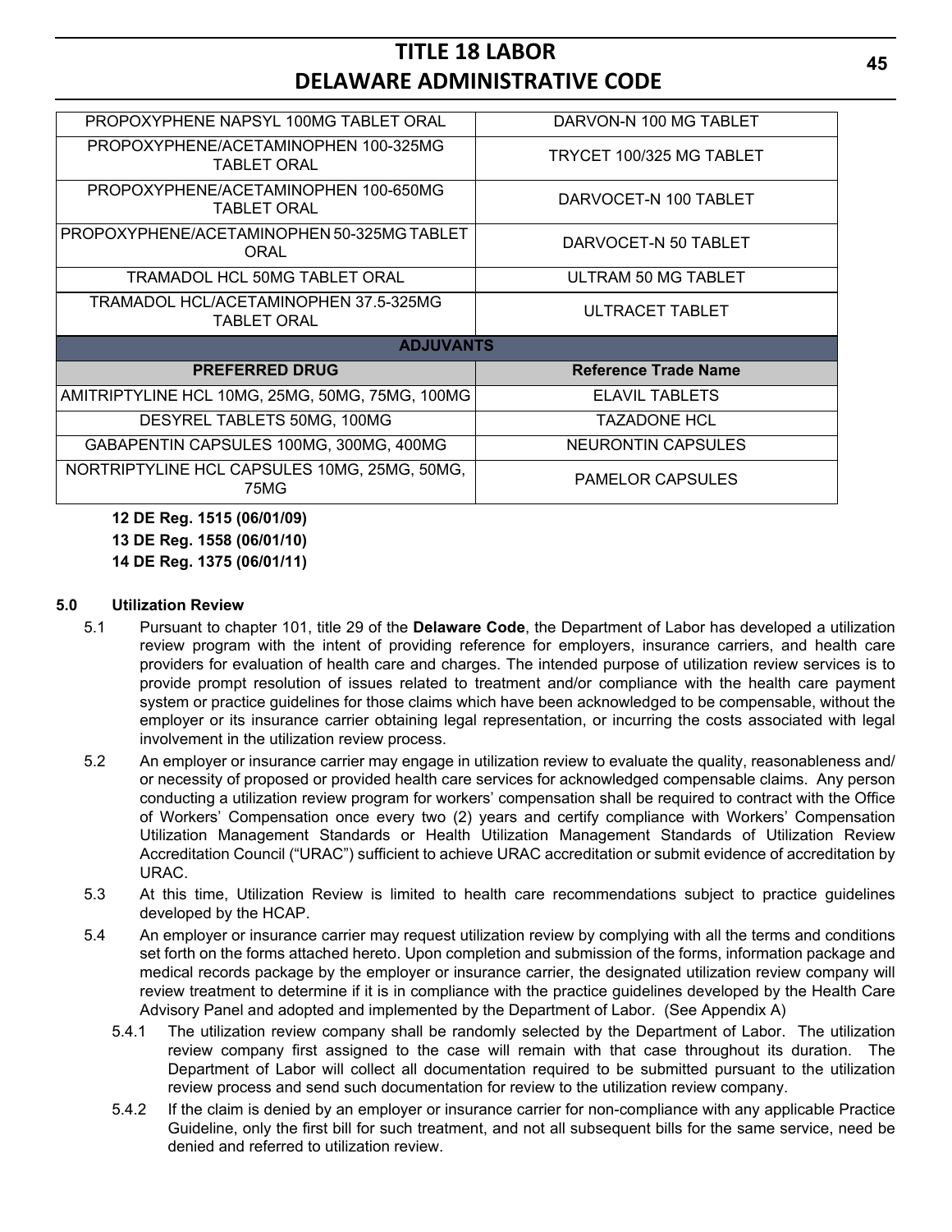| | |
|---|---|
| PROPOXYPHENE NAPSYL 100MG TABLET ORAL | DARVON-N 100 MG TABLET |
| PROPOXYPHENE/ACETAMINOPHEN 100-325MG TABLET ORAL | TRYCET 100/325 MG TABLET |
| PROPOXYPHENE/ACETAMINOPHEN 100-650MG TABLET ORAL | DARVOCET-N 100 TABLET |
| PROPOXYPHENE/ACETAMINOPHEN 50-325MG TABLET ORAL | DARVOCET-N 50 TABLET |
| TRAMADOL HCL 50MG TABLET ORAL | ULTRAM 50 MG TABLET |
| TRAMADOL HCL/ACETAMINOPHEN 37.5-325MG TABLET ORAL | ULTRACET TABLET |
| **ADJUVANTS** | |
| **PREFERRED DRUG** | **Reference Trade Name** |
| AMITRIPTYLINE HCL 10MG, 25MG, 50MG, 75MG, 100MG | ELAVIL TABLETS |
| DESYREL TABLETS 50MG, 100MG | TAZADONE HCL |
| GABAPENTIN CAPSULES 100MG, 300MG, 400MG | NEURONTIN CAPSULES |
| NORTRIPTYLINE HCL CAPSULES 10MG, 25MG, 50MG, 75MG | PAMELOR CAPSULES |

**12 DE Reg. 1515 (06/01/09)**
**13 DE Reg. 1558 (06/01/10)**
**14 DE Reg. 1375 (06/01/11)**

**5.0 Utilization Review**

5.1 Pursuant to chapter 101, title 29 of the **Delaware Code**, the Department of Labor has developed a utilization review program with the intent of providing reference for employers, insurance carriers, and health care providers for evaluation of health care and charges. The intended purpose of utilization review services is to provide prompt resolution of issues related to treatment and/or compliance with the health care payment system or practice guidelines for those claims which have been acknowledged to be compensable, without the employer or its insurance carrier obtaining legal representation, or incurring the costs associated with legal involvement in the utilization review process.

5.2 An employer or insurance carrier may engage in utilization review to evaluate the quality, reasonableness and/or necessity of proposed or provided health care services for acknowledged compensable claims. Any person conducting a utilization review program for workers' compensation shall be required to contract with the Office of Workers' Compensation once every two (2) years and certify compliance with Workers' Compensation Utilization Management Standards or Health Utilization Management Standards of Utilization Review Accreditation Council ("URAC") sufficient to achieve URAC accreditation or submit evidence of accreditation by URAC.

5.3 At this time, Utilization Review is limited to health care recommendations subject to practice guidelines developed by the HCAP.

5.4 An employer or insurance carrier may request utilization review by complying with all the terms and conditions set forth on the forms attached hereto. Upon completion and submission of the forms, information package and medical records package by the employer or insurance carrier, the designated utilization review company will review treatment to determine if it is in compliance with the practice guidelines developed by the Health Care Advisory Panel and adopted and implemented by the Department of Labor. (See Appendix A)

5.4.1 The utilization review company shall be randomly selected by the Department of Labor. The utilization review company first assigned to the case will remain with that case throughout its duration. The Department of Labor will collect all documentation required to be submitted pursuant to the utilization review process and send such documentation for review to the utilization review company.

5.4.2 If the claim is denied by an employer or insurance carrier for non-compliance with any applicable Practice Guideline, only the first bill for such treatment, and not all subsequent bills for the same service, need be denied and referred to utilization review.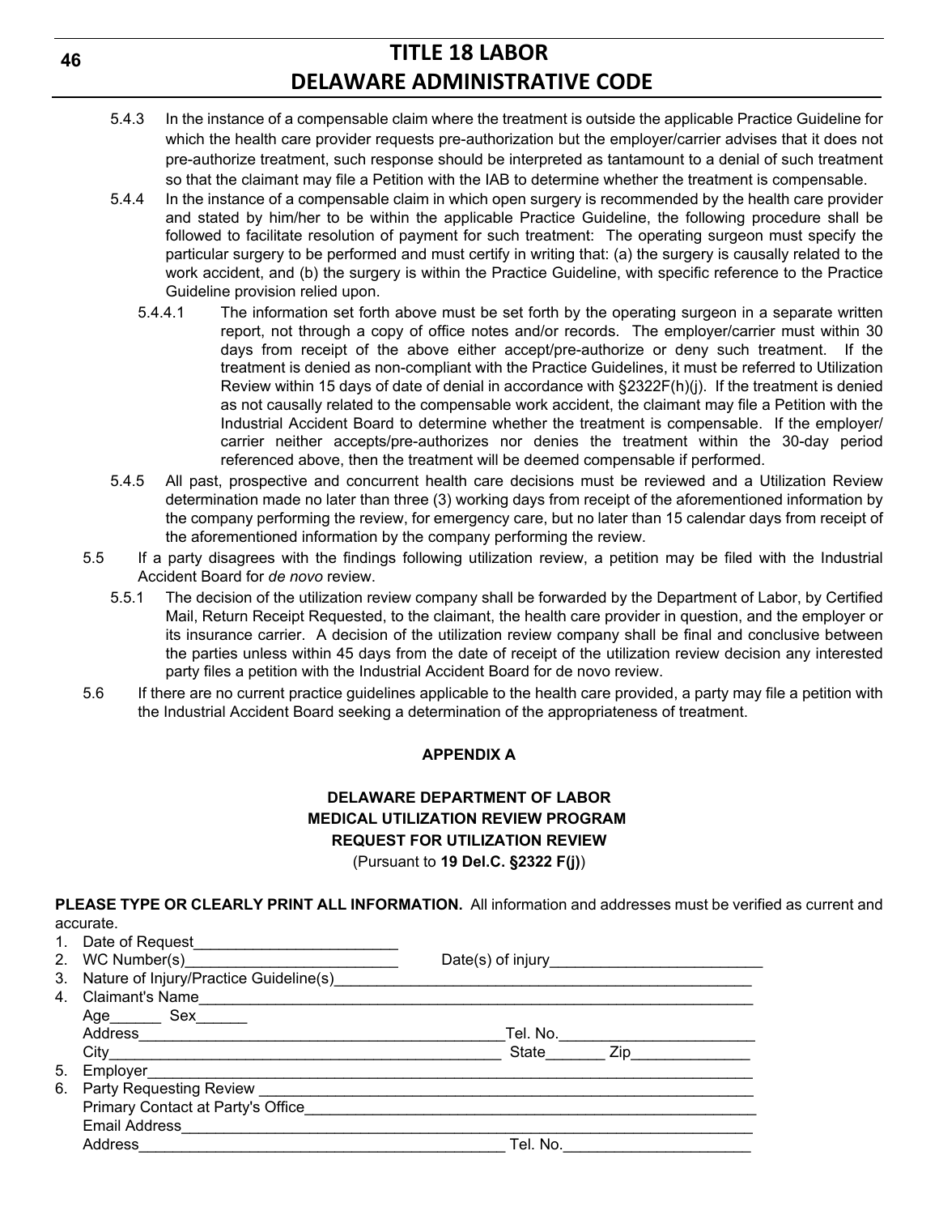5.4.3 In the instance of a compensable claim where the treatment is outside the applicable Practice Guideline for which the health care provider requests pre-authorization but the employer/carrier advises that it does not pre-authorize treatment, such response should be interpreted as tantamount to a denial of such treatment so that the claimant may file a Petition with the IAB to determine whether the treatment is compensable.

5.4.4 In the instance of a compensable claim in which open surgery is recommended by the health care provider and stated by him/her to be within the applicable Practice Guideline, the following procedure shall be followed to facilitate resolution of payment for such treatment: The operating surgeon must specify the particular surgery to be performed and must certify in writing that: (a) the surgery is causally related to the work accident, and (b) the surgery is within the Practice Guideline, with specific reference to the Practice Guideline provision relied upon.

5.4.4.1 The information set forth above must be set forth by the operating surgeon in a separate written report, not through a copy of office notes and/or records. The employer/carrier must within 30 days from receipt of the above either accept/pre-authorize or deny such treatment. If the treatment is denied as non-compliant with the Practice Guidelines, it must be referred to Utilization Review within 15 days of date of denial in accordance with §2322F(h)(j). If the treatment is denied as not causally related to the compensable work accident, the claimant may file a Petition with the Industrial Accident Board to determine whether the treatment is compensable. If the employer/ carrier neither accepts/pre-authorizes nor denies the treatment within the 30-day period referenced above, then the treatment will be deemed compensable if performed.

5.4.5 All past, prospective and concurrent health care decisions must be reviewed and a Utilization Review determination made no later than three (3) working days from receipt of the aforementioned information by the company performing the review, for emergency care, but no later than 15 calendar days from receipt of the aforementioned information by the company performing the review.

5.5 If a party disagrees with the findings following utilization review, a petition may be filed with the Industrial Accident Board for *de novo* review.

5.5.1 The decision of the utilization review company shall be forwarded by the Department of Labor, by Certified Mail, Return Receipt Requested, to the claimant, the health care provider in question, and the employer or its insurance carrier. A decision of the utilization review company shall be final and conclusive between the parties unless within 45 days from the date of receipt of the utilization review decision any interested party files a petition with the Industrial Accident Board for de novo review.

5.6 If there are no current practice guidelines applicable to the health care provided, a party may file a petition with the Industrial Accident Board seeking a determination of the appropriateness of treatment.

**APPENDIX A**

**DELAWARE DEPARTMENT OF LABOR**
**MEDICAL UTILIZATION REVIEW PROGRAM**
**REQUEST FOR UTILIZATION REVIEW**
(Pursuant to **19 Del.C. §2322 F(j)**)

**PLEASE TYPE OR CLEARLY PRINT ALL INFORMATION.** All information and addresses must be verified as current and accurate.

1. Date of Request________________________
2. WC Number(s)_________________________ Date(s) of injury_________________________
3. Nature of Injury/Practice Guideline(s)__________________________________________________
4. Claimant's Name__________________________________________________________________
   Age______ Sex______
   Address___________________________________________Tel. No.________________________
   City______________________________________________ State_______ Zip______________
5. Employer_________________________________________________________________________
6. Party Requesting Review ___________________________________________________________
   Primary Contact at Party's Office_____________________________________________________
   Email Address____________________________________________________________________
   Address___________________________________________ Tel. No.______________________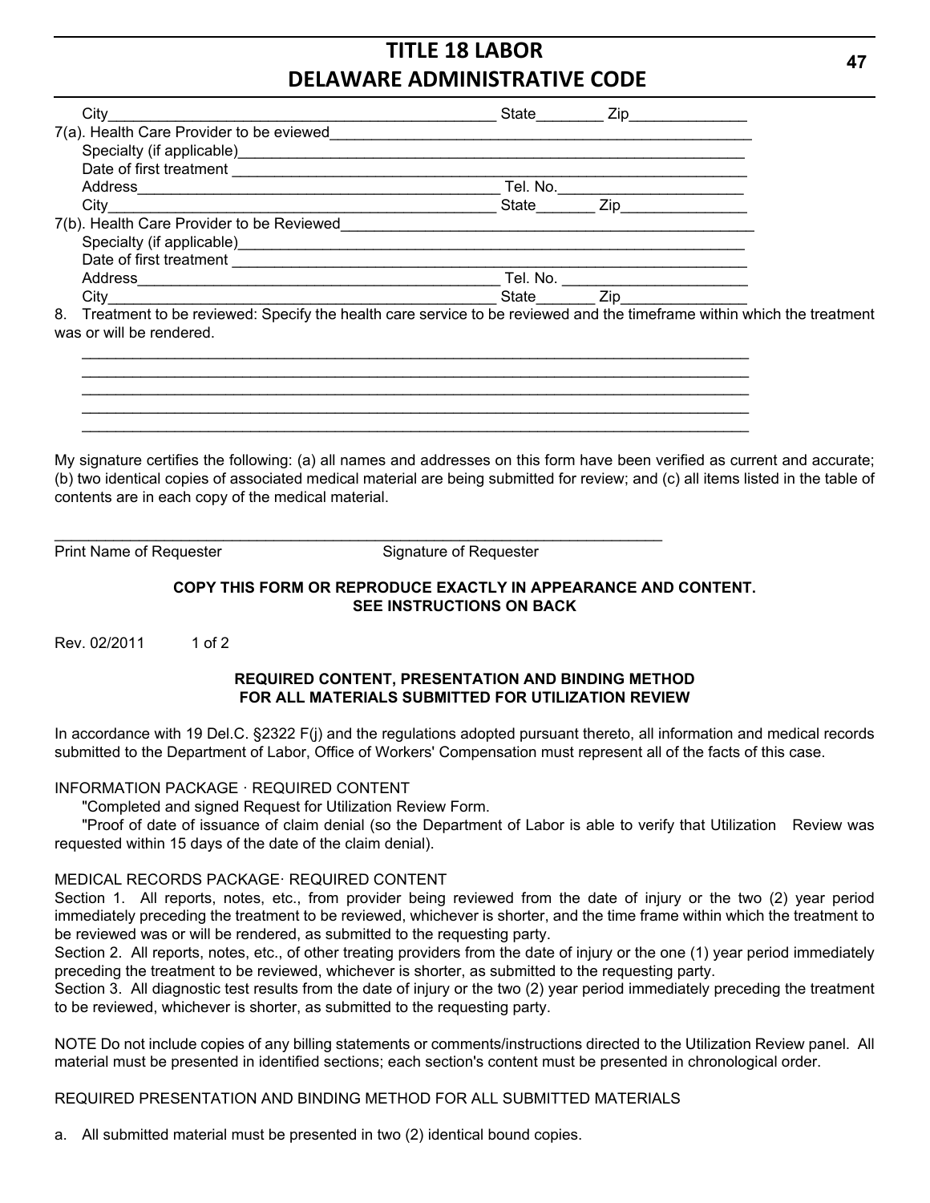City_______________________________________________ State________ Zip______________

7(a). Health Care Provider to be eviewed______________________________________________________

Specialty (if applicable)________________________________________________________

Date of first treatment _________________________________________________________

Address____________________________________________ Tel. No.______________________

City_______________________________________________ State_______ Zip_______________

7(b). Health Care Provider to be Reviewed______________________________________________________

Specialty (if applicable)________________________________________________________

Date of first treatment _________________________________________________________

Address____________________________________________ Tel. No. ______________________

City_______________________________________________ State_______ Zip_______________

8. Treatment to be reviewed: Specify the health care service to be reviewed and the timeframe within which the treatment was or will be rendered.

_________________________________________________________________________________

_________________________________________________________________________________

_________________________________________________________________________________

_________________________________________________________________________________

_________________________________________________________________________________

My signature certifies the following: (a) all names and addresses on this form have been verified as current and accurate; (b) two identical copies of associated medical material are being submitted for review; and (c) all items listed in the table of contents are in each copy of the medical material.

__________________________________________________________________________

Print Name of Requester Signature of Requester

**COPY THIS FORM OR REPRODUCE EXACTLY IN APPEARANCE AND CONTENT.**
**SEE INSTRUCTIONS ON BACK**

Rev. 02/2011 1 of 2

**REQUIRED CONTENT, PRESENTATION AND BINDING METHOD FOR ALL MATERIALS SUBMITTED FOR UTILIZATION REVIEW**

In accordance with 19 Del.C. §2322 F(j) and the regulations adopted pursuant thereto, all information and medical records submitted to the Department of Labor, Office of Workers' Compensation must represent all of the facts of this case.

INFORMATION PACKAGE · REQUIRED CONTENT

"Completed and signed Request for Utilization Review Form.

"Proof of date of issuance of claim denial (so the Department of Labor is able to verify that Utilization Review was requested within 15 days of the date of the claim denial).

MEDICAL RECORDS PACKAGE· REQUIRED CONTENT

Section 1. All reports, notes, etc., from provider being reviewed from the date of injury or the two (2) year period immediately preceding the treatment to be reviewed, whichever is shorter, and the time frame within which the treatment to be reviewed was or will be rendered, as submitted to the requesting party.

Section 2. All reports, notes, etc., of other treating providers from the date of injury or the one (1) year period immediately preceding the treatment to be reviewed, whichever is shorter, as submitted to the requesting party.

Section 3. All diagnostic test results from the date of injury or the two (2) year period immediately preceding the treatment to be reviewed, whichever is shorter, as submitted to the requesting party.

NOTE Do not include copies of any billing statements or comments/instructions directed to the Utilization Review panel. All material must be presented in identified sections; each section's content must be presented in chronological order.

REQUIRED PRESENTATION AND BINDING METHOD FOR ALL SUBMITTED MATERIALS

a. All submitted material must be presented in two (2) identical bound copies.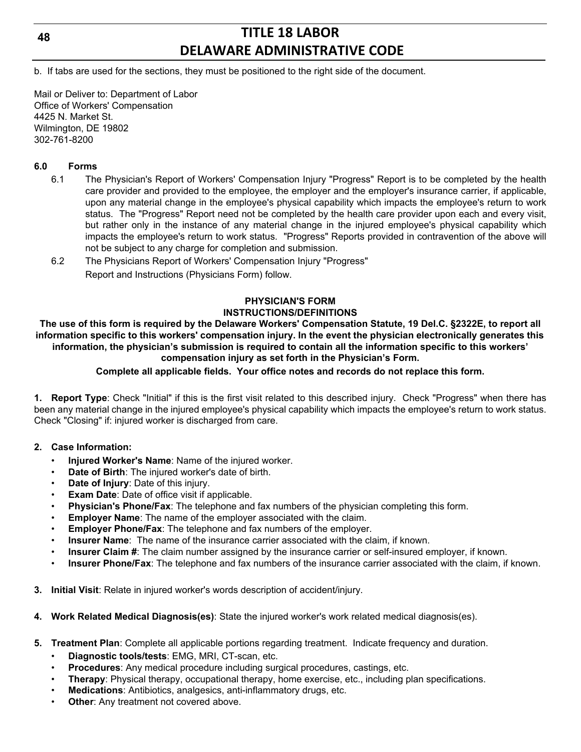b. If tabs are used for the sections, they must be positioned to the right side of the document.

Mail or Deliver to: Department of Labor
Office of Workers' Compensation
4425 N. Market St.
Wilmington, DE 19802
302-761-8200

**6.0 Forms**

6.1 The Physician's Report of Workers' Compensation Injury "Progress" Report is to be completed by the health care provider and provided to the employee, the employer and the employer's insurance carrier, if applicable, upon any material change in the employee's physical capability which impacts the employee's return to work status. The "Progress" Report need not be completed by the health care provider upon each and every visit, but rather only in the instance of any material change in the injured employee's physical capability which impacts the employee's return to work status. "Progress" Reports provided in contravention of the above will not be subject to any charge for completion and submission.

6.2 The Physicians Report of Workers' Compensation Injury "Progress" Report and Instructions (Physicians Form) follow.

**PHYSICIAN'S FORM**
**INSTRUCTIONS/DEFINITIONS**

**The use of this form is required by the Delaware Workers' Compensation Statute, 19 Del.C. §2322E, to report all information specific to this workers' compensation injury. In the event the physician electronically generates this information, the physician's submission is required to contain all the information specific to this workers' compensation injury as set forth in the Physician's Form.**

**Complete all applicable fields. Your office notes and records do not replace this form.**

**1. Report Type**: Check "Initial" if this is the first visit related to this described injury. Check "Progress" when there has been any material change in the injured employee's physical capability which impacts the employee's return to work status. Check "Closing" if: injured worker is discharged from care.

**2. Case Information:**

- **Injured Worker's Name**: Name of the injured worker.
- **Date of Birth**: The injured worker's date of birth.
- **Date of Injury**: Date of this injury.
- **Exam Date**: Date of office visit if applicable.
- **Physician's Phone/Fax**: The telephone and fax numbers of the physician completing this form.
- **Employer Name**: The name of the employer associated with the claim.
- **Employer Phone/Fax**: The telephone and fax numbers of the employer.
- **Insurer Name**: The name of the insurance carrier associated with the claim, if known.
- **Insurer Claim #**: The claim number assigned by the insurance carrier or self-insured employer, if known.
- **Insurer Phone/Fax**: The telephone and fax numbers of the insurance carrier associated with the claim, if known.

**3. Initial Visit**: Relate in injured worker's words description of accident/injury.

**4. Work Related Medical Diagnosis(es)**: State the injured worker's work related medical diagnosis(es).

**5. Treatment Plan**: Complete all applicable portions regarding treatment. Indicate frequency and duration.

- **Diagnostic tools/tests**: EMG, MRI, CT-scan, etc.
- **Procedures**: Any medical procedure including surgical procedures, castings, etc.
- **Therapy**: Physical therapy, occupational therapy, home exercise, etc., including plan specifications.
- **Medications**: Antibiotics, analgesics, anti-inflammatory drugs, etc.
- **Other**: Any treatment not covered above.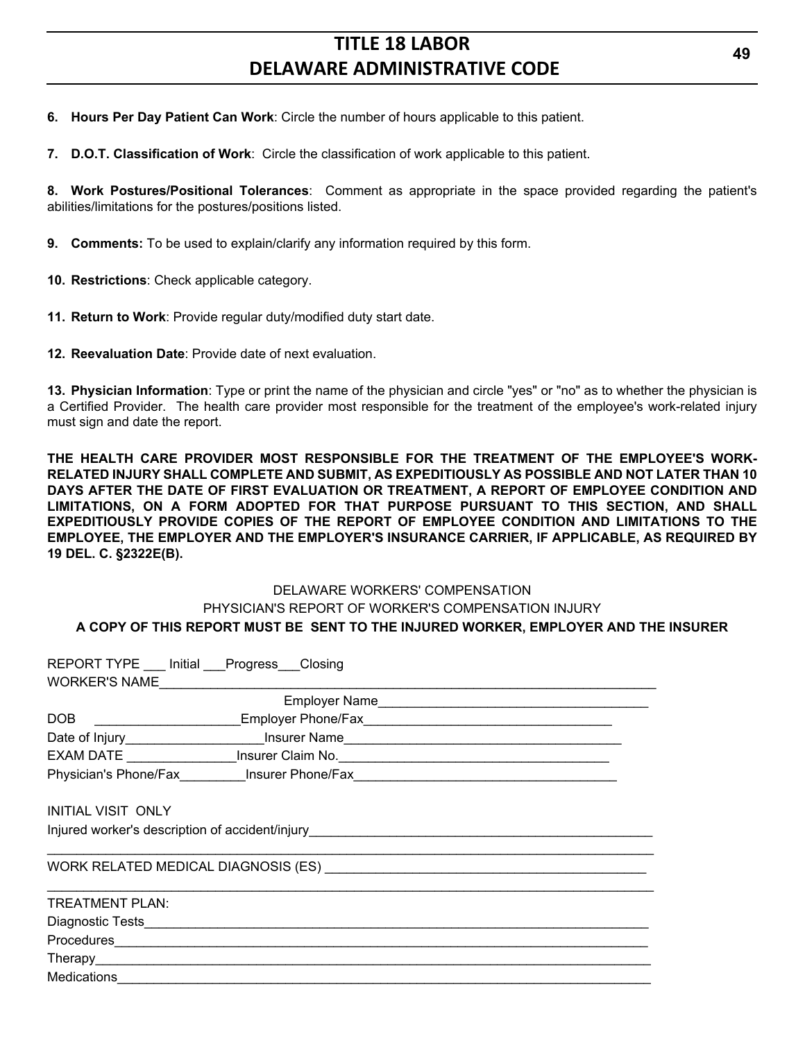**6. Hours Per Day Patient Can Work**: Circle the number of hours applicable to this patient.

**7. D.O.T. Classification of Work**: Circle the classification of work applicable to this patient.

**8. Work Postures/Positional Tolerances**: Comment as appropriate in the space provided regarding the patient's abilities/limitations for the postures/positions listed.

**9. Comments:** To be used to explain/clarify any information required by this form.

**10. Restrictions**: Check applicable category.

**11. Return to Work**: Provide regular duty/modified duty start date.

**12. Reevaluation Date**: Provide date of next evaluation.

**13. Physician Information**: Type or print the name of the physician and circle "yes" or "no" as to whether the physician is a Certified Provider. The health care provider most responsible for the treatment of the employee's work-related injury must sign and date the report.

**THE HEALTH CARE PROVIDER MOST RESPONSIBLE FOR THE TREATMENT OF THE EMPLOYEE'S WORK-RELATED INJURY SHALL COMPLETE AND SUBMIT, AS EXPEDITIOUSLY AS POSSIBLE AND NOT LATER THAN 10 DAYS AFTER THE DATE OF FIRST EVALUATION OR TREATMENT, A REPORT OF EMPLOYEE CONDITION AND LIMITATIONS, ON A FORM ADOPTED FOR THAT PURPOSE PURSUANT TO THIS SECTION, AND SHALL EXPEDITIOUSLY PROVIDE COPIES OF THE REPORT OF EMPLOYEE CONDITION AND LIMITATIONS TO THE EMPLOYEE, THE EMPLOYER AND THE EMPLOYER'S INSURANCE CARRIER, IF APPLICABLE, AS REQUIRED BY 19 DEL. C. §2322E(B).**

DELAWARE WORKERS' COMPENSATION

PHYSICIAN'S REPORT OF WORKER'S COMPENSATION INJURY

**A COPY OF THIS REPORT MUST BE SENT TO THE INJURED WORKER, EMPLOYER AND THE INSURER**

REPORT TYPE ___ Initial ___Progress___Closing

WORKER'S NAME______________________________________________________________________

Employer Name___________________________________

DOB ____________________Employer Phone/Fax__________________________________

Date of Injury___________________Insurer Name______________________________________

EXAM DATE _______________Insurer Claim No.____________________________________

Physician's Phone/Fax_________Insurer Phone/Fax___________________________________

INITIAL VISIT ONLY

Injured worker's description of accident/injury_______________________________________________

_____________________________________________________________________________________

WORK RELATED MEDICAL DIAGNOSIS (ES) ___________________________________________

_____________________________________________________________________________________

TREATMENT PLAN:

Diagnostic Tests______________________________________________________________________

Procedures__________________________________________________________________________

Therapy_____________________________________________________________________________

Medications__________________________________________________________________________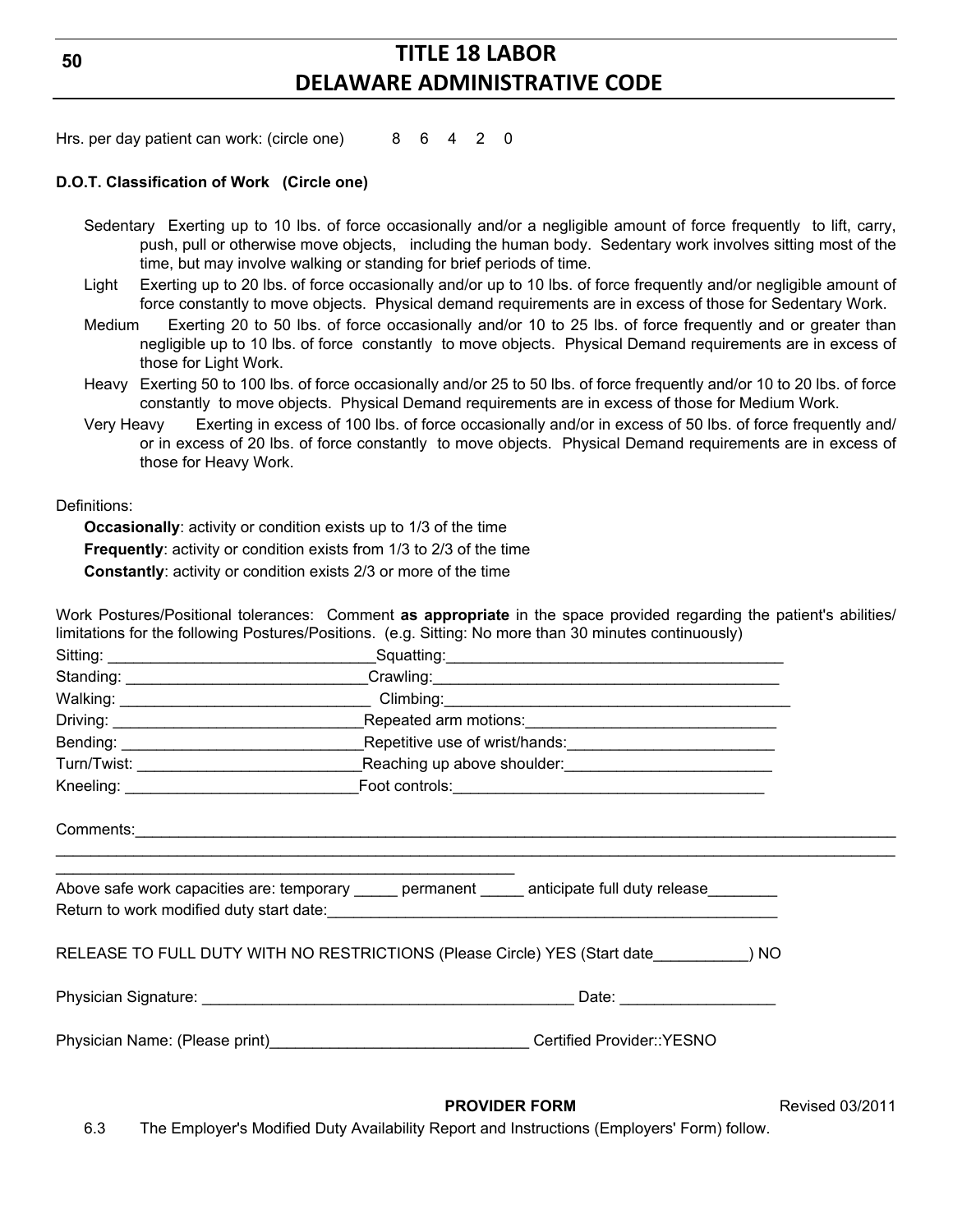Hrs. per day patient can work: (circle one) 8 6 4 2 0

**D.O.T. Classification of Work (Circle one)**

Sedentary Exerting up to 10 lbs. of force occasionally and/or a negligible amount of force frequently to lift, carry, push, pull or otherwise move objects, including the human body. Sedentary work involves sitting most of the time, but may involve walking or standing for brief periods of time.

Light Exerting up to 20 lbs. of force occasionally and/or up to 10 lbs. of force frequently and/or negligible amount of force constantly to move objects. Physical demand requirements are in excess of those for Sedentary Work.

Medium Exerting 20 to 50 lbs. of force occasionally and/or 10 to 25 lbs. of force frequently and or greater than negligible up to 10 lbs. of force constantly to move objects. Physical Demand requirements are in excess of those for Light Work.

Heavy Exerting 50 to 100 lbs. of force occasionally and/or 25 to 50 lbs. of force frequently and/or 10 to 20 lbs. of force constantly to move objects. Physical Demand requirements are in excess of those for Medium Work.

Very Heavy Exerting in excess of 100 lbs. of force occasionally and/or in excess of 50 lbs. of force frequently and/or in excess of 20 lbs. of force constantly to move objects. Physical Demand requirements are in excess of those for Heavy Work.

Definitions:

**Occasionally**: activity or condition exists up to 1/3 of the time

**Frequently**: activity or condition exists from 1/3 to 2/3 of the time

**Constantly**: activity or condition exists 2/3 or more of the time

Work Postures/Positional tolerances: Comment **as appropriate** in the space provided regarding the patient's abilities/limitations for the following Postures/Positions. (e.g. Sitting: No more than 30 minutes continuously)

Sitting: ______________________________ Squatting: ________________________________________

Standing: ____________________________ Crawling: _________________________________________

Walking: _____________________________ Climbing: _________________________________________

Driving: _____________________________ Repeated arm motions: _____________________________

Bending: _____________________________ Repetitive use of wrist/hands: ________________________

Turn/Twist: __________________________ Reaching up above shoulder: ________________________

Kneeling: ____________________________ Foot controls: ____________________________________

Comments: ______________________________________________________________________________________

______________________________________________________________________________________________

______________________________________________________

Above safe work capacities are: temporary _____ permanent _____ anticipate full duty release________

Return to work modified duty start date: ______________________________________________________

RELEASE TO FULL DUTY WITH NO RESTRICTIONS (Please Circle) YES (Start date___________) NO

Physician Signature: ____________________________________________ Date: _________________

Physician Name: (Please print)______________________________ Certified Provider::YESNO

**PROVIDER FORM** Revised 03/2011

6.3 The Employer's Modified Duty Availability Report and Instructions (Employers' Form) follow.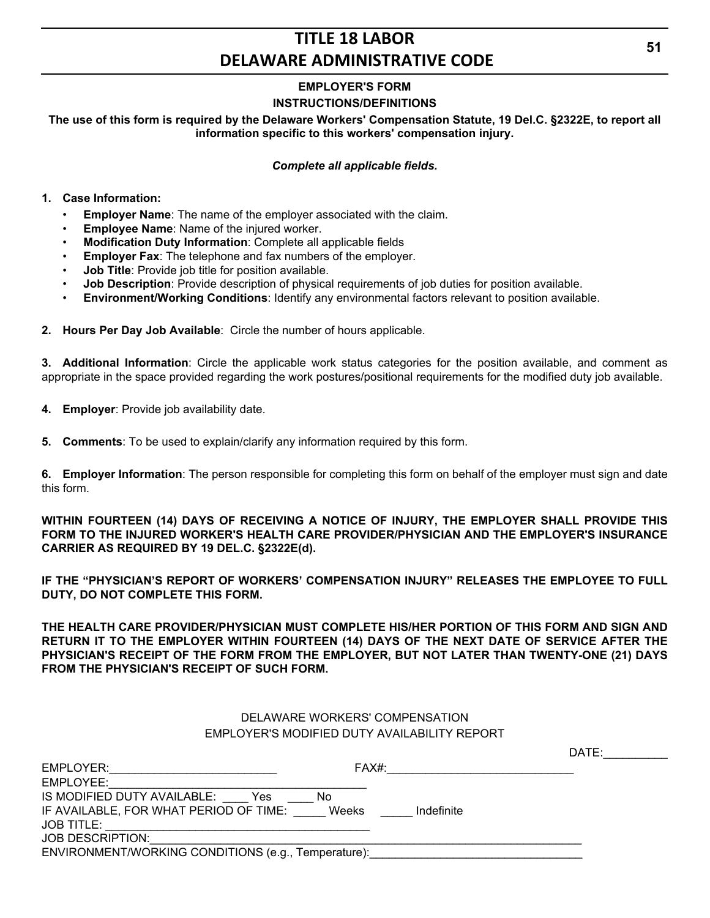**EMPLOYER'S FORM**

**INSTRUCTIONS/DEFINITIONS**

**The use of this form is required by the Delaware Workers' Compensation Statute, 19 Del.C. §2322E, to report all information specific to this workers' compensation injury.**

***Complete all applicable fields.***

1. **Case Information:**
   - **Employer Name**: The name of the employer associated with the claim.
   - **Employee Name**: Name of the injured worker.
   - **Modification Duty Information**: Complete all applicable fields
   - **Employer Fax**: The telephone and fax numbers of the employer.
   - **Job Title**: Provide job title for position available.
   - **Job Description**: Provide description of physical requirements of job duties for position available.
   - **Environment/Working Conditions**: Identify any environmental factors relevant to position available.

2. **Hours Per Day Job Available**: Circle the number of hours applicable.

3. **Additional Information**: Circle the applicable work status categories for the position available, and comment as appropriate in the space provided regarding the work postures/positional requirements for the modified duty job available.

4. **Employer**: Provide job availability date.

5. **Comments**: To be used to explain/clarify any information required by this form.

6. **Employer Information**: The person responsible for completing this form on behalf of the employer must sign and date this form.

**WITHIN FOURTEEN (14) DAYS OF RECEIVING A NOTICE OF INJURY, THE EMPLOYER SHALL PROVIDE THIS FORM TO THE INJURED WORKER'S HEALTH CARE PROVIDER/PHYSICIAN AND THE EMPLOYER'S INSURANCE CARRIER AS REQUIRED BY 19 DEL.C. §2322E(d).**

**IF THE "PHYSICIAN'S REPORT OF WORKERS' COMPENSATION INJURY" RELEASES THE EMPLOYEE TO FULL DUTY, DO NOT COMPLETE THIS FORM.**

**THE HEALTH CARE PROVIDER/PHYSICIAN MUST COMPLETE HIS/HER PORTION OF THIS FORM AND SIGN AND RETURN IT TO THE EMPLOYER WITHIN FOURTEEN (14) DAYS OF THE NEXT DATE OF SERVICE AFTER THE PHYSICIAN'S RECEIPT OF THE FORM FROM THE EMPLOYER, BUT NOT LATER THAN TWENTY-ONE (21) DAYS FROM THE PHYSICIAN'S RECEIPT OF SUCH FORM.**

DELAWARE WORKERS' COMPENSATION
EMPLOYER'S MODIFIED DUTY AVAILABILITY REPORT

DATE:__________

EMPLOYER:__________________________ FAX#:_____________________________

EMPLOYEE:_________________________________________

IS MODIFIED DUTY AVAILABLE: ____ Yes ____ No

IF AVAILABLE, FOR WHAT PERIOD OF TIME: _____ Weeks _____ Indefinite

JOB TITLE: _________________________________________

JOB DESCRIPTION:___________________________________________________________________

ENVIRONMENT/WORKING CONDITIONS (e.g., Temperature):_________________________________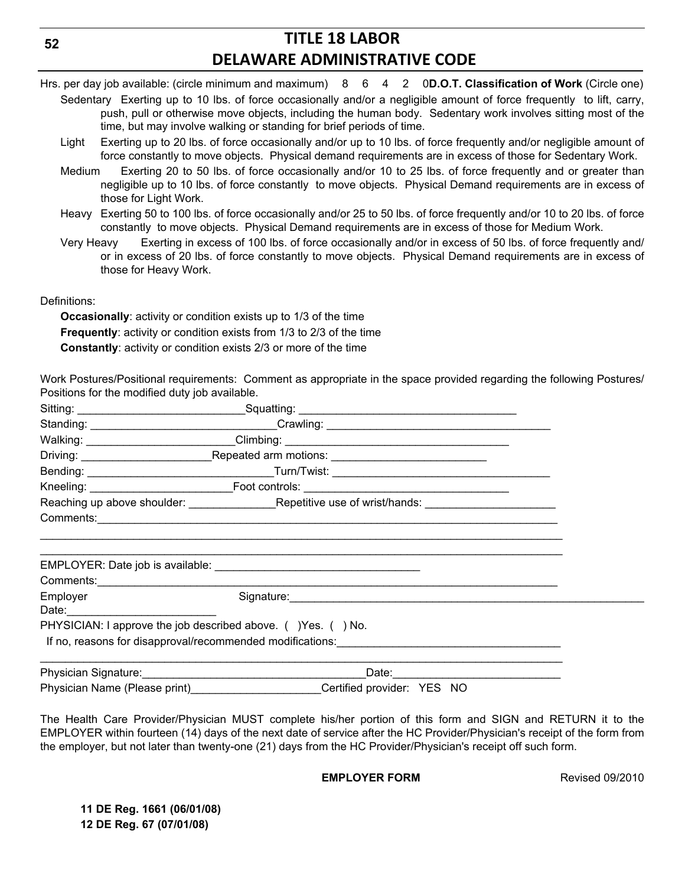Hrs. per day job available: (circle minimum and maximum)    8    6    4    2    0 **D.O.T. Classification of Work** (Circle one)

Sedentary  Exerting up to 10 lbs. of force occasionally and/or a negligible amount of force frequently to lift, carry, push, pull or otherwise move objects, including the human body. Sedentary work involves sitting most of the time, but may involve walking or standing for brief periods of time.

Light  Exerting up to 20 lbs. of force occasionally and/or up to 10 lbs. of force frequently and/or negligible amount of force constantly to move objects. Physical demand requirements are in excess of those for Sedentary Work.

Medium  Exerting 20 to 50 lbs. of force occasionally and/or 10 to 25 lbs. of force frequently and or greater than negligible up to 10 lbs. of force constantly to move objects. Physical Demand requirements are in excess of those for Light Work.

Heavy  Exerting 50 to 100 lbs. of force occasionally and/or 25 to 50 lbs. of force frequently and/or 10 to 20 lbs. of force constantly to move objects. Physical Demand requirements are in excess of those for Medium Work.

Very Heavy  Exerting in excess of 100 lbs. of force occasionally and/or in excess of 50 lbs. of force frequently and/or in excess of 20 lbs. of force constantly to move objects. Physical Demand requirements are in excess of those for Heavy Work.

Definitions:

**Occasionally**: activity or condition exists up to 1/3 of the time

**Frequently**: activity or condition exists from 1/3 to 2/3 of the time

**Constantly**: activity or condition exists 2/3 or more of the time

Work Postures/Positional requirements: Comment as appropriate in the space provided regarding the following Postures/Positions for the modified duty job available.

Sitting: ___________________________Squatting: ___________________________________

Standing: _____________________________Crawling: ____________________________________

Walking: ________________________Climbing: ____________________________________

Driving: _____________________Repeated arm motions: ________________________

Bending: ______________________________Turn/Twist: ___________________________________

Kneeling: ______________________Foot controls: _________________________________

Reaching up above shoulder: ______________Repetitive use of wrist/hands: _____________________

Comments:_____________________________________________________________________________

______________________________________________________________________________________

______________________________________________________________________________________

EMPLOYER: Date job is available: __________________________________

Comments:_____________________________________________________________________________

Employer Signature:___________________________________________________________ Date:________________________

PHYSICIAN: I approve the job described above. ( )Yes. ( ) No.

If no, reasons for disapproval/recommended modifications:____________________________________

______________________________________________________________________________________

Physician Signature:___________________________________Date:__________________________

Physician Name (Please print)_____________________Certified provider: YES NO

The Health Care Provider/Physician MUST complete his/her portion of this form and SIGN and RETURN it to the EMPLOYER within fourteen (14) days of the next date of service after the HC Provider/Physician's receipt of the form from the employer, but not later than twenty-one (21) days from the HC Provider/Physician's receipt off such form.

**EMPLOYER FORM** Revised 09/2010

**11 DE Reg. 1661 (06/01/08)**

**12 DE Reg. 67 (07/01/08)**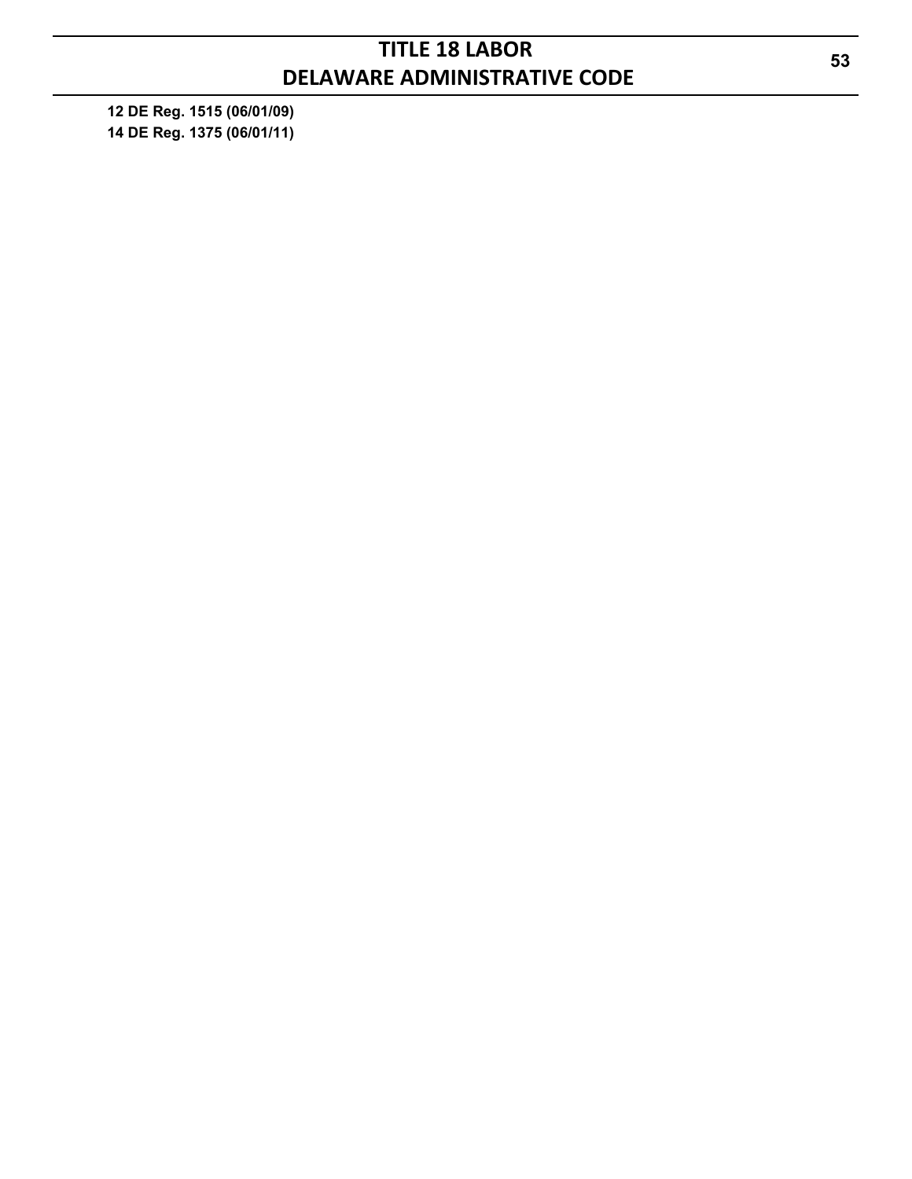**12 DE Reg. 1515 (06/01/09)**

**14 DE Reg. 1375 (06/01/11)**